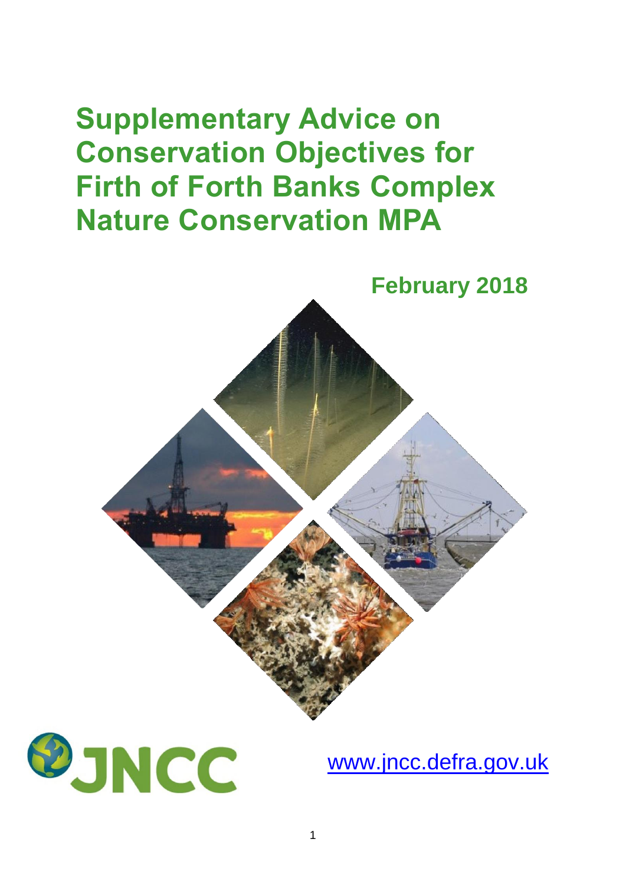# Supplementary Advice on Conservation Objectives for Firth of Forth Banks Complex Nature Conservation MPA

**February 2018**

JNCC

www.jncc.defra.gov.uk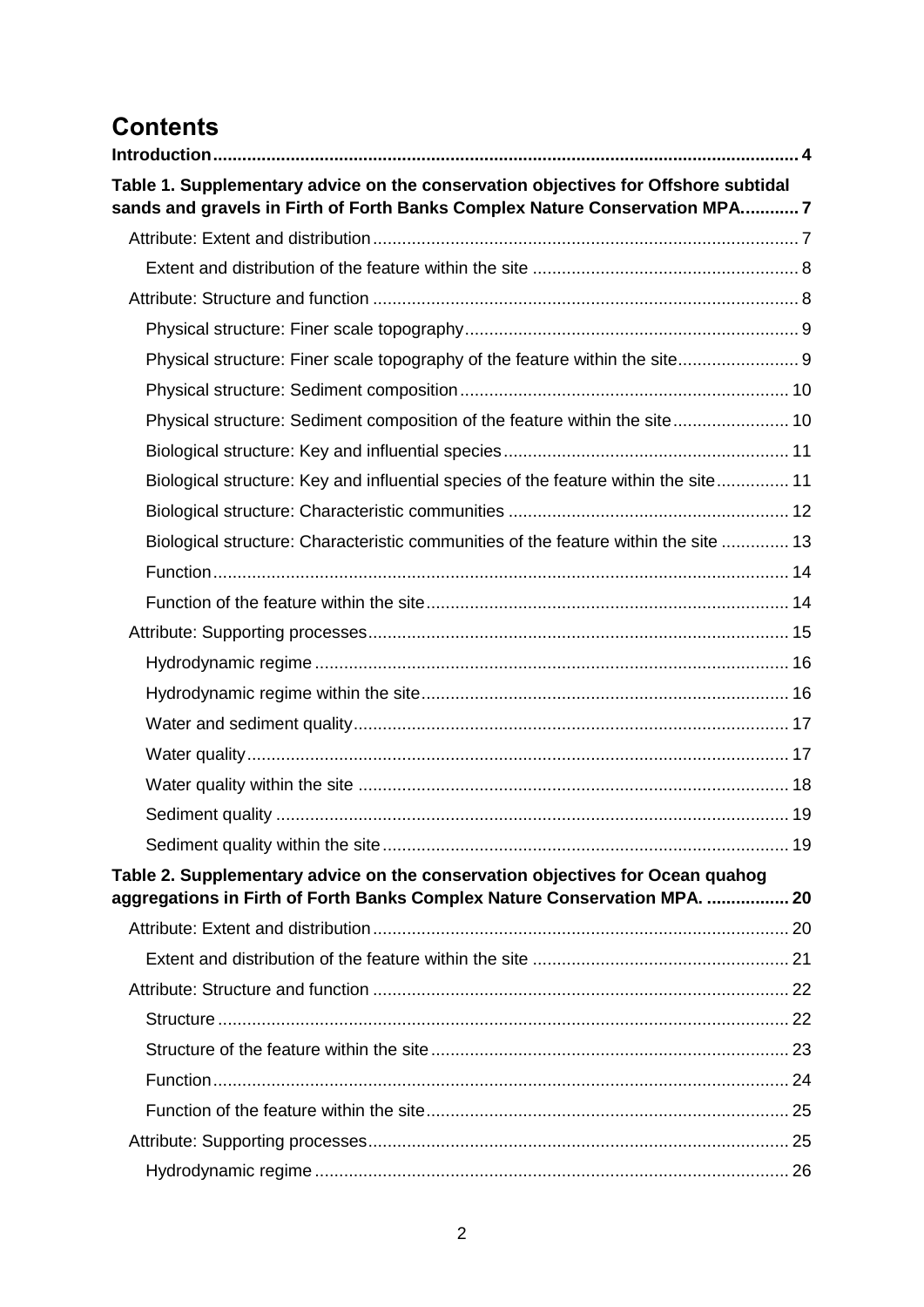# Contents

**Introduction** ..... 4

**Table 1. Supplementary advice on the conservation objectives for Offshore subtidal sands and gravels in Firth of Forth Banks Complex Nature Conservation MPA** ..... 7

- Attribute: Extent and distribution ..... 7
  - Extent and distribution of the feature within the site ..... 8
- Attribute: Structure and function ..... 8
  - Physical structure: Finer scale topography ..... 9
  - Physical structure: Finer scale topography of the feature within the site ..... 9
  - Physical structure: Sediment composition ..... 10
  - Physical structure: Sediment composition of the feature within the site ..... 10
  - Biological structure: Key and influential species ..... 11
  - Biological structure: Key and influential species of the feature within the site ..... 11
  - Biological structure: Characteristic communities ..... 12
  - Biological structure: Characteristic communities of the feature within the site ..... 13
  - Function ..... 14
  - Function of the feature within the site ..... 14
- Attribute: Supporting processes ..... 15
  - Hydrodynamic regime ..... 16
  - Hydrodynamic regime within the site ..... 16
  - Water and sediment quality ..... 17
  - Water quality ..... 17
  - Water quality within the site ..... 18
  - Sediment quality ..... 19
  - Sediment quality within the site ..... 19

**Table 2. Supplementary advice on the conservation objectives for Ocean quahog aggregations in Firth of Forth Banks Complex Nature Conservation MPA.** ..... 20

- Attribute: Extent and distribution ..... 20
  - Extent and distribution of the feature within the site ..... 21
- Attribute: Structure and function ..... 22
  - Structure ..... 22
  - Structure of the feature within the site ..... 23
  - Function ..... 24
  - Function of the feature within the site ..... 25
- Attribute: Supporting processes ..... 25
  - Hydrodynamic regime ..... 26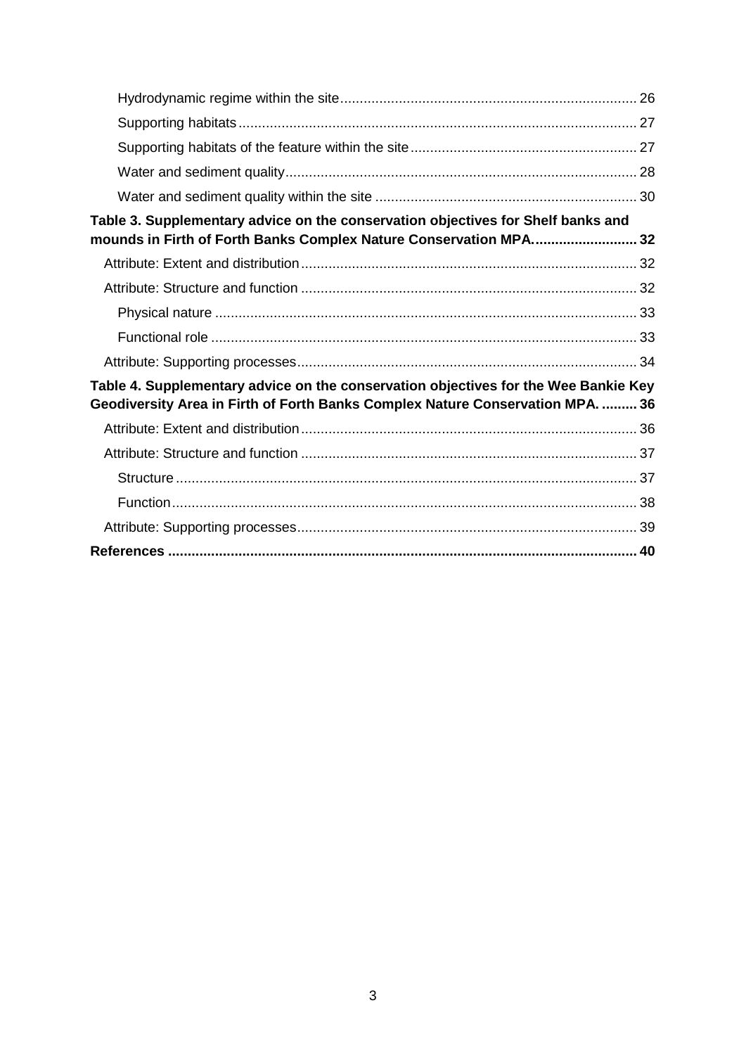Hydrodynamic regime within the site ........................................................................... 26

Supporting habitats ..................................................................................................... 27

Supporting habitats of the feature within the site ......................................................... 27

Water and sediment quality .......................................................................................... 28

Water and sediment quality within the site .................................................................. 30

**Table 3. Supplementary advice on the conservation objectives for Shelf banks and mounds in Firth of Forth Banks Complex Nature Conservation MPA. .......................... 32**

Attribute: Extent and distribution ..................................................................................... 32

Attribute: Structure and function ..................................................................................... 32

Physical nature ........................................................................................................... 33

Functional role ............................................................................................................ 33

Attribute: Supporting processes ...................................................................................... 34

**Table 4. Supplementary advice on the conservation objectives for the Wee Bankie Key Geodiversity Area in Firth of Forth Banks Complex Nature Conservation MPA. ......... 36**

Attribute: Extent and distribution ..................................................................................... 36

Attribute: Structure and function ..................................................................................... 37

Structure ..................................................................................................................... 37

Function ...................................................................................................................... 38

Attribute: Supporting processes ...................................................................................... 39

**References ...................................................................................................................... 40**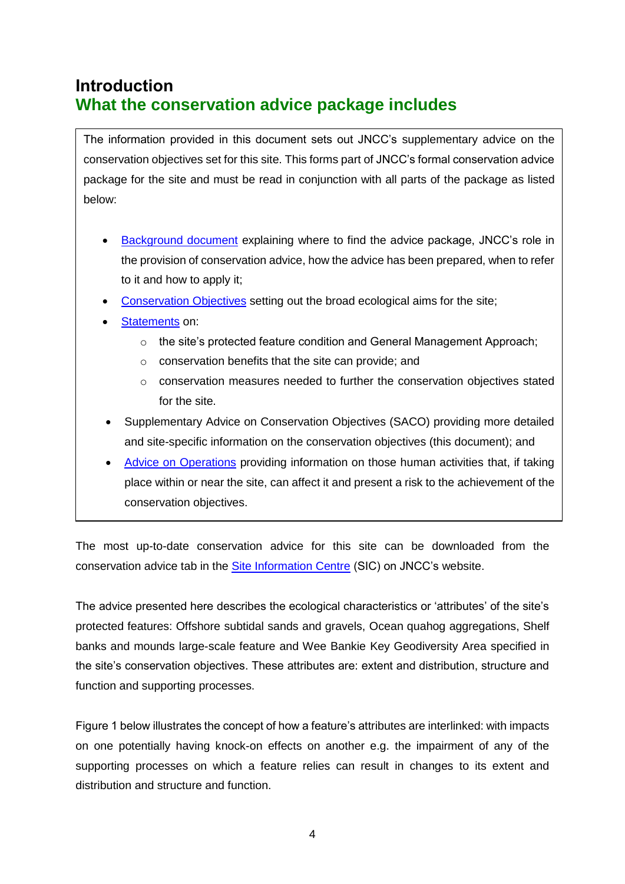# Introduction

## What the conservation advice package includes

The information provided in this document sets out JNCC's supplementary advice on the conservation objectives set for this site. This forms part of JNCC's formal conservation advice package for the site and must be read in conjunction with all parts of the package as listed below:

- Background document explaining where to find the advice package, JNCC's role in the provision of conservation advice, how the advice has been prepared, when to refer to it and how to apply it;
- Conservation Objectives setting out the broad ecological aims for the site;
- Statements on:
    - the site's protected feature condition and General Management Approach;
    - conservation benefits that the site can provide; and
    - conservation measures needed to further the conservation objectives stated for the site.
- Supplementary Advice on Conservation Objectives (SACO) providing more detailed and site-specific information on the conservation objectives (this document); and
- Advice on Operations providing information on those human activities that, if taking place within or near the site, can affect it and present a risk to the achievement of the conservation objectives.

The most up-to-date conservation advice for this site can be downloaded from the conservation advice tab in the Site Information Centre (SIC) on JNCC's website.

The advice presented here describes the ecological characteristics or 'attributes' of the site's protected features: Offshore subtidal sands and gravels, Ocean quahog aggregations, Shelf banks and mounds large-scale feature and Wee Bankie Key Geodiversity Area specified in the site's conservation objectives. These attributes are: extent and distribution, structure and function and supporting processes.

Figure 1 below illustrates the concept of how a feature's attributes are interlinked: with impacts on one potentially having knock-on effects on another e.g. the impairment of any of the supporting processes on which a feature relies can result in changes to its extent and distribution and structure and function.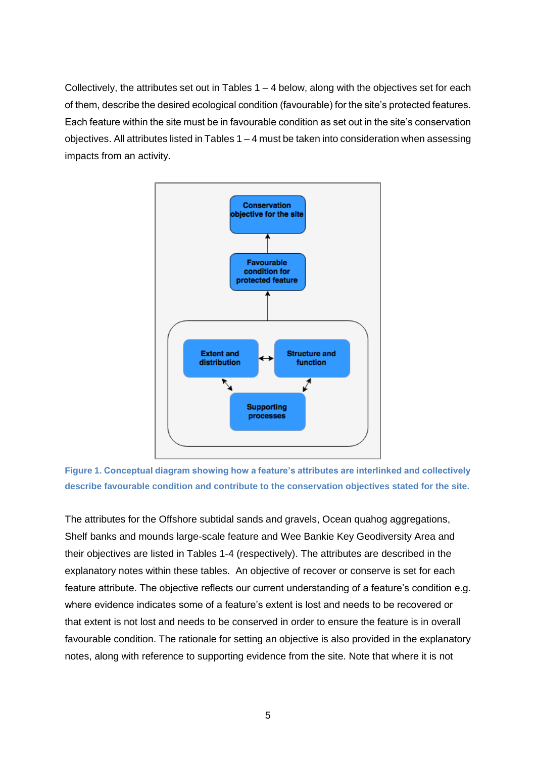Collectively, the attributes set out in Tables 1 – 4 below, along with the objectives set for each of them, describe the desired ecological condition (favourable) for the site's protected features. Each feature within the site must be in favourable condition as set out in the site's conservation objectives. All attributes listed in Tables 1 – 4 must be taken into consideration when assessing impacts from an activity.

**Figure 1. Conceptual diagram showing how a feature's attributes are interlinked and collectively describe favourable condition and contribute to the conservation objectives stated for the site.**

The attributes for the Offshore subtidal sands and gravels, Ocean quahog aggregations, Shelf banks and mounds large-scale feature and Wee Bankie Key Geodiversity Area and their objectives are listed in Tables 1-4 (respectively). The attributes are described in the explanatory notes within these tables. An objective of recover or conserve is set for each feature attribute. The objective reflects our current understanding of a feature's condition e.g. where evidence indicates some of a feature's extent is lost and needs to be recovered or that extent is not lost and needs to be conserved in order to ensure the feature is in overall favourable condition. The rationale for setting an objective is also provided in the explanatory notes, along with reference to supporting evidence from the site. Note that where it is not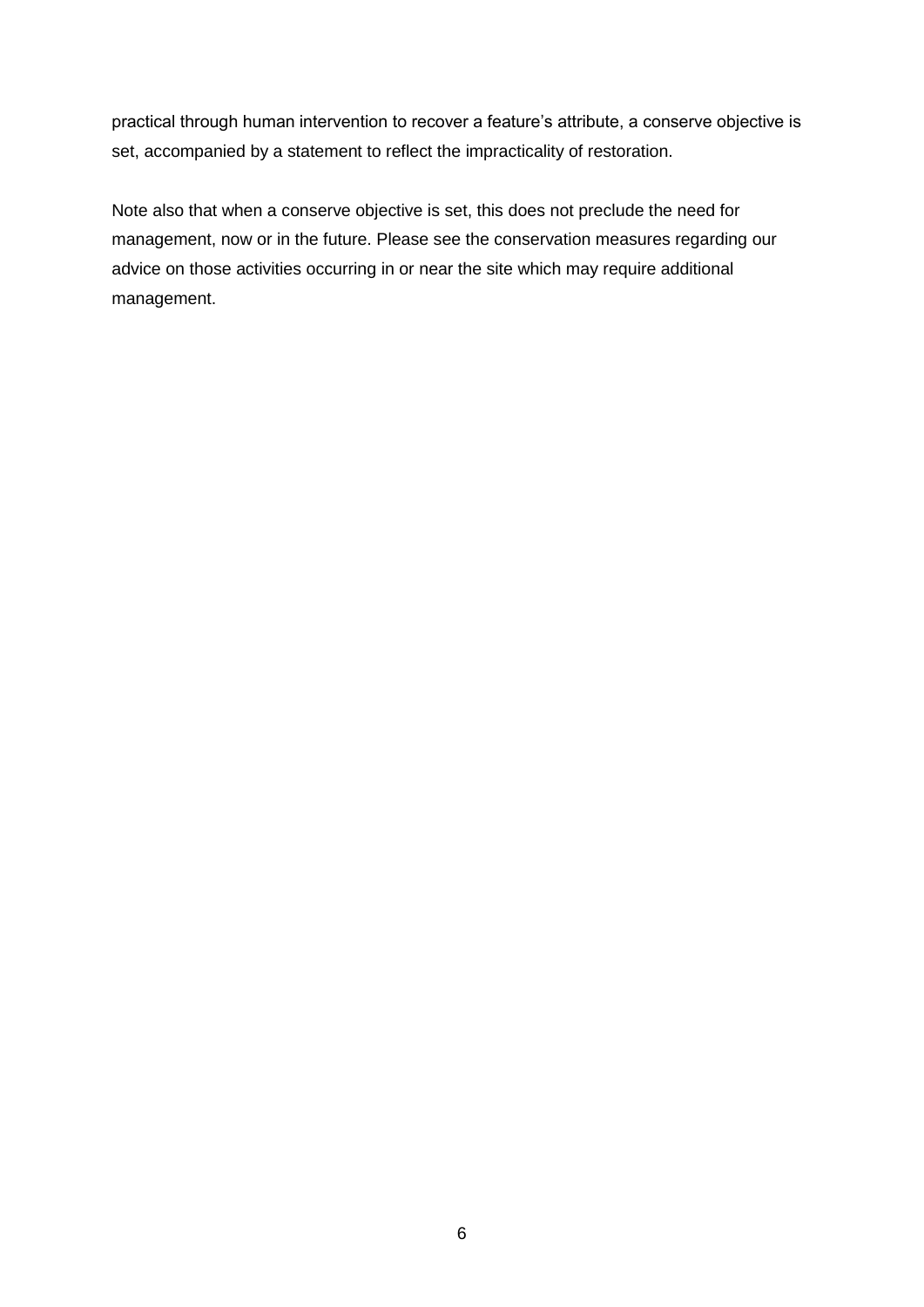practical through human intervention to recover a feature's attribute, a conserve objective is set, accompanied by a statement to reflect the impracticality of restoration.

Note also that when a conserve objective is set, this does not preclude the need for management, now or in the future. Please see the conservation measures regarding our advice on those activities occurring in or near the site which may require additional management.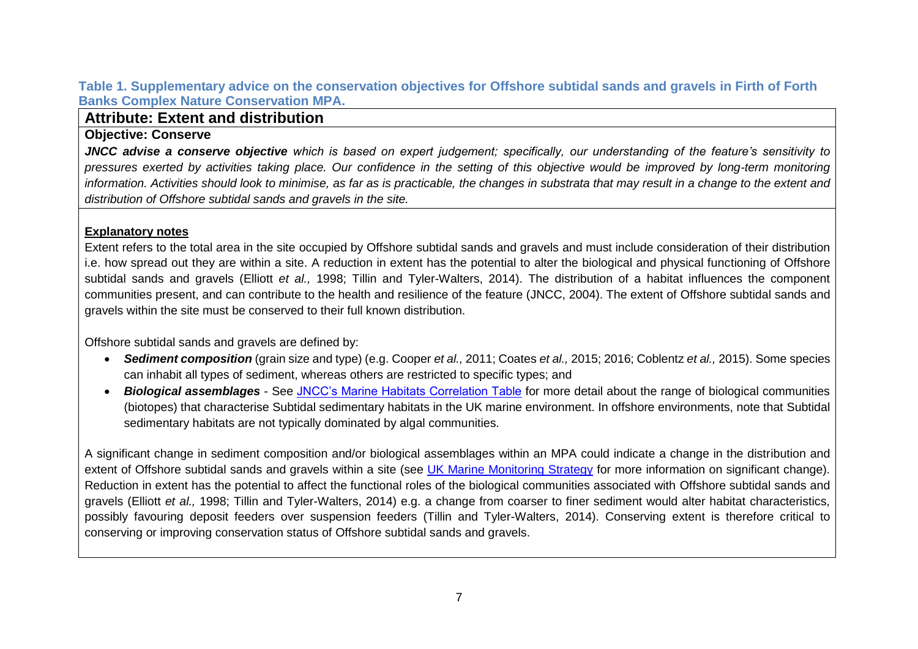**Table 1. Supplementary advice on the conservation objectives for Offshore subtidal sands and gravels in Firth of Forth Banks Complex Nature Conservation MPA.**

## Attribute: Extent and distribution

### Objective: Conserve

***JNCC advise a conserve objective** which is based on expert judgement; specifically, our understanding of the feature's sensitivity to pressures exerted by activities taking place. Our confidence in the setting of this objective would be improved by long-term monitoring information. Activities should look to minimise, as far as is practicable, the changes in substrata that may result in a change to the extent and distribution of Offshore subtidal sands and gravels in the site.*

**Explanatory notes**

Extent refers to the total area in the site occupied by Offshore subtidal sands and gravels and must include consideration of their distribution i.e. how spread out they are within a site. A reduction in extent has the potential to alter the biological and physical functioning of Offshore subtidal sands and gravels (Elliott *et al.,* 1998; Tillin and Tyler-Walters, 2014). The distribution of a habitat influences the component communities present, and can contribute to the health and resilience of the feature (JNCC, 2004). The extent of Offshore subtidal sands and gravels within the site must be conserved to their full known distribution.

Offshore subtidal sands and gravels are defined by:

- ***Sediment composition*** (grain size and type) (e.g. Cooper *et al.,* 2011; Coates *et al.,* 2015; 2016; Coblentz *et al.,* 2015). Some species can inhabit all types of sediment, whereas others are restricted to specific types; and
- ***Biological assemblages*** - See JNCC's Marine Habitats Correlation Table for more detail about the range of biological communities (biotopes) that characterise Subtidal sedimentary habitats in the UK marine environment. In offshore environments, note that Subtidal sedimentary habitats are not typically dominated by algal communities.

A significant change in sediment composition and/or biological assemblages within an MPA could indicate a change in the distribution and extent of Offshore subtidal sands and gravels within a site (see UK Marine Monitoring Strategy for more information on significant change). Reduction in extent has the potential to affect the functional roles of the biological communities associated with Offshore subtidal sands and gravels (Elliott *et al.,* 1998; Tillin and Tyler-Walters, 2014) e.g. a change from coarser to finer sediment would alter habitat characteristics, possibly favouring deposit feeders over suspension feeders (Tillin and Tyler-Walters, 2014). Conserving extent is therefore critical to conserving or improving conservation status of Offshore subtidal sands and gravels.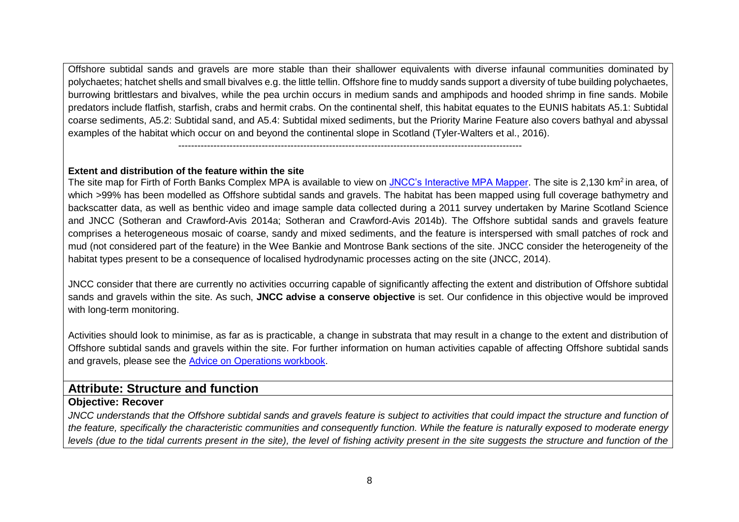Offshore subtidal sands and gravels are more stable than their shallower equivalents with diverse infaunal communities dominated by polychaetes; hatchet shells and small bivalves e.g. the little tellin. Offshore fine to muddy sands support a diversity of tube building polychaetes, burrowing brittlestars and bivalves, while the pea urchin occurs in medium sands and amphipods and hooded shrimp in fine sands. Mobile predators include flatfish, starfish, crabs and hermit crabs. On the continental shelf, this habitat equates to the EUNIS habitats A5.1: Subtidal coarse sediments, A5.2: Subtidal sand, and A5.4: Subtidal mixed sediments, but the Priority Marine Feature also covers bathyal and abyssal examples of the habitat which occur on and beyond the continental slope in Scotland (Tyler-Walters et al., 2016).

---

**Extent and distribution of the feature within the site**

The site map for Firth of Forth Banks Complex MPA is available to view on JNCC's Interactive MPA Mapper. The site is 2,130 km$^2$ in area, of which >99% has been modelled as Offshore subtidal sands and gravels. The habitat has been mapped using full coverage bathymetry and backscatter data, as well as benthic video and image sample data collected during a 2011 survey undertaken by Marine Scotland Science and JNCC (Sotheran and Crawford-Avis 2014a; Sotheran and Crawford-Avis 2014b). The Offshore subtidal sands and gravels feature comprises a heterogeneous mosaic of coarse, sandy and mixed sediments, and the feature is interspersed with small patches of rock and mud (not considered part of the feature) in the Wee Bankie and Montrose Bank sections of the site. JNCC consider the heterogeneity of the habitat types present to be a consequence of localised hydrodynamic processes acting on the site (JNCC, 2014).

JNCC consider that there are currently no activities occurring capable of significantly affecting the extent and distribution of Offshore subtidal sands and gravels within the site. As such, **JNCC advise a conserve objective** is set. Our confidence in this objective would be improved with long-term monitoring.

Activities should look to minimise, as far as is practicable, a change in substrata that may result in a change to the extent and distribution of Offshore subtidal sands and gravels within the site. For further information on human activities capable of affecting Offshore subtidal sands and gravels, please see the Advice on Operations workbook.

## Attribute: Structure and function

**Objective: Recover**

*JNCC understands that the Offshore subtidal sands and gravels feature is subject to activities that could impact the structure and function of the feature, specifically the characteristic communities and consequently function. While the feature is naturally exposed to moderate energy levels (due to the tidal currents present in the site), the level of fishing activity present in the site suggests the structure and function of the*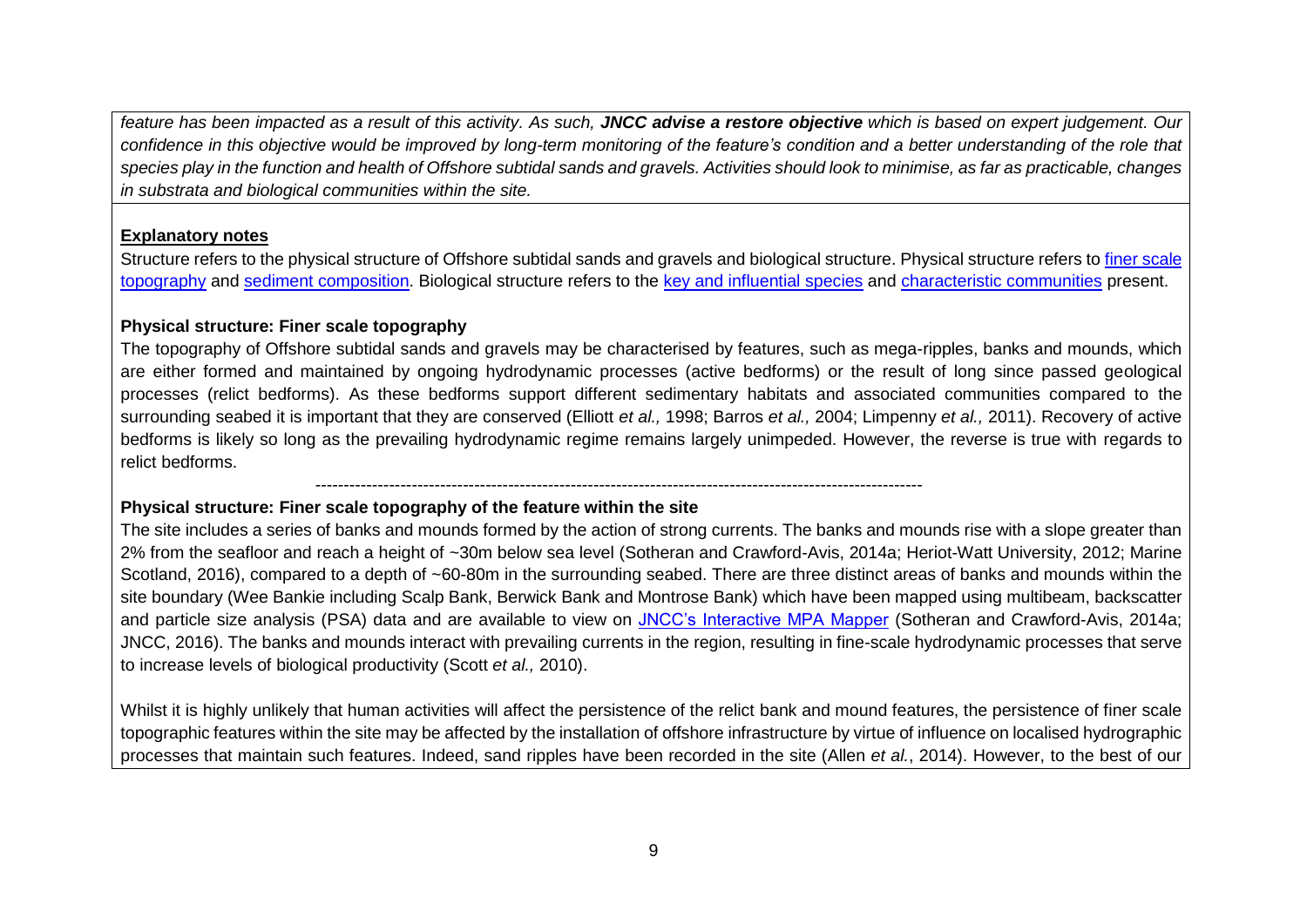*feature has been impacted as a result of this activity. As such, **JNCC advise a restore objective** which is based on expert judgement. Our confidence in this objective would be improved by long-term monitoring of the feature's condition and a better understanding of the role that species play in the function and health of Offshore subtidal sands and gravels. Activities should look to minimise, as far as practicable, changes in substrata and biological communities within the site.*

**Explanatory notes**

Structure refers to the physical structure of Offshore subtidal sands and gravels and biological structure. Physical structure refers to finer scale topography and sediment composition. Biological structure refers to the key and influential species and characteristic communities present.

**Physical structure: Finer scale topography**

The topography of Offshore subtidal sands and gravels may be characterised by features, such as mega-ripples, banks and mounds, which are either formed and maintained by ongoing hydrodynamic processes (active bedforms) or the result of long since passed geological processes (relict bedforms). As these bedforms support different sedimentary habitats and associated communities compared to the surrounding seabed it is important that they are conserved (Elliott *et al.,* 1998; Barros *et al.,* 2004; Limpenny *et al.,* 2011). Recovery of active bedforms is likely so long as the prevailing hydrodynamic regime remains largely unimpeded. However, the reverse is true with regards to relict bedforms.

---

**Physical structure: Finer scale topography of the feature within the site**

The site includes a series of banks and mounds formed by the action of strong currents. The banks and mounds rise with a slope greater than 2% from the seafloor and reach a height of ~30m below sea level (Sotheran and Crawford-Avis, 2014a; Heriot-Watt University, 2012; Marine Scotland, 2016), compared to a depth of ~60-80m in the surrounding seabed. There are three distinct areas of banks and mounds within the site boundary (Wee Bankie including Scalp Bank, Berwick Bank and Montrose Bank) which have been mapped using multibeam, backscatter and particle size analysis (PSA) data and are available to view on JNCC's Interactive MPA Mapper (Sotheran and Crawford-Avis, 2014a; JNCC, 2016). The banks and mounds interact with prevailing currents in the region, resulting in fine-scale hydrodynamic processes that serve to increase levels of biological productivity (Scott *et al.,* 2010).

Whilst it is highly unlikely that human activities will affect the persistence of the relict bank and mound features, the persistence of finer scale topographic features within the site may be affected by the installation of offshore infrastructure by virtue of influence on localised hydrographic processes that maintain such features. Indeed, sand ripples have been recorded in the site (Allen *et al.*, 2014). However, to the best of our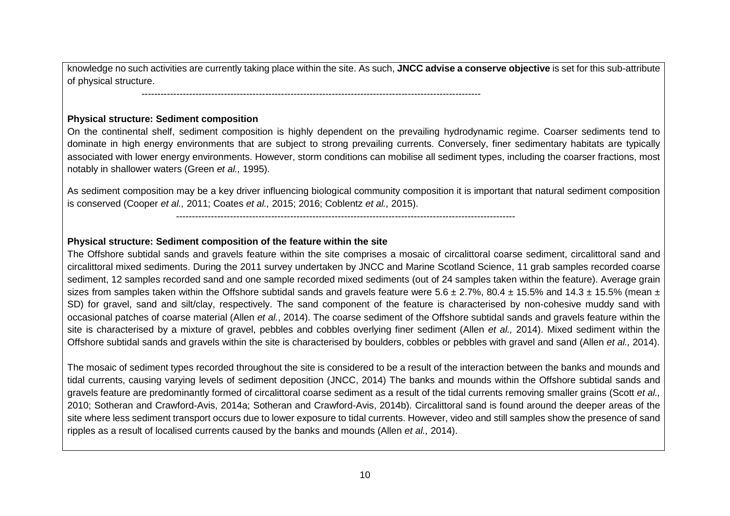knowledge no such activities are currently taking place within the site. As such, **JNCC advise a conserve objective** is set for this sub-attribute of physical structure.

------------------------------------------------------------------------------------------------------------

**Physical structure: Sediment composition**

On the continental shelf, sediment composition is highly dependent on the prevailing hydrodynamic regime. Coarser sediments tend to dominate in high energy environments that are subject to strong prevailing currents. Conversely, finer sedimentary habitats are typically associated with lower energy environments. However, storm conditions can mobilise all sediment types, including the coarser fractions, most notably in shallower waters (Green *et al.,* 1995).

As sediment composition may be a key driver influencing biological community composition it is important that natural sediment composition is conserved (Cooper *et al.,* 2011; Coates *et al.,* 2015; 2016; Coblentz *et al.,* 2015).

------------------------------------------------------------------------------------------------------------

**Physical structure: Sediment composition of the feature within the site**

The Offshore subtidal sands and gravels feature within the site comprises a mosaic of circalittoral coarse sediment, circalittoral sand and circalittoral mixed sediments. During the 2011 survey undertaken by JNCC and Marine Scotland Science, 11 grab samples recorded coarse sediment, 12 samples recorded sand and one sample recorded mixed sediments (out of 24 samples taken within the feature). Average grain sizes from samples taken within the Offshore subtidal sands and gravels feature were $5.6 \pm 2.7\%$, $80.4 \pm 15.5\%$ and $14.3 \pm 15.5\%$ (mean $\pm$ SD) for gravel, sand and silt/clay, respectively. The sand component of the feature is characterised by non-cohesive muddy sand with occasional patches of coarse material (Allen *et al.*, 2014). The coarse sediment of the Offshore subtidal sands and gravels feature within the site is characterised by a mixture of gravel, pebbles and cobbles overlying finer sediment (Allen *et al.,* 2014). Mixed sediment within the Offshore subtidal sands and gravels within the site is characterised by boulders, cobbles or pebbles with gravel and sand (Allen *et al.,* 2014).

The mosaic of sediment types recorded throughout the site is considered to be a result of the interaction between the banks and mounds and tidal currents, causing varying levels of sediment deposition (JNCC, 2014) The banks and mounds within the Offshore subtidal sands and gravels feature are predominantly formed of circalittoral coarse sediment as a result of the tidal currents removing smaller grains (Scott *et al.,* 2010; Sotheran and Crawford-Avis, 2014a; Sotheran and Crawford-Avis, 2014b). Circalittoral sand is found around the deeper areas of the site where less sediment transport occurs due to lower exposure to tidal currents. However, video and still samples show the presence of sand ripples as a result of localised currents caused by the banks and mounds (Allen *et al.,* 2014).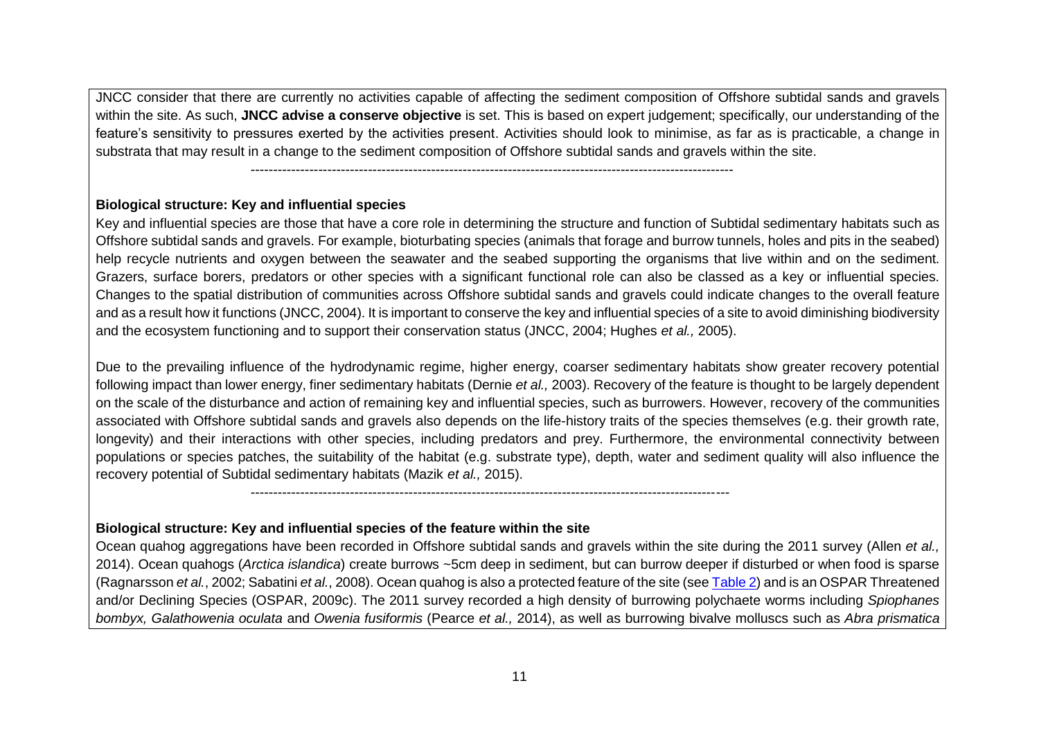JNCC consider that there are currently no activities capable of affecting the sediment composition of Offshore subtidal sands and gravels within the site. As such, **JNCC advise a conserve objective** is set. This is based on expert judgement; specifically, our understanding of the feature's sensitivity to pressures exerted by the activities present. Activities should look to minimise, as far as is practicable, a change in substrata that may result in a change to the sediment composition of Offshore subtidal sands and gravels within the site.

---

**Biological structure: Key and influential species**

Key and influential species are those that have a core role in determining the structure and function of Subtidal sedimentary habitats such as Offshore subtidal sands and gravels. For example, bioturbating species (animals that forage and burrow tunnels, holes and pits in the seabed) help recycle nutrients and oxygen between the seawater and the seabed supporting the organisms that live within and on the sediment. Grazers, surface borers, predators or other species with a significant functional role can also be classed as a key or influential species. Changes to the spatial distribution of communities across Offshore subtidal sands and gravels could indicate changes to the overall feature and as a result how it functions (JNCC, 2004). It is important to conserve the key and influential species of a site to avoid diminishing biodiversity and the ecosystem functioning and to support their conservation status (JNCC, 2004; Hughes *et al.,* 2005).

Due to the prevailing influence of the hydrodynamic regime, higher energy, coarser sedimentary habitats show greater recovery potential following impact than lower energy, finer sedimentary habitats (Dernie *et al.,* 2003). Recovery of the feature is thought to be largely dependent on the scale of the disturbance and action of remaining key and influential species, such as burrowers. However, recovery of the communities associated with Offshore subtidal sands and gravels also depends on the life-history traits of the species themselves (e.g. their growth rate, longevity) and their interactions with other species, including predators and prey. Furthermore, the environmental connectivity between populations or species patches, the suitability of the habitat (e.g. substrate type), depth, water and sediment quality will also influence the recovery potential of Subtidal sedimentary habitats (Mazik *et al.,* 2015).

---

**Biological structure: Key and influential species of the feature within the site**

Ocean quahog aggregations have been recorded in Offshore subtidal sands and gravels within the site during the 2011 survey (Allen *et al.,* 2014). Ocean quahogs (*Arctica islandica*) create burrows ~5cm deep in sediment, but can burrow deeper if disturbed or when food is sparse (Ragnarsson *et al.*, 2002; Sabatini *et al.*, 2008). Ocean quahog is also a protected feature of the site (see Table 2) and is an OSPAR Threatened and/or Declining Species (OSPAR, 2009c). The 2011 survey recorded a high density of burrowing polychaete worms including *Spiophanes bombyx, Galathowenia oculata* and *Owenia fusiformis* (Pearce *et al.,* 2014), as well as burrowing bivalve molluscs such as *Abra prismatica*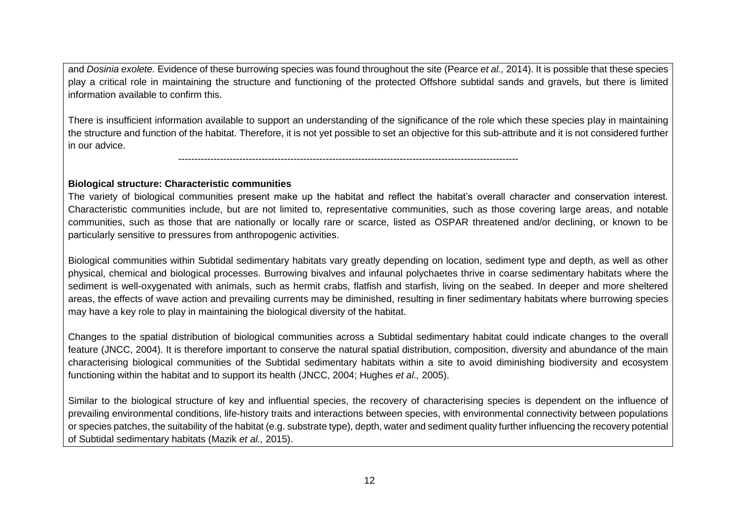and *Dosinia exolete.* Evidence of these burrowing species was found throughout the site (Pearce *et al.,* 2014). It is possible that these species play a critical role in maintaining the structure and functioning of the protected Offshore subtidal sands and gravels, but there is limited information available to confirm this.

There is insufficient information available to support an understanding of the significance of the role which these species play in maintaining the structure and function of the habitat. Therefore, it is not yet possible to set an objective for this sub-attribute and it is not considered further in our advice.

---

**Biological structure: Characteristic communities**

The variety of biological communities present make up the habitat and reflect the habitat's overall character and conservation interest. Characteristic communities include, but are not limited to, representative communities, such as those covering large areas, and notable communities, such as those that are nationally or locally rare or scarce, listed as OSPAR threatened and/or declining, or known to be particularly sensitive to pressures from anthropogenic activities.

Biological communities within Subtidal sedimentary habitats vary greatly depending on location, sediment type and depth, as well as other physical, chemical and biological processes. Burrowing bivalves and infaunal polychaetes thrive in coarse sedimentary habitats where the sediment is well-oxygenated with animals, such as hermit crabs, flatfish and starfish, living on the seabed. In deeper and more sheltered areas, the effects of wave action and prevailing currents may be diminished, resulting in finer sedimentary habitats where burrowing species may have a key role to play in maintaining the biological diversity of the habitat.

Changes to the spatial distribution of biological communities across a Subtidal sedimentary habitat could indicate changes to the overall feature (JNCC, 2004). It is therefore important to conserve the natural spatial distribution, composition, diversity and abundance of the main characterising biological communities of the Subtidal sedimentary habitats within a site to avoid diminishing biodiversity and ecosystem functioning within the habitat and to support its health (JNCC, 2004; Hughes *et al.,* 2005).

Similar to the biological structure of key and influential species, the recovery of characterising species is dependent on the influence of prevailing environmental conditions, life-history traits and interactions between species, with environmental connectivity between populations or species patches, the suitability of the habitat (e.g. substrate type), depth, water and sediment quality further influencing the recovery potential of Subtidal sedimentary habitats (Mazik *et al.,* 2015).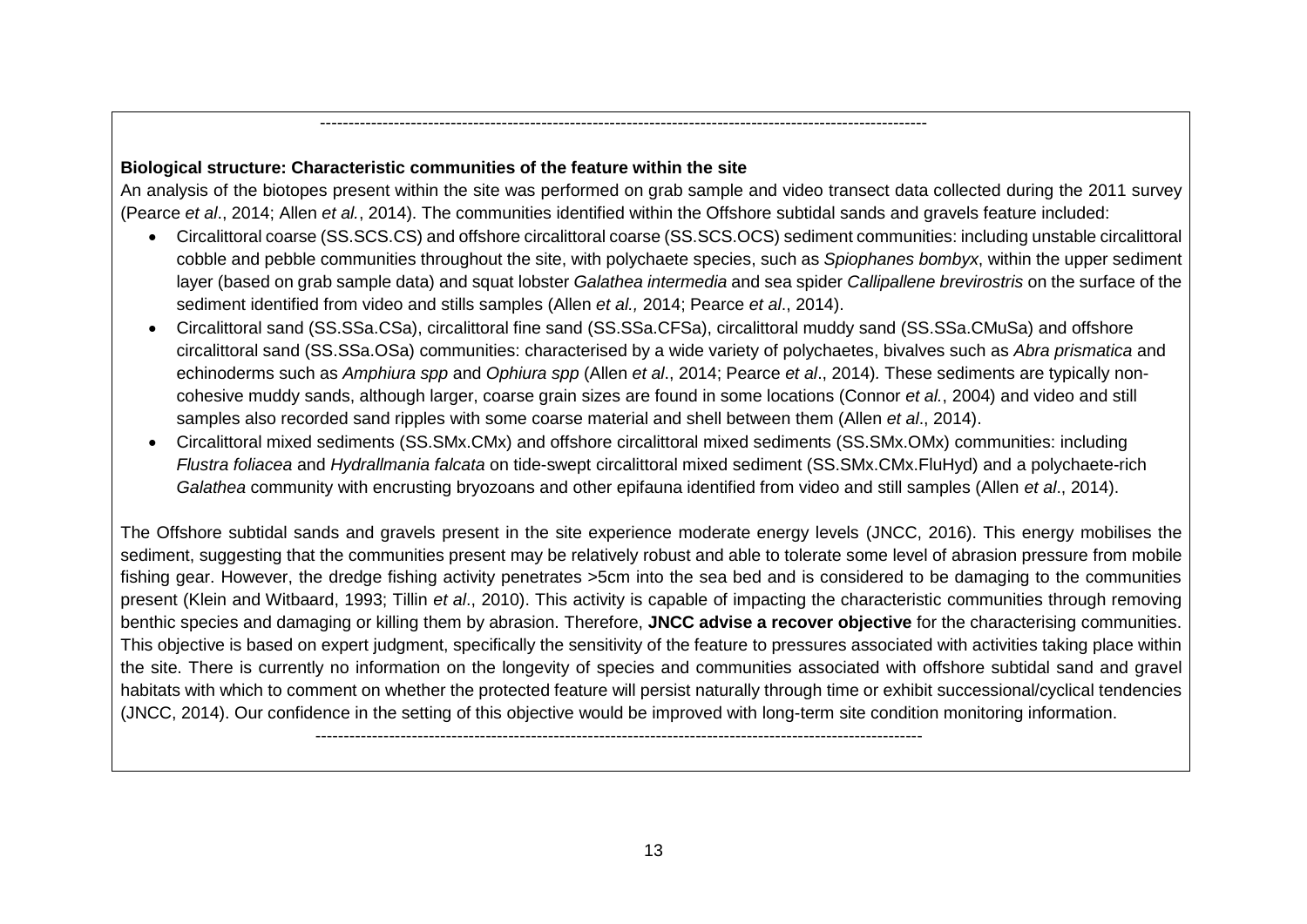---

**Biological structure: Characteristic communities of the feature within the site**

An analysis of the biotopes present within the site was performed on grab sample and video transect data collected during the 2011 survey (Pearce *et al*., 2014; Allen *et al.*, 2014). The communities identified within the Offshore subtidal sands and gravels feature included:

- Circalittoral coarse (SS.SCS.CS) and offshore circalittoral coarse (SS.SCS.OCS) sediment communities: including unstable circalittoral cobble and pebble communities throughout the site, with polychaete species, such as *Spiophanes bombyx*, within the upper sediment layer (based on grab sample data) and squat lobster *Galathea intermedia* and sea spider *Callipallene brevirostris* on the surface of the sediment identified from video and stills samples (Allen *et al.,* 2014; Pearce *et al*., 2014).
- Circalittoral sand (SS.SSa.CSa), circalittoral fine sand (SS.SSa.CFSa), circalittoral muddy sand (SS.SSa.CMuSa) and offshore circalittoral sand (SS.SSa.OSa) communities: characterised by a wide variety of polychaetes, bivalves such as *Abra prismatica* and echinoderms such as *Amphiura spp* and *Ophiura spp* (Allen *et al*., 2014; Pearce *et al*., 2014). These sediments are typically non-cohesive muddy sands, although larger, coarse grain sizes are found in some locations (Connor *et al.*, 2004) and video and still samples also recorded sand ripples with some coarse material and shell between them (Allen *et al*., 2014).
- Circalittoral mixed sediments (SS.SMx.CMx) and offshore circalittoral mixed sediments (SS.SMx.OMx) communities: including *Flustra foliacea* and *Hydrallmania falcata* on tide-swept circalittoral mixed sediment (SS.SMx.CMx.FluHyd) and a polychaete-rich *Galathea* community with encrusting bryozoans and other epifauna identified from video and still samples (Allen *et al*., 2014).

The Offshore subtidal sands and gravels present in the site experience moderate energy levels (JNCC, 2016). This energy mobilises the sediment, suggesting that the communities present may be relatively robust and able to tolerate some level of abrasion pressure from mobile fishing gear. However, the dredge fishing activity penetrates >5cm into the sea bed and is considered to be damaging to the communities present (Klein and Witbaard, 1993; Tillin *et al*., 2010). This activity is capable of impacting the characteristic communities through removing benthic species and damaging or killing them by abrasion. Therefore, **JNCC advise a recover objective** for the characterising communities. This objective is based on expert judgment, specifically the sensitivity of the feature to pressures associated with activities taking place within the site. There is currently no information on the longevity of species and communities associated with offshore subtidal sand and gravel habitats with which to comment on whether the protected feature will persist naturally through time or exhibit successional/cyclical tendencies (JNCC, 2014). Our confidence in the setting of this objective would be improved with long-term site condition monitoring information.

---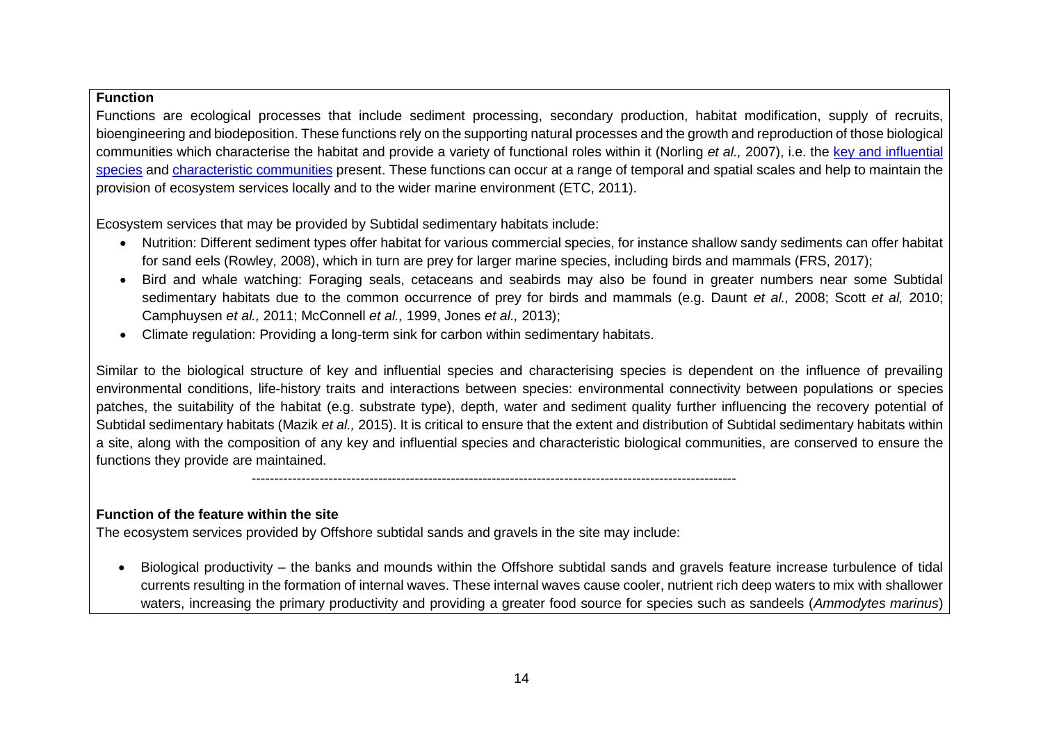**Function**

Functions are ecological processes that include sediment processing, secondary production, habitat modification, supply of recruits, bioengineering and biodeposition. These functions rely on the supporting natural processes and the growth and reproduction of those biological communities which characterise the habitat and provide a variety of functional roles within it (Norling *et al.,* 2007), i.e. the key and influential species and characteristic communities present. These functions can occur at a range of temporal and spatial scales and help to maintain the provision of ecosystem services locally and to the wider marine environment (ETC, 2011).

Ecosystem services that may be provided by Subtidal sedimentary habitats include:

- Nutrition: Different sediment types offer habitat for various commercial species, for instance shallow sandy sediments can offer habitat for sand eels (Rowley, 2008), which in turn are prey for larger marine species, including birds and mammals (FRS, 2017);
- Bird and whale watching: Foraging seals, cetaceans and seabirds may also be found in greater numbers near some Subtidal sedimentary habitats due to the common occurrence of prey for birds and mammals (e.g. Daunt *et al.,* 2008; Scott *et al,* 2010; Camphuysen *et al.,* 2011; McConnell *et al.,* 1999, Jones *et al.,* 2013);
- Climate regulation: Providing a long-term sink for carbon within sedimentary habitats.

Similar to the biological structure of key and influential species and characterising species is dependent on the influence of prevailing environmental conditions, life-history traits and interactions between species: environmental connectivity between populations or species patches, the suitability of the habitat (e.g. substrate type), depth, water and sediment quality further influencing the recovery potential of Subtidal sedimentary habitats (Mazik *et al.,* 2015). It is critical to ensure that the extent and distribution of Subtidal sedimentary habitats within a site, along with the composition of any key and influential species and characteristic biological communities, are conserved to ensure the functions they provide are maintained.

---

**Function of the feature within the site**

The ecosystem services provided by Offshore subtidal sands and gravels in the site may include:

- Biological productivity – the banks and mounds within the Offshore subtidal sands and gravels feature increase turbulence of tidal currents resulting in the formation of internal waves. These internal waves cause cooler, nutrient rich deep waters to mix with shallower waters, increasing the primary productivity and providing a greater food source for species such as sandeels (*Ammodytes marinus*)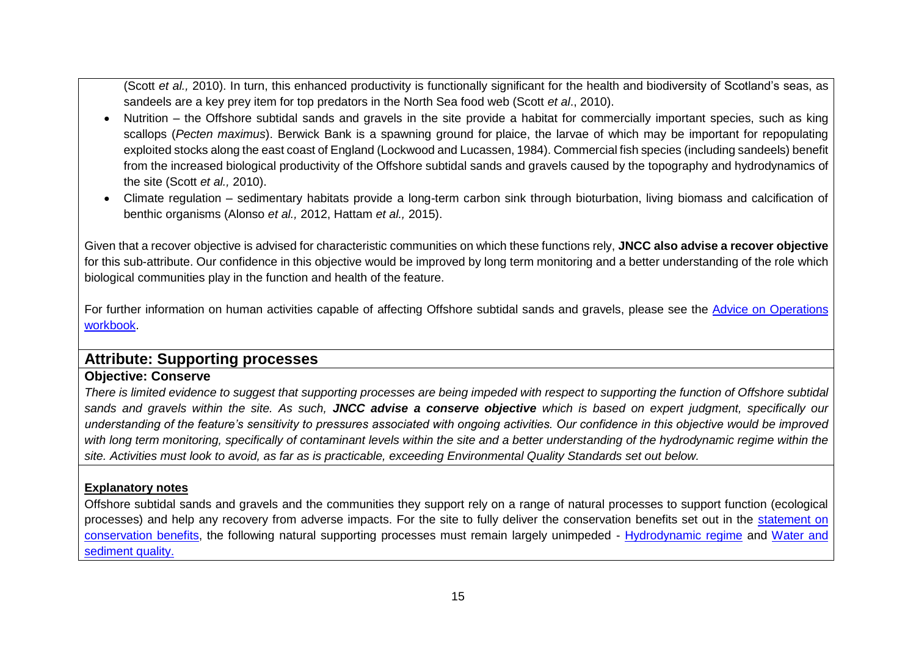(Scott *et al.,* 2010). In turn, this enhanced productivity is functionally significant for the health and biodiversity of Scotland's seas, as sandeels are a key prey item for top predators in the North Sea food web (Scott *et al*., 2010).

- Nutrition – the Offshore subtidal sands and gravels in the site provide a habitat for commercially important species, such as king scallops (*Pecten maximus*). Berwick Bank is a spawning ground for plaice, the larvae of which may be important for repopulating exploited stocks along the east coast of England (Lockwood and Lucassen, 1984). Commercial fish species (including sandeels) benefit from the increased biological productivity of the Offshore subtidal sands and gravels caused by the topography and hydrodynamics of the site (Scott *et al.,* 2010).
- Climate regulation – sedimentary habitats provide a long-term carbon sink through bioturbation, living biomass and calcification of benthic organisms (Alonso *et al.,* 2012, Hattam *et al.,* 2015).

Given that a recover objective is advised for characteristic communities on which these functions rely, **JNCC also advise a recover objective** for this sub-attribute. Our confidence in this objective would be improved by long term monitoring and a better understanding of the role which biological communities play in the function and health of the feature.

For further information on human activities capable of affecting Offshore subtidal sands and gravels, please see the Advice on Operations workbook.

## Attribute: Supporting processes

### Objective: Conserve

*There is limited evidence to suggest that supporting processes are being impeded with respect to supporting the function of Offshore subtidal sands and gravels within the site. As such,* ***JNCC advise a conserve objective*** *which is based on expert judgment, specifically our understanding of the feature's sensitivity to pressures associated with ongoing activities. Our confidence in this objective would be improved with long term monitoring, specifically of contaminant levels within the site and a better understanding of the hydrodynamic regime within the site. Activities must look to avoid, as far as is practicable, exceeding Environmental Quality Standards set out below.*

**Explanatory notes**

Offshore subtidal sands and gravels and the communities they support rely on a range of natural processes to support function (ecological processes) and help any recovery from adverse impacts. For the site to fully deliver the conservation benefits set out in the statement on conservation benefits, the following natural supporting processes must remain largely unimpeded - Hydrodynamic regime and Water and sediment quality.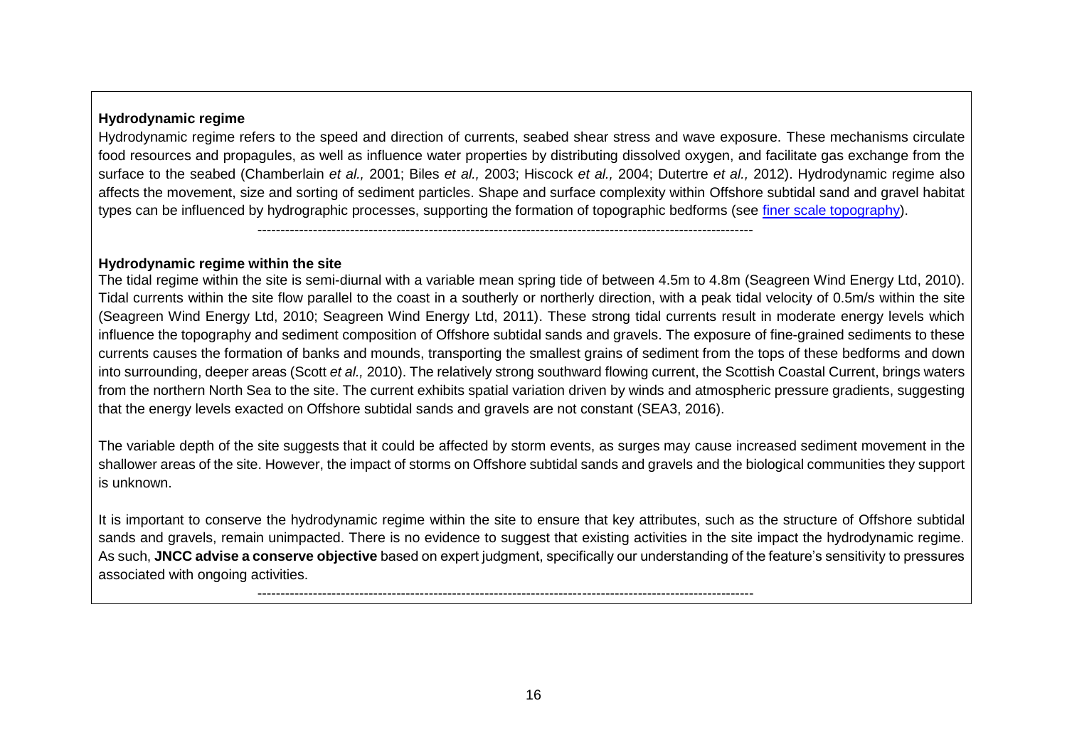**Hydrodynamic regime**

Hydrodynamic regime refers to the speed and direction of currents, seabed shear stress and wave exposure. These mechanisms circulate food resources and propagules, as well as influence water properties by distributing dissolved oxygen, and facilitate gas exchange from the surface to the seabed (Chamberlain *et al.,* 2001; Biles *et al.,* 2003; Hiscock *et al.,* 2004; Dutertre *et al.,* 2012). Hydrodynamic regime also affects the movement, size and sorting of sediment particles. Shape and surface complexity within Offshore subtidal sand and gravel habitat types can be influenced by hydrographic processes, supporting the formation of topographic bedforms (see finer scale topography).

---

**Hydrodynamic regime within the site**

The tidal regime within the site is semi-diurnal with a variable mean spring tide of between 4.5m to 4.8m (Seagreen Wind Energy Ltd, 2010). Tidal currents within the site flow parallel to the coast in a southerly or northerly direction, with a peak tidal velocity of 0.5m/s within the site (Seagreen Wind Energy Ltd, 2010; Seagreen Wind Energy Ltd, 2011). These strong tidal currents result in moderate energy levels which influence the topography and sediment composition of Offshore subtidal sands and gravels. The exposure of fine-grained sediments to these currents causes the formation of banks and mounds, transporting the smallest grains of sediment from the tops of these bedforms and down into surrounding, deeper areas (Scott *et al.,* 2010). The relatively strong southward flowing current, the Scottish Coastal Current, brings waters from the northern North Sea to the site. The current exhibits spatial variation driven by winds and atmospheric pressure gradients, suggesting that the energy levels exacted on Offshore subtidal sands and gravels are not constant (SEA3, 2016).

The variable depth of the site suggests that it could be affected by storm events, as surges may cause increased sediment movement in the shallower areas of the site. However, the impact of storms on Offshore subtidal sands and gravels and the biological communities they support is unknown.

It is important to conserve the hydrodynamic regime within the site to ensure that key attributes, such as the structure of Offshore subtidal sands and gravels, remain unimpacted. There is no evidence to suggest that existing activities in the site impact the hydrodynamic regime. As such, **JNCC advise a conserve objective** based on expert judgment, specifically our understanding of the feature's sensitivity to pressures associated with ongoing activities.

---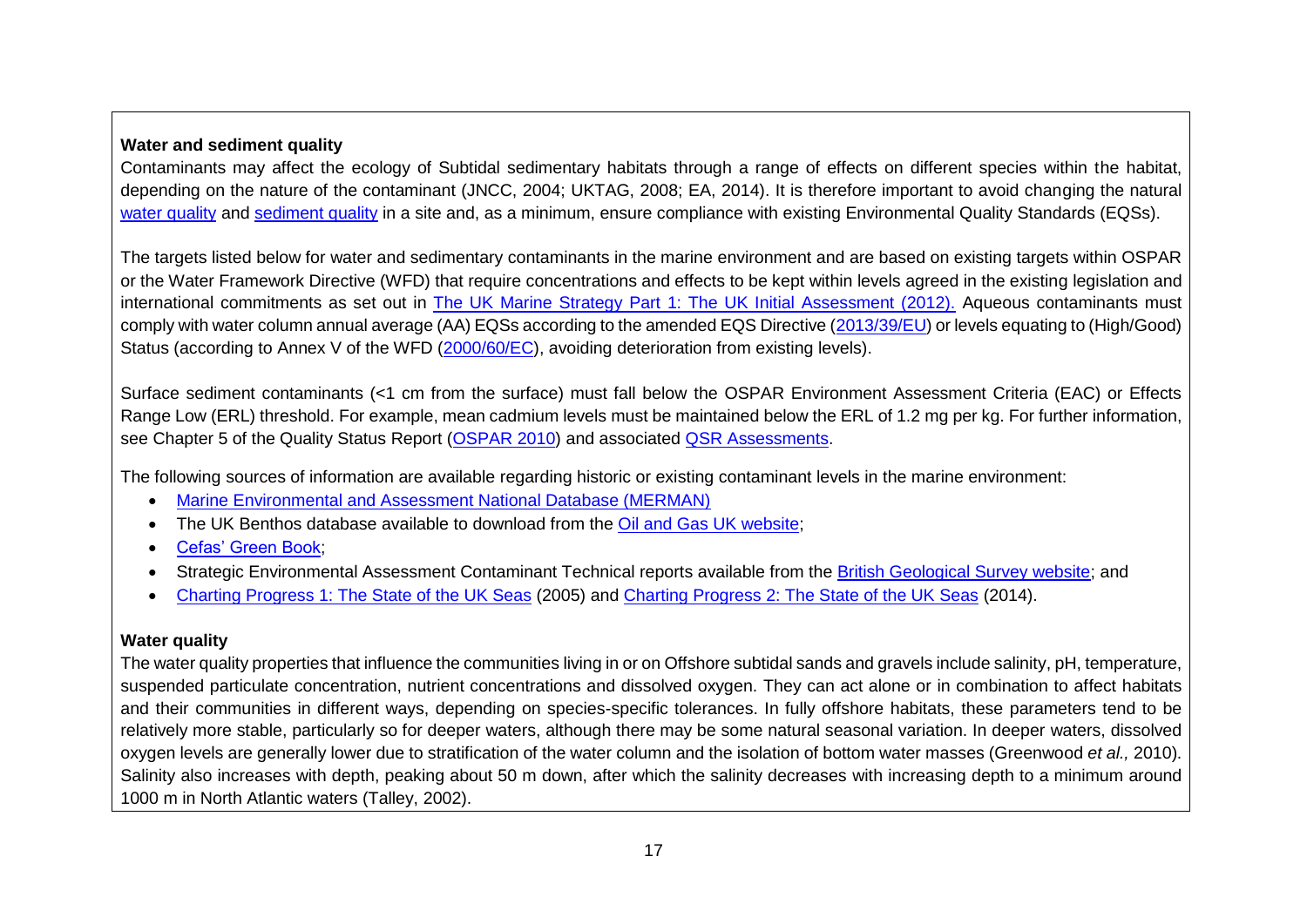**Water and sediment quality**

Contaminants may affect the ecology of Subtidal sedimentary habitats through a range of effects on different species within the habitat, depending on the nature of the contaminant (JNCC, 2004; UKTAG, 2008; EA, 2014). It is therefore important to avoid changing the natural water quality and sediment quality in a site and, as a minimum, ensure compliance with existing Environmental Quality Standards (EQSs).

The targets listed below for water and sedimentary contaminants in the marine environment and are based on existing targets within OSPAR or the Water Framework Directive (WFD) that require concentrations and effects to be kept within levels agreed in the existing legislation and international commitments as set out in The UK Marine Strategy Part 1: The UK Initial Assessment (2012). Aqueous contaminants must comply with water column annual average (AA) EQSs according to the amended EQS Directive (2013/39/EU) or levels equating to (High/Good) Status (according to Annex V of the WFD (2000/60/EC), avoiding deterioration from existing levels).

Surface sediment contaminants (<1 cm from the surface) must fall below the OSPAR Environment Assessment Criteria (EAC) or Effects Range Low (ERL) threshold. For example, mean cadmium levels must be maintained below the ERL of 1.2 mg per kg. For further information, see Chapter 5 of the Quality Status Report (OSPAR 2010) and associated QSR Assessments.

The following sources of information are available regarding historic or existing contaminant levels in the marine environment:

- Marine Environmental and Assessment National Database (MERMAN)
- The UK Benthos database available to download from the Oil and Gas UK website;
- Cefas' Green Book;
- Strategic Environmental Assessment Contaminant Technical reports available from the British Geological Survey website; and
- Charting Progress 1: The State of the UK Seas (2005) and Charting Progress 2: The State of the UK Seas (2014).

**Water quality**

The water quality properties that influence the communities living in or on Offshore subtidal sands and gravels include salinity, pH, temperature, suspended particulate concentration, nutrient concentrations and dissolved oxygen. They can act alone or in combination to affect habitats and their communities in different ways, depending on species-specific tolerances. In fully offshore habitats, these parameters tend to be relatively more stable, particularly so for deeper waters, although there may be some natural seasonal variation. In deeper waters, dissolved oxygen levels are generally lower due to stratification of the water column and the isolation of bottom water masses (Greenwood *et al.,* 2010). Salinity also increases with depth, peaking about 50 m down, after which the salinity decreases with increasing depth to a minimum around 1000 m in North Atlantic waters (Talley, 2002).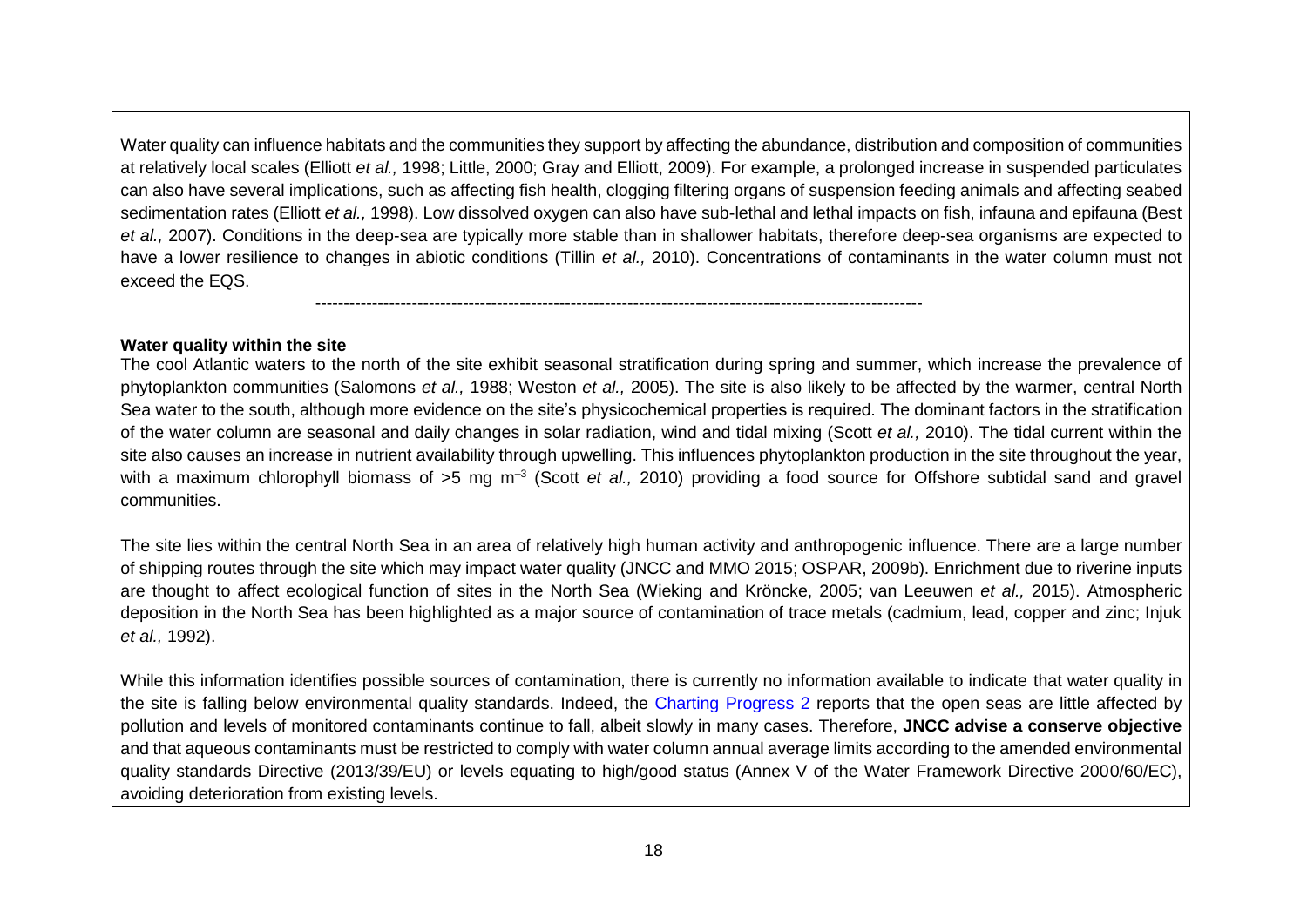Water quality can influence habitats and the communities they support by affecting the abundance, distribution and composition of communities at relatively local scales (Elliott *et al.,* 1998; Little, 2000; Gray and Elliott, 2009). For example, a prolonged increase in suspended particulates can also have several implications, such as affecting fish health, clogging filtering organs of suspension feeding animals and affecting seabed sedimentation rates (Elliott *et al.,* 1998). Low dissolved oxygen can also have sub-lethal and lethal impacts on fish, infauna and epifauna (Best *et al.,* 2007). Conditions in the deep-sea are typically more stable than in shallower habitats, therefore deep-sea organisms are expected to have a lower resilience to changes in abiotic conditions (Tillin *et al.,* 2010). Concentrations of contaminants in the water column must not exceed the EQS.

---

**Water quality within the site**

The cool Atlantic waters to the north of the site exhibit seasonal stratification during spring and summer, which increase the prevalence of phytoplankton communities (Salomons *et al.,* 1988; Weston *et al.,* 2005). The site is also likely to be affected by the warmer, central North Sea water to the south, although more evidence on the site's physicochemical properties is required. The dominant factors in the stratification of the water column are seasonal and daily changes in solar radiation, wind and tidal mixing (Scott *et al.,* 2010). The tidal current within the site also causes an increase in nutrient availability through upwelling. This influences phytoplankton production in the site throughout the year, with a maximum chlorophyll biomass of >5 mg $m^{-3}$ (Scott *et al.,* 2010) providing a food source for Offshore subtidal sand and gravel communities.

The site lies within the central North Sea in an area of relatively high human activity and anthropogenic influence. There are a large number of shipping routes through the site which may impact water quality (JNCC and MMO 2015; OSPAR, 2009b). Enrichment due to riverine inputs are thought to affect ecological function of sites in the North Sea (Wieking and Kröncke, 2005; van Leeuwen *et al.,* 2015). Atmospheric deposition in the North Sea has been highlighted as a major source of contamination of trace metals (cadmium, lead, copper and zinc; Injuk *et al.,* 1992).

While this information identifies possible sources of contamination, there is currently no information available to indicate that water quality in the site is falling below environmental quality standards. Indeed, the Charting Progress 2 reports that the open seas are little affected by pollution and levels of monitored contaminants continue to fall, albeit slowly in many cases. Therefore, **JNCC advise a conserve objective** and that aqueous contaminants must be restricted to comply with water column annual average limits according to the amended environmental quality standards Directive (2013/39/EU) or levels equating to high/good status (Annex V of the Water Framework Directive 2000/60/EC), avoiding deterioration from existing levels.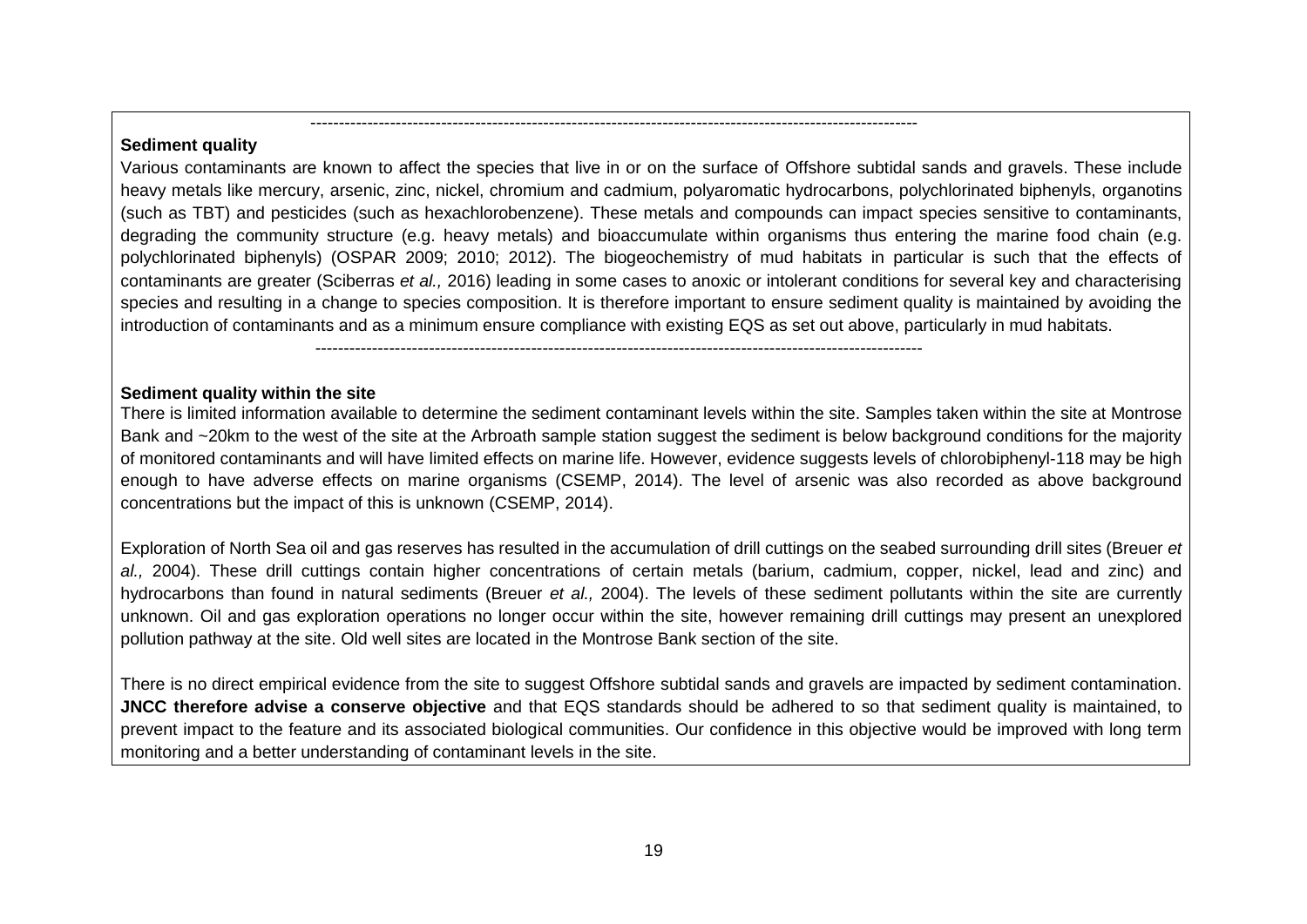---

**Sediment quality**

Various contaminants are known to affect the species that live in or on the surface of Offshore subtidal sands and gravels. These include heavy metals like mercury, arsenic, zinc, nickel, chromium and cadmium, polyaromatic hydrocarbons, polychlorinated biphenyls, organotins (such as TBT) and pesticides (such as hexachlorobenzene). These metals and compounds can impact species sensitive to contaminants, degrading the community structure (e.g. heavy metals) and bioaccumulate within organisms thus entering the marine food chain (e.g. polychlorinated biphenyls) (OSPAR 2009; 2010; 2012). The biogeochemistry of mud habitats in particular is such that the effects of contaminants are greater (Sciberras *et al.,* 2016) leading in some cases to anoxic or intolerant conditions for several key and characterising species and resulting in a change to species composition. It is therefore important to ensure sediment quality is maintained by avoiding the introduction of contaminants and as a minimum ensure compliance with existing EQS as set out above, particularly in mud habitats.

---

**Sediment quality within the site**

There is limited information available to determine the sediment contaminant levels within the site. Samples taken within the site at Montrose Bank and ~20km to the west of the site at the Arbroath sample station suggest the sediment is below background conditions for the majority of monitored contaminants and will have limited effects on marine life. However, evidence suggests levels of chlorobiphenyl-118 may be high enough to have adverse effects on marine organisms (CSEMP, 2014). The level of arsenic was also recorded as above background concentrations but the impact of this is unknown (CSEMP, 2014).

Exploration of North Sea oil and gas reserves has resulted in the accumulation of drill cuttings on the seabed surrounding drill sites (Breuer *et al.,* 2004). These drill cuttings contain higher concentrations of certain metals (barium, cadmium, copper, nickel, lead and zinc) and hydrocarbons than found in natural sediments (Breuer *et al.,* 2004). The levels of these sediment pollutants within the site are currently unknown. Oil and gas exploration operations no longer occur within the site, however remaining drill cuttings may present an unexplored pollution pathway at the site. Old well sites are located in the Montrose Bank section of the site.

There is no direct empirical evidence from the site to suggest Offshore subtidal sands and gravels are impacted by sediment contamination. **JNCC therefore advise a conserve objective** and that EQS standards should be adhered to so that sediment quality is maintained, to prevent impact to the feature and its associated biological communities. Our confidence in this objective would be improved with long term monitoring and a better understanding of contaminant levels in the site.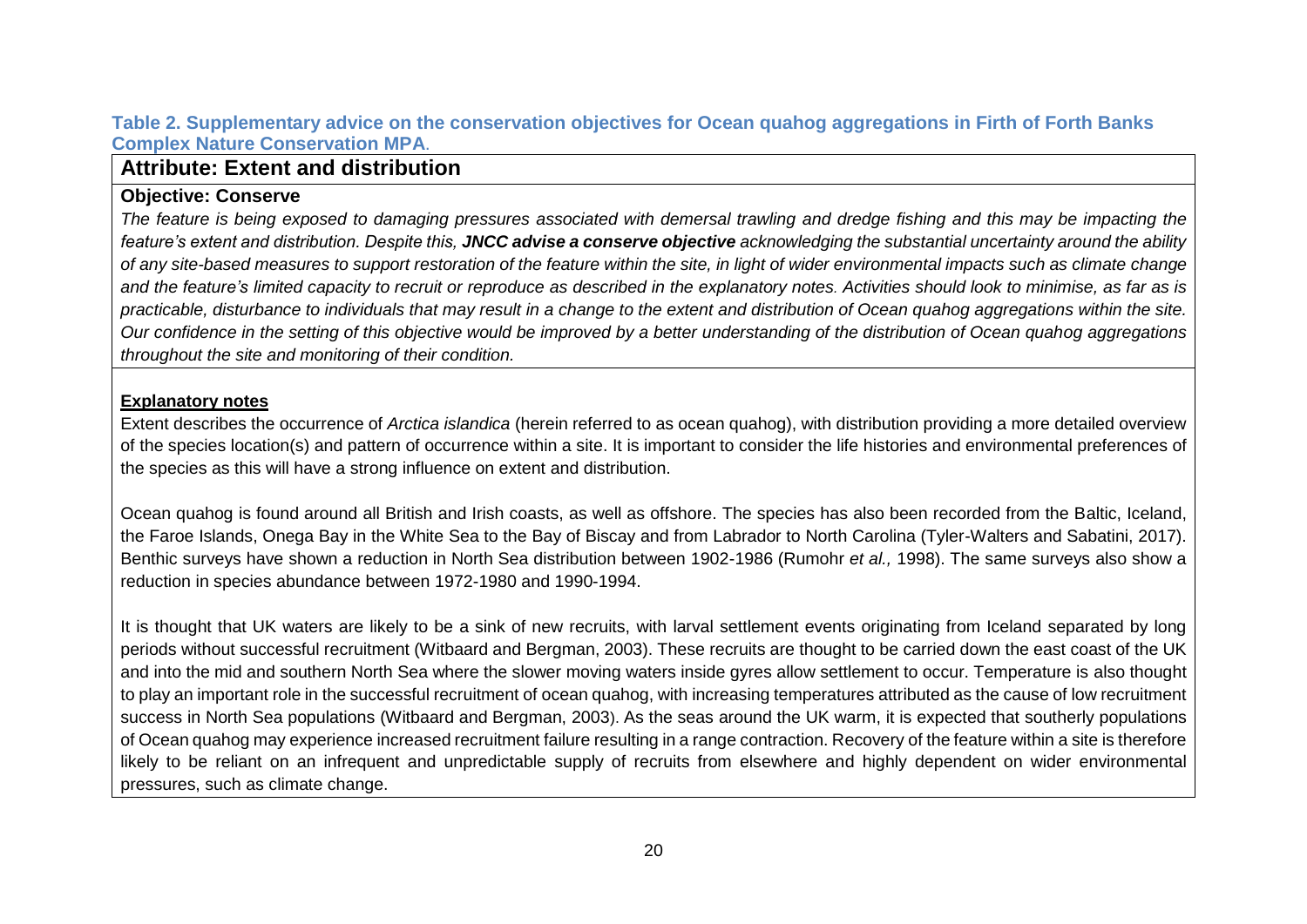**Table 2. Supplementary advice on the conservation objectives for Ocean quahog aggregations in Firth of Forth Banks Complex Nature Conservation MPA.**

## Attribute: Extent and distribution

**Objective: Conserve**

*The feature is being exposed to damaging pressures associated with demersal trawling and dredge fishing and this may be impacting the feature's extent and distribution. Despite this,* ***JNCC advise a conserve objective*** *acknowledging the substantial uncertainty around the ability of any site-based measures to support restoration of the feature within the site, in light of wider environmental impacts such as climate change and the feature's limited capacity to recruit or reproduce as described in the explanatory notes. Activities should look to minimise, as far as is practicable, disturbance to individuals that may result in a change to the extent and distribution of Ocean quahog aggregations within the site. Our confidence in the setting of this objective would be improved by a better understanding of the distribution of Ocean quahog aggregations throughout the site and monitoring of their condition.*

**Explanatory notes**

Extent describes the occurrence of *Arctica islandica* (herein referred to as ocean quahog), with distribution providing a more detailed overview of the species location(s) and pattern of occurrence within a site. It is important to consider the life histories and environmental preferences of the species as this will have a strong influence on extent and distribution.

Ocean quahog is found around all British and Irish coasts, as well as offshore. The species has also been recorded from the Baltic, Iceland, the Faroe Islands, Onega Bay in the White Sea to the Bay of Biscay and from Labrador to North Carolina (Tyler-Walters and Sabatini, 2017). Benthic surveys have shown a reduction in North Sea distribution between 1902-1986 (Rumohr *et al.,* 1998). The same surveys also show a reduction in species abundance between 1972-1980 and 1990-1994.

It is thought that UK waters are likely to be a sink of new recruits, with larval settlement events originating from Iceland separated by long periods without successful recruitment (Witbaard and Bergman, 2003). These recruits are thought to be carried down the east coast of the UK and into the mid and southern North Sea where the slower moving waters inside gyres allow settlement to occur. Temperature is also thought to play an important role in the successful recruitment of ocean quahog, with increasing temperatures attributed as the cause of low recruitment success in North Sea populations (Witbaard and Bergman, 2003). As the seas around the UK warm, it is expected that southerly populations of Ocean quahog may experience increased recruitment failure resulting in a range contraction. Recovery of the feature within a site is therefore likely to be reliant on an infrequent and unpredictable supply of recruits from elsewhere and highly dependent on wider environmental pressures, such as climate change.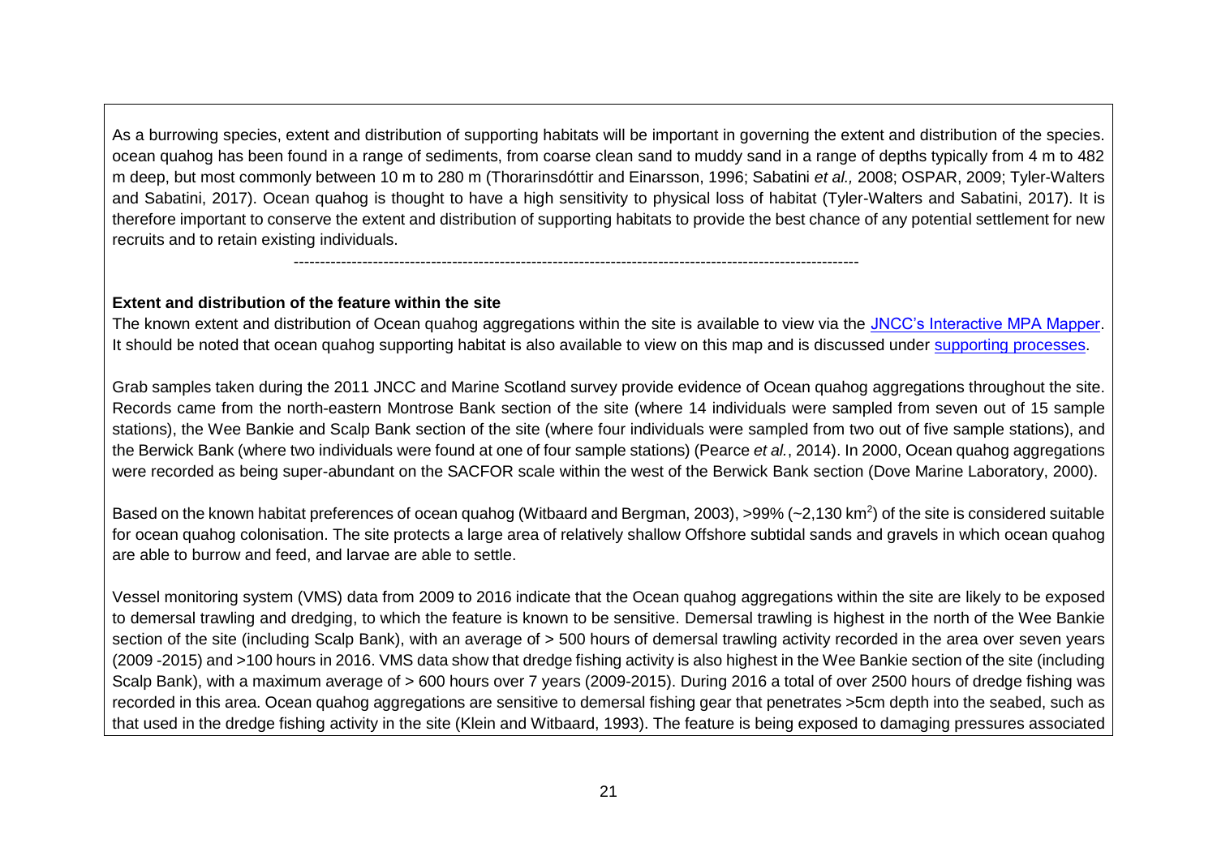As a burrowing species, extent and distribution of supporting habitats will be important in governing the extent and distribution of the species. ocean quahog has been found in a range of sediments, from coarse clean sand to muddy sand in a range of depths typically from 4 m to 482 m deep, but most commonly between 10 m to 280 m (Thorarinsdóttir and Einarsson, 1996; Sabatini *et al.,* 2008; OSPAR, 2009; Tyler-Walters and Sabatini, 2017). Ocean quahog is thought to have a high sensitivity to physical loss of habitat (Tyler-Walters and Sabatini, 2017). It is therefore important to conserve the extent and distribution of supporting habitats to provide the best chance of any potential settlement for new recruits and to retain existing individuals.

---

**Extent and distribution of the feature within the site**

The known extent and distribution of Ocean quahog aggregations within the site is available to view via the JNCC's Interactive MPA Mapper. It should be noted that ocean quahog supporting habitat is also available to view on this map and is discussed under supporting processes.

Grab samples taken during the 2011 JNCC and Marine Scotland survey provide evidence of Ocean quahog aggregations throughout the site. Records came from the north-eastern Montrose Bank section of the site (where 14 individuals were sampled from seven out of 15 sample stations), the Wee Bankie and Scalp Bank section of the site (where four individuals were sampled from two out of five sample stations), and the Berwick Bank (where two individuals were found at one of four sample stations) (Pearce *et al.*, 2014). In 2000, Ocean quahog aggregations were recorded as being super-abundant on the SACFOR scale within the west of the Berwick Bank section (Dove Marine Laboratory, 2000).

Based on the known habitat preferences of ocean quahog (Witbaard and Bergman, 2003), >99% (~2,130 km$^2$) of the site is considered suitable for ocean quahog colonisation. The site protects a large area of relatively shallow Offshore subtidal sands and gravels in which ocean quahog are able to burrow and feed, and larvae are able to settle.

Vessel monitoring system (VMS) data from 2009 to 2016 indicate that the Ocean quahog aggregations within the site are likely to be exposed to demersal trawling and dredging, to which the feature is known to be sensitive. Demersal trawling is highest in the north of the Wee Bankie section of the site (including Scalp Bank), with an average of > 500 hours of demersal trawling activity recorded in the area over seven years (2009 -2015) and >100 hours in 2016. VMS data show that dredge fishing activity is also highest in the Wee Bankie section of the site (including Scalp Bank), with a maximum average of > 600 hours over 7 years (2009-2015). During 2016 a total of over 2500 hours of dredge fishing was recorded in this area. Ocean quahog aggregations are sensitive to demersal fishing gear that penetrates >5cm depth into the seabed, such as that used in the dredge fishing activity in the site (Klein and Witbaard, 1993). The feature is being exposed to damaging pressures associated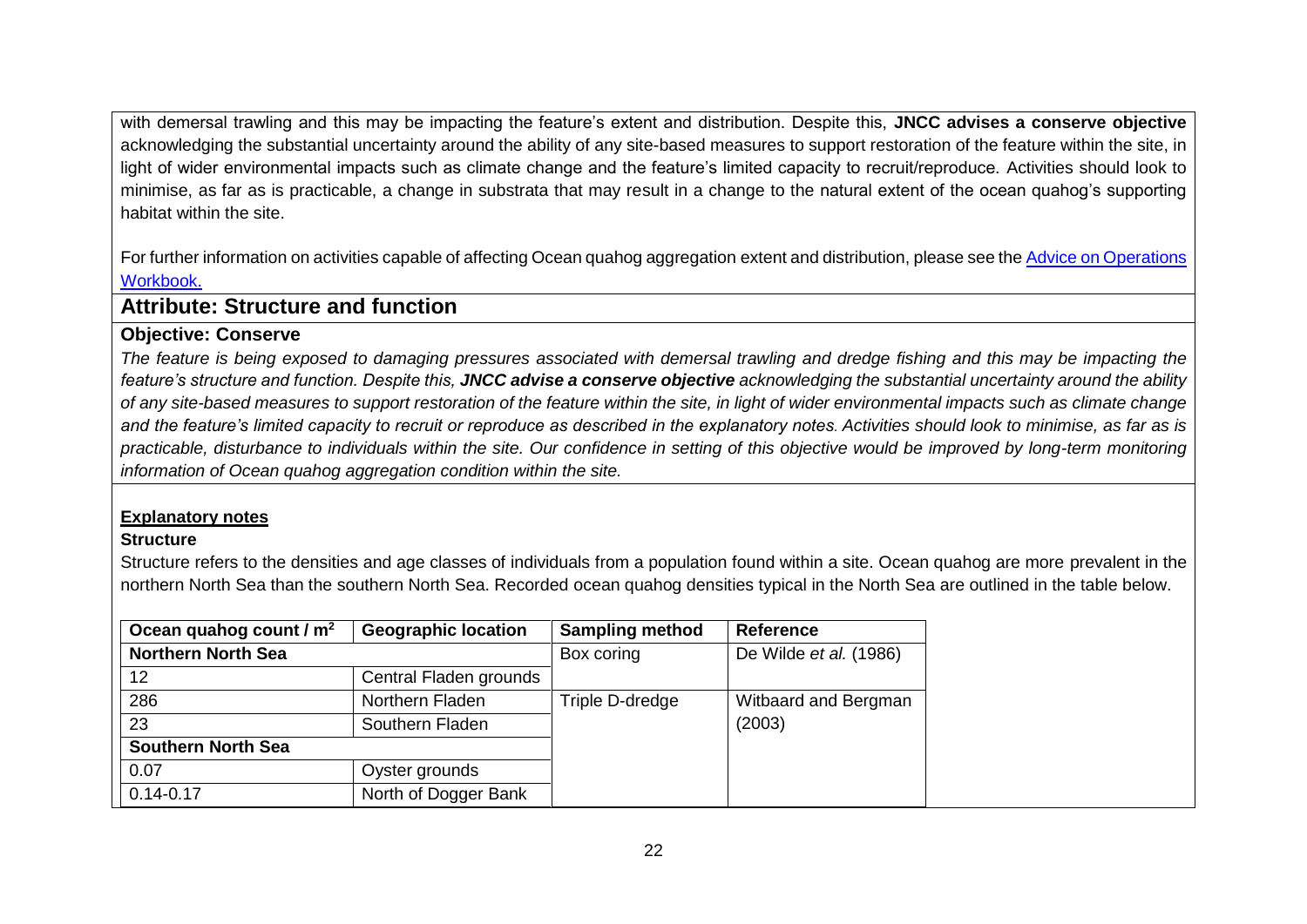with demersal trawling and this may be impacting the feature's extent and distribution. Despite this, **JNCC advises a conserve objective** acknowledging the substantial uncertainty around the ability of any site-based measures to support restoration of the feature within the site, in light of wider environmental impacts such as climate change and the feature's limited capacity to recruit/reproduce. Activities should look to minimise, as far as is practicable, a change in substrata that may result in a change to the natural extent of the ocean quahog's supporting habitat within the site.

For further information on activities capable of affecting Ocean quahog aggregation extent and distribution, please see the [Advice on Operations Workbook.]()

## Attribute: Structure and function

### Objective: Conserve

*The feature is being exposed to damaging pressures associated with demersal trawling and dredge fishing and this may be impacting the feature's structure and function. Despite this,* ***JNCC advise a conserve objective*** *acknowledging the substantial uncertainty around the ability of any site-based measures to support restoration of the feature within the site, in light of wider environmental impacts such as climate change and the feature's limited capacity to recruit or reproduce as described in the explanatory notes. Activities should look to minimise, as far as is practicable, disturbance to individuals within the site. Our confidence in setting of this objective would be improved by long-term monitoring information of Ocean quahog aggregation condition within the site.*

**Explanatory notes**

**Structure**

Structure refers to the densities and age classes of individuals from a population found within a site. Ocean quahog are more prevalent in the northern North Sea than the southern North Sea. Recorded ocean quahog densities typical in the North Sea are outlined in the table below.

| Ocean quahog count / m² | Geographic location | Sampling method | Reference |
|---|---|---|---|
| **Northern North Sea** | | Box coring | De Wilde *et al.* (1986) |
| 12 | Central Fladen grounds | | |
| 286 | Northern Fladen | Triple D-dredge | Witbaard and Bergman (2003) |
| 23 | Southern Fladen | | |
| **Southern North Sea** | | | |
| 0.07 | Oyster grounds | | |
| 0.14-0.17 | North of Dogger Bank | | |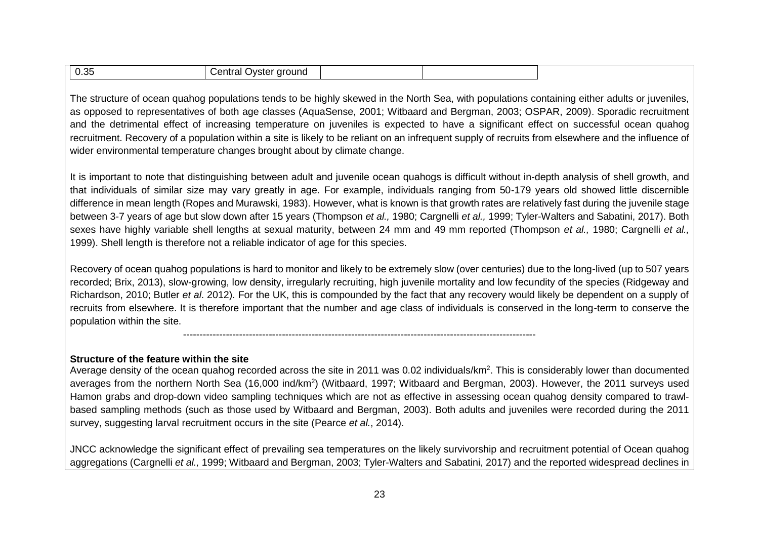| 0.35 | Central Oyster ground | | |
|---|---|---|---|

The structure of ocean quahog populations tends to be highly skewed in the North Sea, with populations containing either adults or juveniles, as opposed to representatives of both age classes (AquaSense, 2001; Witbaard and Bergman, 2003; OSPAR, 2009). Sporadic recruitment and the detrimental effect of increasing temperature on juveniles is expected to have a significant effect on successful ocean quahog recruitment. Recovery of a population within a site is likely to be reliant on an infrequent supply of recruits from elsewhere and the influence of wider environmental temperature changes brought about by climate change.

It is important to note that distinguishing between adult and juvenile ocean quahogs is difficult without in-depth analysis of shell growth, and that individuals of similar size may vary greatly in age. For example, individuals ranging from 50-179 years old showed little discernible difference in mean length (Ropes and Murawski, 1983). However, what is known is that growth rates are relatively fast during the juvenile stage between 3-7 years of age but slow down after 15 years (Thompson *et al.,* 1980; Cargnelli *et al.,* 1999; Tyler-Walters and Sabatini, 2017). Both sexes have highly variable shell lengths at sexual maturity, between 24 mm and 49 mm reported (Thompson *et al.,* 1980; Cargnelli *et al.,* 1999). Shell length is therefore not a reliable indicator of age for this species.

Recovery of ocean quahog populations is hard to monitor and likely to be extremely slow (over centuries) due to the long-lived (up to 507 years recorded; Brix, 2013), slow-growing, low density, irregularly recruiting, high juvenile mortality and low fecundity of the species (Ridgeway and Richardson, 2010; Butler *et al*. 2012). For the UK, this is compounded by the fact that any recovery would likely be dependent on a supply of recruits from elsewhere. It is therefore important that the number and age class of individuals is conserved in the long-term to conserve the population within the site.

---

**Structure of the feature within the site**

Average density of the ocean quahog recorded across the site in 2011 was 0.02 individuals/km$^2$. This is considerably lower than documented averages from the northern North Sea (16,000 ind/km$^2$) (Witbaard, 1997; Witbaard and Bergman, 2003). However, the 2011 surveys used Hamon grabs and drop-down video sampling techniques which are not as effective in assessing ocean quahog density compared to trawl-based sampling methods (such as those used by Witbaard and Bergman, 2003). Both adults and juveniles were recorded during the 2011 survey, suggesting larval recruitment occurs in the site (Pearce *et al.*, 2014).

JNCC acknowledge the significant effect of prevailing sea temperatures on the likely survivorship and recruitment potential of Ocean quahog aggregations (Cargnelli *et al.,* 1999; Witbaard and Bergman, 2003; Tyler-Walters and Sabatini, 2017) and the reported widespread declines in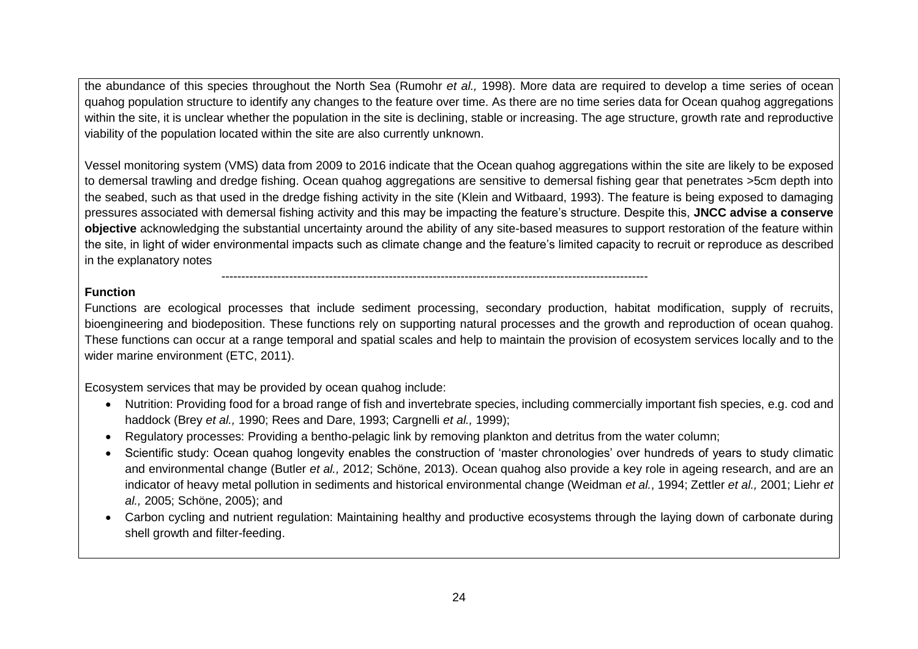the abundance of this species throughout the North Sea (Rumohr *et al.,* 1998). More data are required to develop a time series of ocean quahog population structure to identify any changes to the feature over time. As there are no time series data for Ocean quahog aggregations within the site, it is unclear whether the population in the site is declining, stable or increasing. The age structure, growth rate and reproductive viability of the population located within the site are also currently unknown.

Vessel monitoring system (VMS) data from 2009 to 2016 indicate that the Ocean quahog aggregations within the site are likely to be exposed to demersal trawling and dredge fishing. Ocean quahog aggregations are sensitive to demersal fishing gear that penetrates >5cm depth into the seabed, such as that used in the dredge fishing activity in the site (Klein and Witbaard, 1993). The feature is being exposed to damaging pressures associated with demersal fishing activity and this may be impacting the feature's structure. Despite this, **JNCC advise a conserve objective** acknowledging the substantial uncertainty around the ability of any site-based measures to support restoration of the feature within the site, in light of wider environmental impacts such as climate change and the feature's limited capacity to recruit or reproduce as described in the explanatory notes

---

**Function**

Functions are ecological processes that include sediment processing, secondary production, habitat modification, supply of recruits, bioengineering and biodeposition. These functions rely on supporting natural processes and the growth and reproduction of ocean quahog. These functions can occur at a range temporal and spatial scales and help to maintain the provision of ecosystem services locally and to the wider marine environment (ETC, 2011).

Ecosystem services that may be provided by ocean quahog include:

- Nutrition: Providing food for a broad range of fish and invertebrate species, including commercially important fish species, e.g. cod and haddock (Brey *et al.,* 1990; Rees and Dare, 1993; Cargnelli *et al.,* 1999);
- Regulatory processes: Providing a bentho-pelagic link by removing plankton and detritus from the water column;
- Scientific study: Ocean quahog longevity enables the construction of 'master chronologies' over hundreds of years to study climatic and environmental change (Butler *et al.,* 2012; Schöne, 2013). Ocean quahog also provide a key role in ageing research, and are an indicator of heavy metal pollution in sediments and historical environmental change (Weidman *et al.*, 1994; Zettler *et al.,* 2001; Liehr *et al.,* 2005; Schöne, 2005); and
- Carbon cycling and nutrient regulation: Maintaining healthy and productive ecosystems through the laying down of carbonate during shell growth and filter-feeding.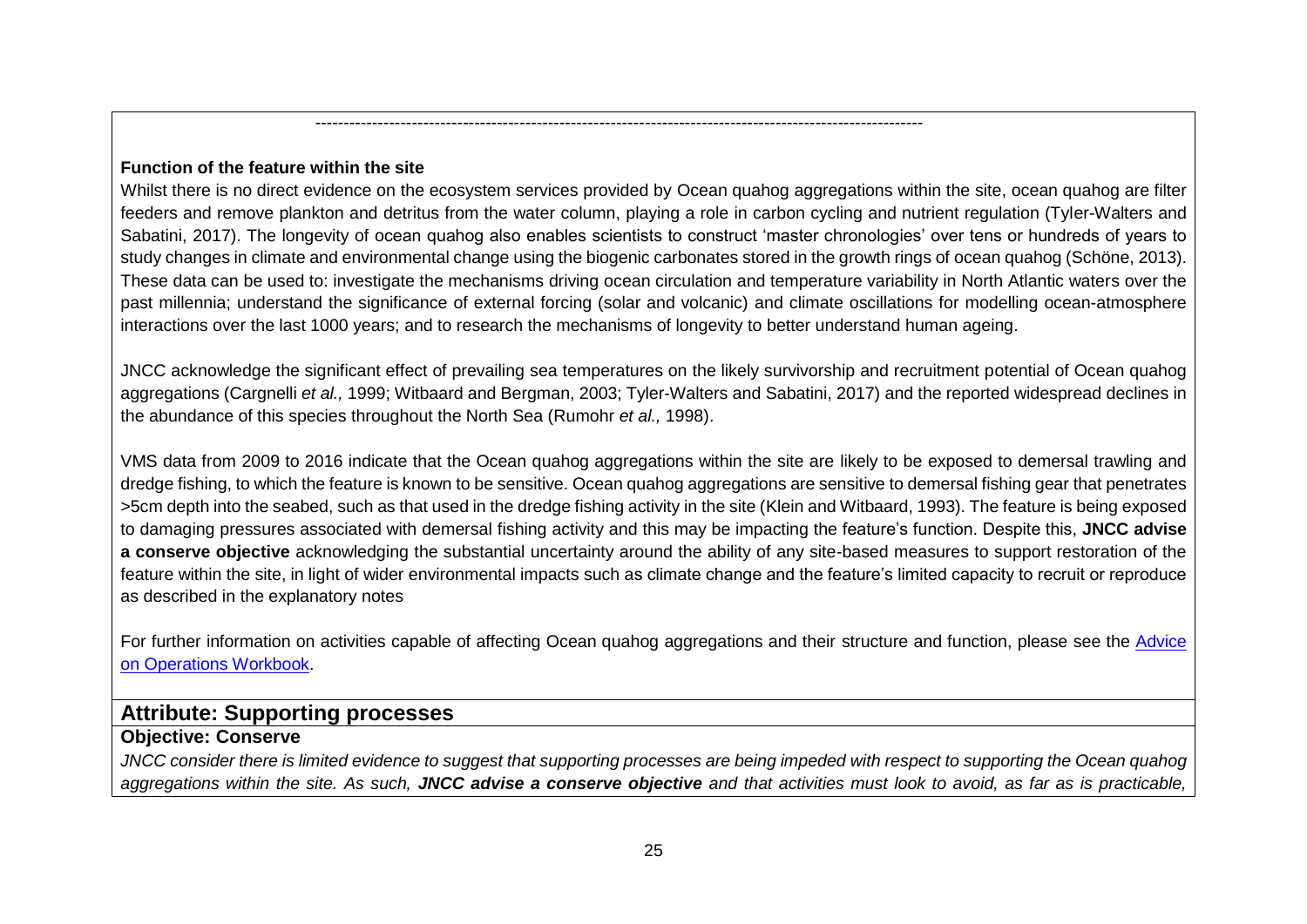---

**Function of the feature within the site**

Whilst there is no direct evidence on the ecosystem services provided by Ocean quahog aggregations within the site, ocean quahog are filter feeders and remove plankton and detritus from the water column, playing a role in carbon cycling and nutrient regulation (Tyler-Walters and Sabatini, 2017). The longevity of ocean quahog also enables scientists to construct 'master chronologies' over tens or hundreds of years to study changes in climate and environmental change using the biogenic carbonates stored in the growth rings of ocean quahog (Schöne, 2013). These data can be used to: investigate the mechanisms driving ocean circulation and temperature variability in North Atlantic waters over the past millennia; understand the significance of external forcing (solar and volcanic) and climate oscillations for modelling ocean-atmosphere interactions over the last 1000 years; and to research the mechanisms of longevity to better understand human ageing.

JNCC acknowledge the significant effect of prevailing sea temperatures on the likely survivorship and recruitment potential of Ocean quahog aggregations (Cargnelli *et al.,* 1999; Witbaard and Bergman, 2003; Tyler-Walters and Sabatini, 2017) and the reported widespread declines in the abundance of this species throughout the North Sea (Rumohr *et al.,* 1998).

VMS data from 2009 to 2016 indicate that the Ocean quahog aggregations within the site are likely to be exposed to demersal trawling and dredge fishing, to which the feature is known to be sensitive. Ocean quahog aggregations are sensitive to demersal fishing gear that penetrates >5cm depth into the seabed, such as that used in the dredge fishing activity in the site (Klein and Witbaard, 1993). The feature is being exposed to damaging pressures associated with demersal fishing activity and this may be impacting the feature's function. Despite this, **JNCC advise a conserve objective** acknowledging the substantial uncertainty around the ability of any site-based measures to support restoration of the feature within the site, in light of wider environmental impacts such as climate change and the feature's limited capacity to recruit or reproduce as described in the explanatory notes

For further information on activities capable of affecting Ocean quahog aggregations and their structure and function, please see the [Advice on Operations Workbook](Advice on Operations Workbook).

## Attribute: Supporting processes

**Objective: Conserve**

*JNCC consider there is limited evidence to suggest that supporting processes are being impeded with respect to supporting the Ocean quahog aggregations within the site. As such,* ***JNCC advise a conserve objective*** *and that activities must look to avoid, as far as is practicable,*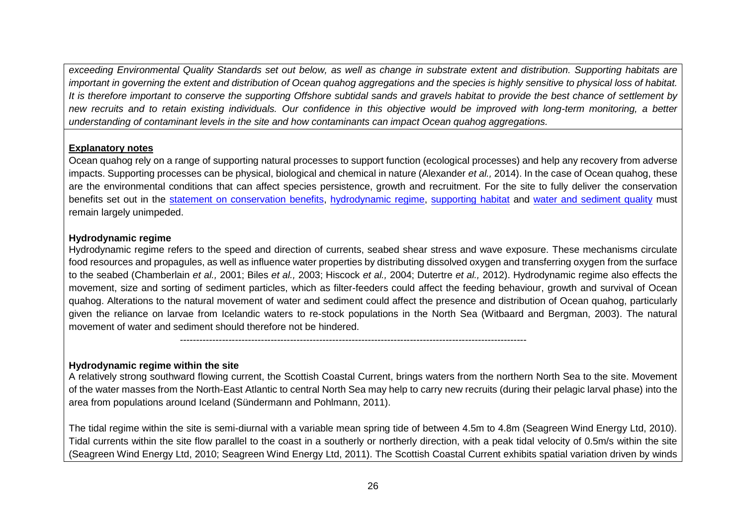*exceeding Environmental Quality Standards set out below, as well as change in substrate extent and distribution. Supporting habitats are important in governing the extent and distribution of Ocean quahog aggregations and the species is highly sensitive to physical loss of habitat. It is therefore important to conserve the supporting Offshore subtidal sands and gravels habitat to provide the best chance of settlement by new recruits and to retain existing individuals. Our confidence in this objective would be improved with long-term monitoring, a better understanding of contaminant levels in the site and how contaminants can impact Ocean quahog aggregations.*

**Explanatory notes**

Ocean quahog rely on a range of supporting natural processes to support function (ecological processes) and help any recovery from adverse impacts. Supporting processes can be physical, biological and chemical in nature (Alexander *et al.,* 2014). In the case of Ocean quahog, these are the environmental conditions that can affect species persistence, growth and recruitment. For the site to fully deliver the conservation benefits set out in the statement on conservation benefits, hydrodynamic regime, supporting habitat and water and sediment quality must remain largely unimpeded.

**Hydrodynamic regime**

Hydrodynamic regime refers to the speed and direction of currents, seabed shear stress and wave exposure. These mechanisms circulate food resources and propagules, as well as influence water properties by distributing dissolved oxygen and transferring oxygen from the surface to the seabed (Chamberlain *et al.,* 2001; Biles *et al.,* 2003; Hiscock *et al.,* 2004; Dutertre *et al.,* 2012). Hydrodynamic regime also effects the movement, size and sorting of sediment particles, which as filter-feeders could affect the feeding behaviour, growth and survival of Ocean quahog. Alterations to the natural movement of water and sediment could affect the presence and distribution of Ocean quahog, particularly given the reliance on larvae from Icelandic waters to re-stock populations in the North Sea (Witbaard and Bergman, 2003). The natural movement of water and sediment should therefore not be hindered.

---

**Hydrodynamic regime within the site**

A relatively strong southward flowing current, the Scottish Coastal Current, brings waters from the northern North Sea to the site. Movement of the water masses from the North-East Atlantic to central North Sea may help to carry new recruits (during their pelagic larval phase) into the area from populations around Iceland (Sündermann and Pohlmann, 2011).

The tidal regime within the site is semi-diurnal with a variable mean spring tide of between 4.5m to 4.8m (Seagreen Wind Energy Ltd, 2010). Tidal currents within the site flow parallel to the coast in a southerly or northerly direction, with a peak tidal velocity of 0.5m/s within the site (Seagreen Wind Energy Ltd, 2010; Seagreen Wind Energy Ltd, 2011). The Scottish Coastal Current exhibits spatial variation driven by winds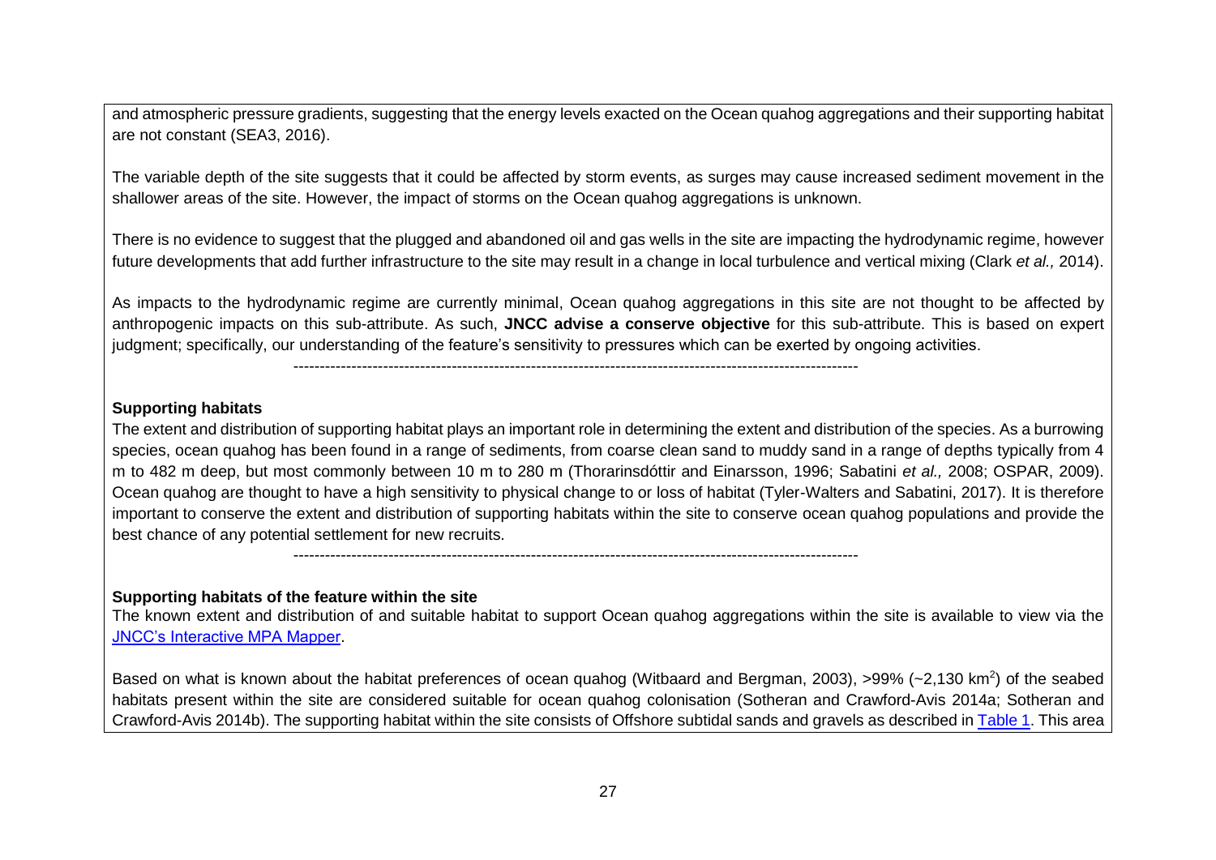and atmospheric pressure gradients, suggesting that the energy levels exacted on the Ocean quahog aggregations and their supporting habitat are not constant (SEA3, 2016).

The variable depth of the site suggests that it could be affected by storm events, as surges may cause increased sediment movement in the shallower areas of the site. However, the impact of storms on the Ocean quahog aggregations is unknown.

There is no evidence to suggest that the plugged and abandoned oil and gas wells in the site are impacting the hydrodynamic regime, however future developments that add further infrastructure to the site may result in a change in local turbulence and vertical mixing (Clark *et al.,* 2014).

As impacts to the hydrodynamic regime are currently minimal, Ocean quahog aggregations in this site are not thought to be affected by anthropogenic impacts on this sub-attribute. As such, **JNCC advise a conserve objective** for this sub-attribute. This is based on expert judgment; specifically, our understanding of the feature's sensitivity to pressures which can be exerted by ongoing activities.

---

**Supporting habitats**

The extent and distribution of supporting habitat plays an important role in determining the extent and distribution of the species. As a burrowing species, ocean quahog has been found in a range of sediments, from coarse clean sand to muddy sand in a range of depths typically from 4 m to 482 m deep, but most commonly between 10 m to 280 m (Thorarinsdóttir and Einarsson, 1996; Sabatini *et al.,* 2008; OSPAR, 2009). Ocean quahog are thought to have a high sensitivity to physical change to or loss of habitat (Tyler-Walters and Sabatini, 2017). It is therefore important to conserve the extent and distribution of supporting habitats within the site to conserve ocean quahog populations and provide the best chance of any potential settlement for new recruits.

---

**Supporting habitats of the feature within the site**

The known extent and distribution of and suitable habitat to support Ocean quahog aggregations within the site is available to view via the [JNCC's Interactive MPA Mapper](JNCC's Interactive MPA Mapper).

Based on what is known about the habitat preferences of ocean quahog (Witbaard and Bergman, 2003), >99% (~2,130 km$^2$) of the seabed habitats present within the site are considered suitable for ocean quahog colonisation (Sotheran and Crawford-Avis 2014a; Sotheran and Crawford-Avis 2014b). The supporting habitat within the site consists of Offshore subtidal sands and gravels as described in Table 1. This area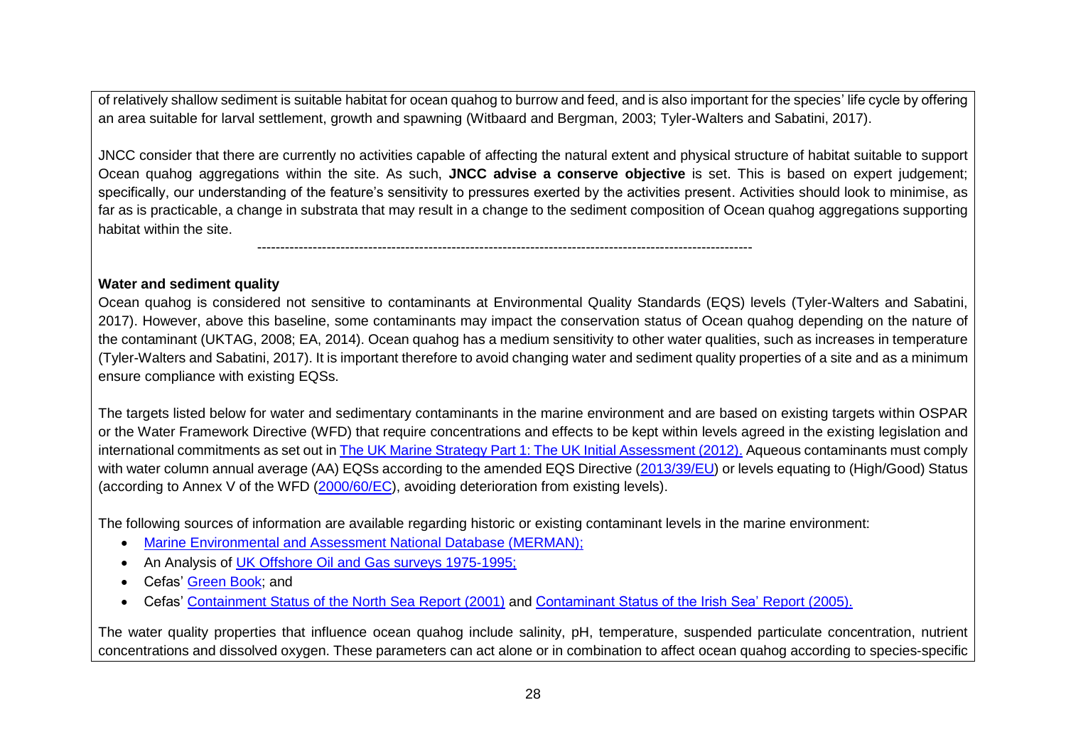of relatively shallow sediment is suitable habitat for ocean quahog to burrow and feed, and is also important for the species' life cycle by offering an area suitable for larval settlement, growth and spawning (Witbaard and Bergman, 2003; Tyler-Walters and Sabatini, 2017).

JNCC consider that there are currently no activities capable of affecting the natural extent and physical structure of habitat suitable to support Ocean quahog aggregations within the site. As such, **JNCC advise a conserve objective** is set. This is based on expert judgement; specifically, our understanding of the feature's sensitivity to pressures exerted by the activities present. Activities should look to minimise, as far as is practicable, a change in substrata that may result in a change to the sediment composition of Ocean quahog aggregations supporting habitat within the site.

-----------------------------------------------------------------------------------------------------------

**Water and sediment quality**

Ocean quahog is considered not sensitive to contaminants at Environmental Quality Standards (EQS) levels (Tyler-Walters and Sabatini, 2017). However, above this baseline, some contaminants may impact the conservation status of Ocean quahog depending on the nature of the contaminant (UKTAG, 2008; EA, 2014). Ocean quahog has a medium sensitivity to other water qualities, such as increases in temperature (Tyler-Walters and Sabatini, 2017). It is important therefore to avoid changing water and sediment quality properties of a site and as a minimum ensure compliance with existing EQSs.

The targets listed below for water and sedimentary contaminants in the marine environment and are based on existing targets within OSPAR or the Water Framework Directive (WFD) that require concentrations and effects to be kept within levels agreed in the existing legislation and international commitments as set out in The UK Marine Strategy Part 1: The UK Initial Assessment (2012). Aqueous contaminants must comply with water column annual average (AA) EQSs according to the amended EQS Directive (2013/39/EU) or levels equating to (High/Good) Status (according to Annex V of the WFD (2000/60/EC), avoiding deterioration from existing levels).

The following sources of information are available regarding historic or existing contaminant levels in the marine environment:

- Marine Environmental and Assessment National Database (MERMAN);
- An Analysis of UK Offshore Oil and Gas surveys 1975-1995;
- Cefas' Green Book; and
- Cefas' Containment Status of the North Sea Report (2001) and Contaminant Status of the Irish Sea' Report (2005).

The water quality properties that influence ocean quahog include salinity, pH, temperature, suspended particulate concentration, nutrient concentrations and dissolved oxygen. These parameters can act alone or in combination to affect ocean quahog according to species-specific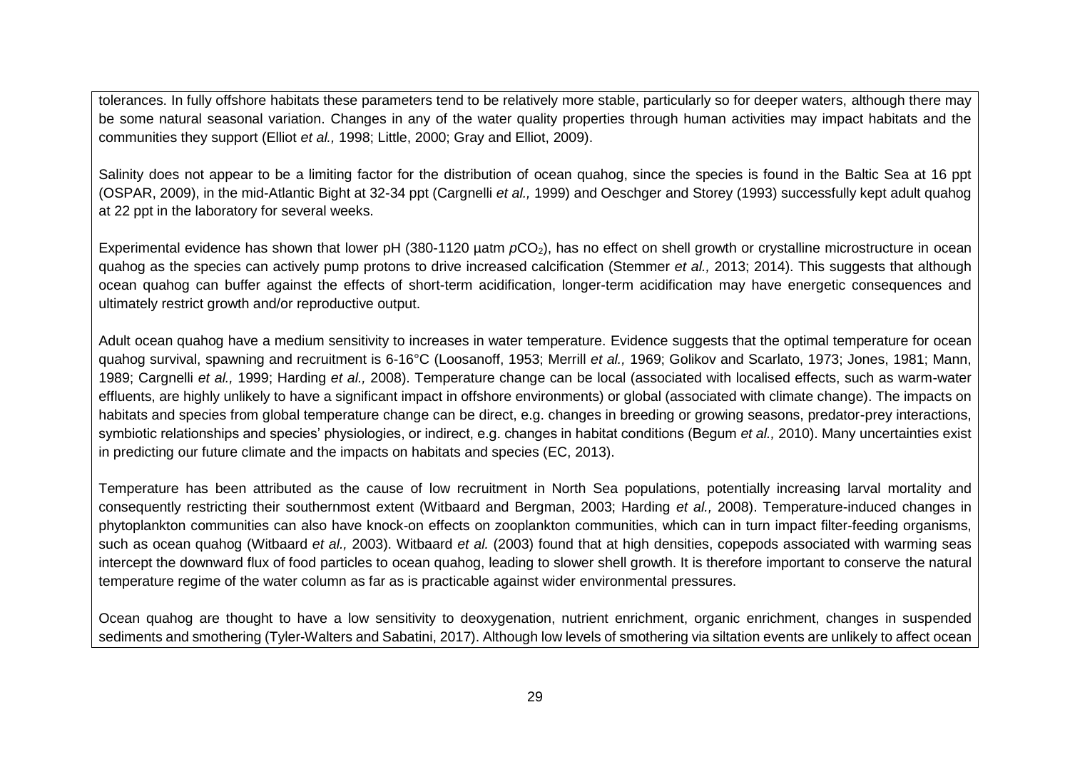tolerances. In fully offshore habitats these parameters tend to be relatively more stable, particularly so for deeper waters, although there may be some natural seasonal variation. Changes in any of the water quality properties through human activities may impact habitats and the communities they support (Elliot *et al.,* 1998; Little, 2000; Gray and Elliot, 2009).

Salinity does not appear to be a limiting factor for the distribution of ocean quahog, since the species is found in the Baltic Sea at 16 ppt (OSPAR, 2009), in the mid-Atlantic Bight at 32-34 ppt (Cargnelli *et al.,* 1999) and Oeschger and Storey (1993) successfully kept adult quahog at 22 ppt in the laboratory for several weeks.

Experimental evidence has shown that lower pH (380-1120 µatm $pCO_2$), has no effect on shell growth or crystalline microstructure in ocean quahog as the species can actively pump protons to drive increased calcification (Stemmer *et al.,* 2013; 2014). This suggests that although ocean quahog can buffer against the effects of short-term acidification, longer-term acidification may have energetic consequences and ultimately restrict growth and/or reproductive output.

Adult ocean quahog have a medium sensitivity to increases in water temperature. Evidence suggests that the optimal temperature for ocean quahog survival, spawning and recruitment is 6-16°C (Loosanoff, 1953; Merrill *et al.,* 1969; Golikov and Scarlato, 1973; Jones, 1981; Mann, 1989; Cargnelli *et al.,* 1999; Harding *et al.,* 2008). Temperature change can be local (associated with localised effects, such as warm-water effluents, are highly unlikely to have a significant impact in offshore environments) or global (associated with climate change). The impacts on habitats and species from global temperature change can be direct, e.g. changes in breeding or growing seasons, predator-prey interactions, symbiotic relationships and species' physiologies, or indirect, e.g. changes in habitat conditions (Begum *et al.,* 2010). Many uncertainties exist in predicting our future climate and the impacts on habitats and species (EC, 2013).

Temperature has been attributed as the cause of low recruitment in North Sea populations, potentially increasing larval mortality and consequently restricting their southernmost extent (Witbaard and Bergman, 2003; Harding *et al.,* 2008). Temperature-induced changes in phytoplankton communities can also have knock-on effects on zooplankton communities, which can in turn impact filter-feeding organisms, such as ocean quahog (Witbaard *et al.,* 2003). Witbaard *et al.* (2003) found that at high densities, copepods associated with warming seas intercept the downward flux of food particles to ocean quahog, leading to slower shell growth. It is therefore important to conserve the natural temperature regime of the water column as far as is practicable against wider environmental pressures.

Ocean quahog are thought to have a low sensitivity to deoxygenation, nutrient enrichment, organic enrichment, changes in suspended sediments and smothering (Tyler-Walters and Sabatini, 2017). Although low levels of smothering via siltation events are unlikely to affect ocean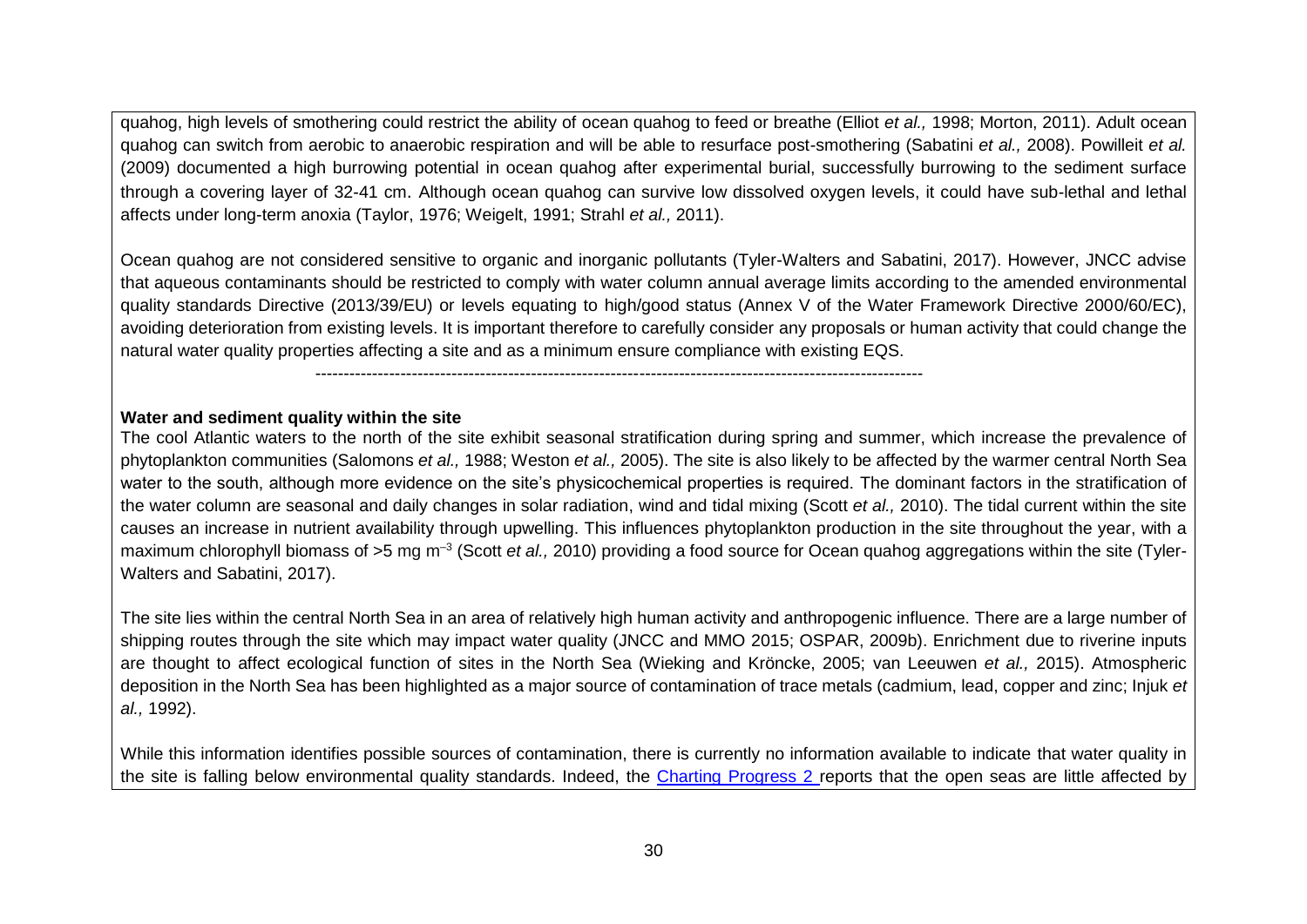quahog, high levels of smothering could restrict the ability of ocean quahog to feed or breathe (Elliot *et al.,* 1998; Morton, 2011). Adult ocean quahog can switch from aerobic to anaerobic respiration and will be able to resurface post-smothering (Sabatini *et al.,* 2008). Powilleit *et al.* (2009) documented a high burrowing potential in ocean quahog after experimental burial, successfully burrowing to the sediment surface through a covering layer of 32-41 cm. Although ocean quahog can survive low dissolved oxygen levels, it could have sub-lethal and lethal affects under long-term anoxia (Taylor, 1976; Weigelt, 1991; Strahl *et al.,* 2011).

Ocean quahog are not considered sensitive to organic and inorganic pollutants (Tyler-Walters and Sabatini, 2017). However, JNCC advise that aqueous contaminants should be restricted to comply with water column annual average limits according to the amended environmental quality standards Directive (2013/39/EU) or levels equating to high/good status (Annex V of the Water Framework Directive 2000/60/EC), avoiding deterioration from existing levels. It is important therefore to carefully consider any proposals or human activity that could change the natural water quality properties affecting a site and as a minimum ensure compliance with existing EQS.

---

**Water and sediment quality within the site**

The cool Atlantic waters to the north of the site exhibit seasonal stratification during spring and summer, which increase the prevalence of phytoplankton communities (Salomons *et al.,* 1988; Weston *et al.,* 2005). The site is also likely to be affected by the warmer central North Sea water to the south, although more evidence on the site's physicochemical properties is required. The dominant factors in the stratification of the water column are seasonal and daily changes in solar radiation, wind and tidal mixing (Scott *et al.,* 2010). The tidal current within the site causes an increase in nutrient availability through upwelling. This influences phytoplankton production in the site throughout the year, with a maximum chlorophyll biomass of >5 mg $m^{-3}$ (Scott *et al.,* 2010) providing a food source for Ocean quahog aggregations within the site (Tyler-Walters and Sabatini, 2017).

The site lies within the central North Sea in an area of relatively high human activity and anthropogenic influence. There are a large number of shipping routes through the site which may impact water quality (JNCC and MMO 2015; OSPAR, 2009b). Enrichment due to riverine inputs are thought to affect ecological function of sites in the North Sea (Wieking and Kröncke, 2005; van Leeuwen *et al.,* 2015). Atmospheric deposition in the North Sea has been highlighted as a major source of contamination of trace metals (cadmium, lead, copper and zinc; Injuk *et al.,* 1992).

While this information identifies possible sources of contamination, there is currently no information available to indicate that water quality in the site is falling below environmental quality standards. Indeed, the Charting Progress 2 reports that the open seas are little affected by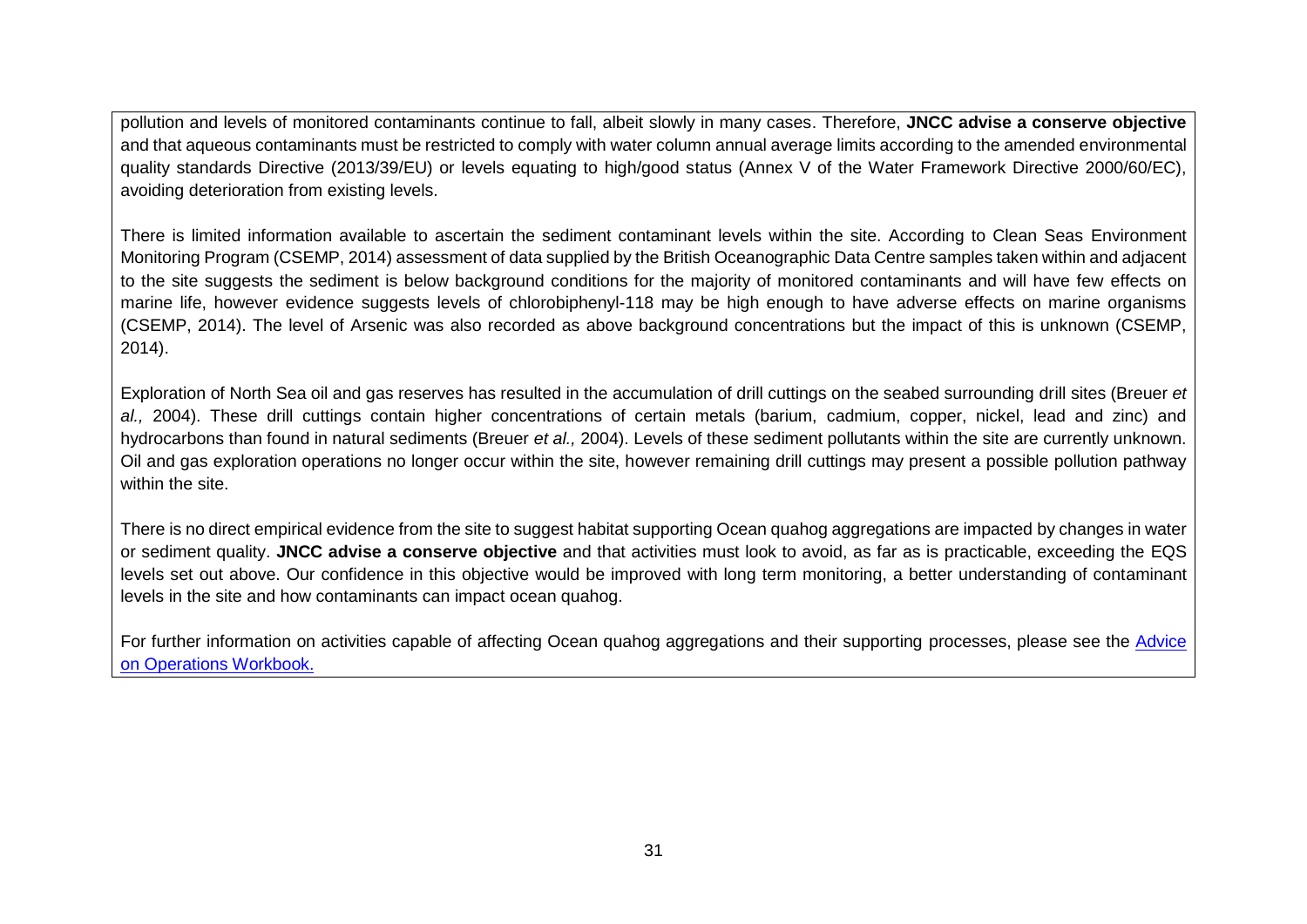pollution and levels of monitored contaminants continue to fall, albeit slowly in many cases. Therefore, **JNCC advise a conserve objective** and that aqueous contaminants must be restricted to comply with water column annual average limits according to the amended environmental quality standards Directive (2013/39/EU) or levels equating to high/good status (Annex V of the Water Framework Directive 2000/60/EC), avoiding deterioration from existing levels.

There is limited information available to ascertain the sediment contaminant levels within the site. According to Clean Seas Environment Monitoring Program (CSEMP, 2014) assessment of data supplied by the British Oceanographic Data Centre samples taken within and adjacent to the site suggests the sediment is below background conditions for the majority of monitored contaminants and will have few effects on marine life, however evidence suggests levels of chlorobiphenyl-118 may be high enough to have adverse effects on marine organisms (CSEMP, 2014). The level of Arsenic was also recorded as above background concentrations but the impact of this is unknown (CSEMP, 2014).

Exploration of North Sea oil and gas reserves has resulted in the accumulation of drill cuttings on the seabed surrounding drill sites (Breuer *et al.,* 2004). These drill cuttings contain higher concentrations of certain metals (barium, cadmium, copper, nickel, lead and zinc) and hydrocarbons than found in natural sediments (Breuer *et al.,* 2004). Levels of these sediment pollutants within the site are currently unknown. Oil and gas exploration operations no longer occur within the site, however remaining drill cuttings may present a possible pollution pathway within the site.

There is no direct empirical evidence from the site to suggest habitat supporting Ocean quahog aggregations are impacted by changes in water or sediment quality. **JNCC advise a conserve objective** and that activities must look to avoid, as far as is practicable, exceeding the EQS levels set out above. Our confidence in this objective would be improved with long term monitoring, a better understanding of contaminant levels in the site and how contaminants can impact ocean quahog.

For further information on activities capable of affecting Ocean quahog aggregations and their supporting processes, please see the Advice on Operations Workbook.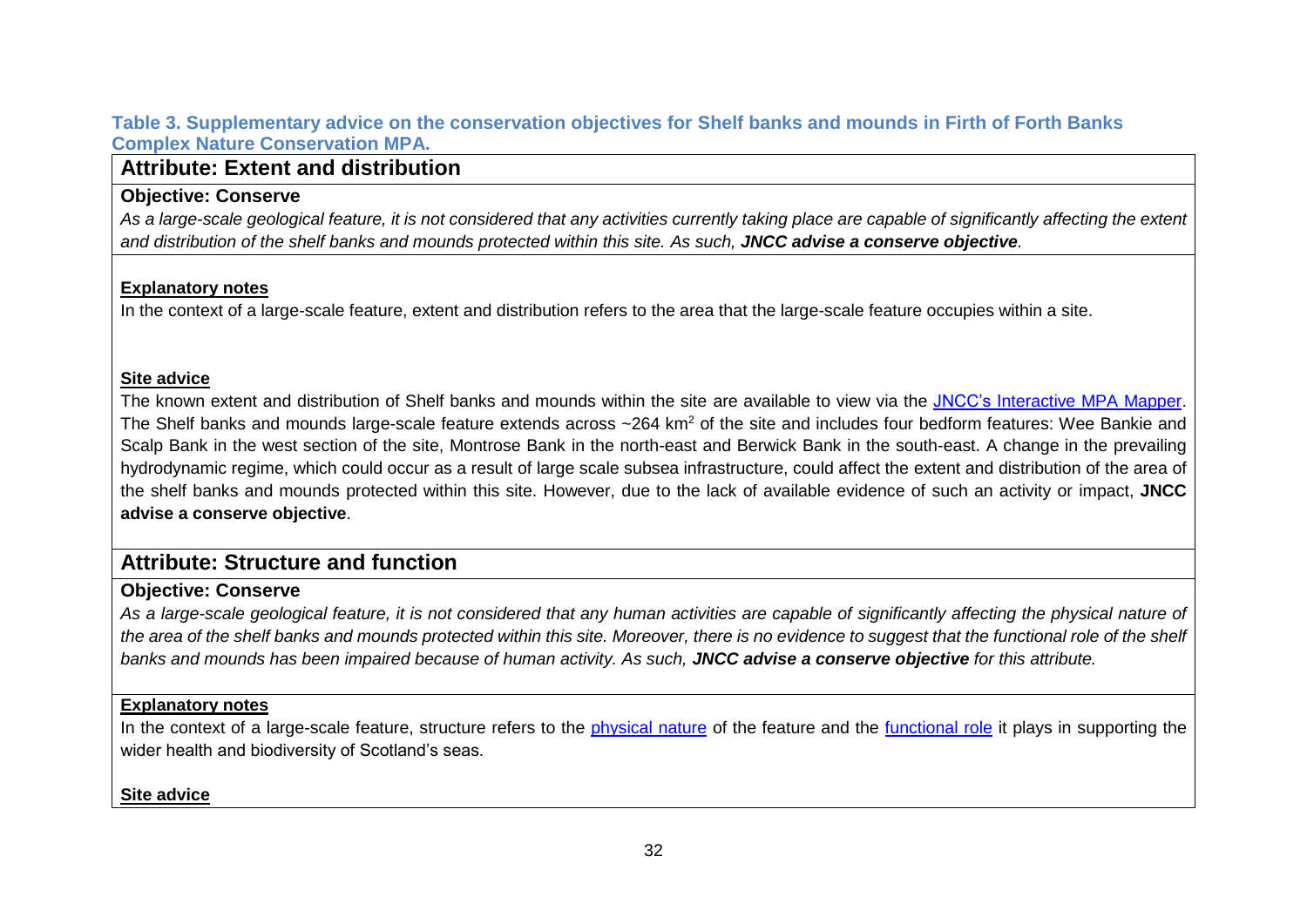**Table 3. Supplementary advice on the conservation objectives for Shelf banks and mounds in Firth of Forth Banks Complex Nature Conservation MPA.**

## Attribute: Extent and distribution

**Objective: Conserve**

*As a large-scale geological feature, it is not considered that any activities currently taking place are capable of significantly affecting the extent and distribution of the shelf banks and mounds protected within this site. As such,* ***JNCC advise a conserve objective****.*

**Explanatory notes**

In the context of a large-scale feature, extent and distribution refers to the area that the large-scale feature occupies within a site.

**Site advice**

The known extent and distribution of Shelf banks and mounds within the site are available to view via the [JNCC's Interactive MPA Mapper](). The Shelf banks and mounds large-scale feature extends across ~264 km$^2$ of the site and includes four bedform features: Wee Bankie and Scalp Bank in the west section of the site, Montrose Bank in the north-east and Berwick Bank in the south-east. A change in the prevailing hydrodynamic regime, which could occur as a result of large scale subsea infrastructure, could affect the extent and distribution of the area of the shelf banks and mounds protected within this site. However, due to the lack of available evidence of such an activity or impact, **JNCC advise a conserve objective**.

## Attribute: Structure and function

**Objective: Conserve**

*As a large-scale geological feature, it is not considered that any human activities are capable of significantly affecting the physical nature of the area of the shelf banks and mounds protected within this site. Moreover, there is no evidence to suggest that the functional role of the shelf banks and mounds has been impaired because of human activity. As such,* ***JNCC advise a conserve objective*** *for this attribute.*

**Explanatory notes**

In the context of a large-scale feature, structure refers to the [physical nature]() of the feature and the [functional role]() it plays in supporting the wider health and biodiversity of Scotland's seas.

**Site advice**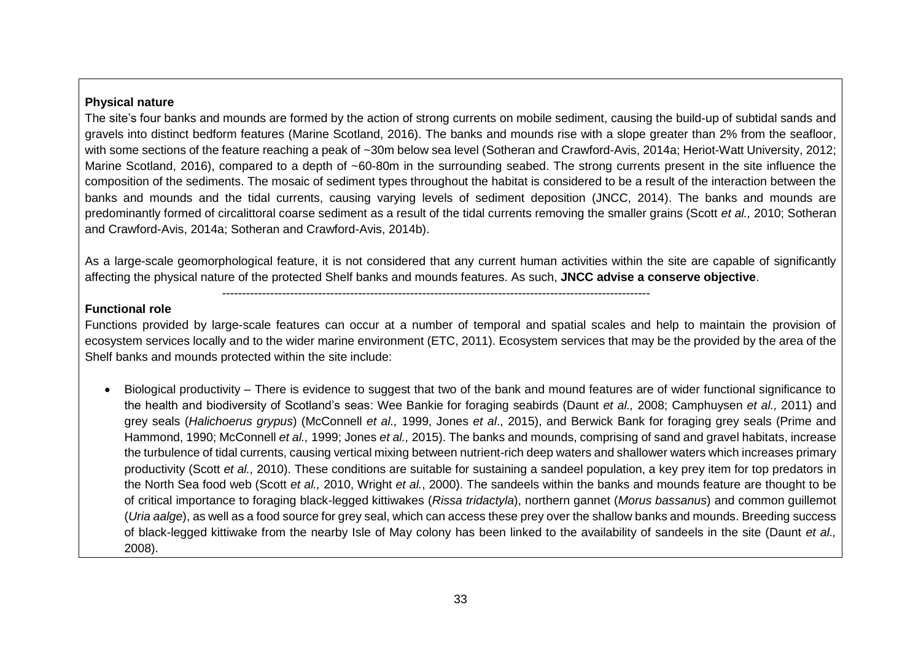**Physical nature**

The site's four banks and mounds are formed by the action of strong currents on mobile sediment, causing the build-up of subtidal sands and gravels into distinct bedform features (Marine Scotland, 2016). The banks and mounds rise with a slope greater than 2% from the seafloor, with some sections of the feature reaching a peak of ~30m below sea level (Sotheran and Crawford-Avis, 2014a; Heriot-Watt University, 2012; Marine Scotland, 2016), compared to a depth of ~60-80m in the surrounding seabed. The strong currents present in the site influence the composition of the sediments. The mosaic of sediment types throughout the habitat is considered to be a result of the interaction between the banks and mounds and the tidal currents, causing varying levels of sediment deposition (JNCC, 2014). The banks and mounds are predominantly formed of circalittoral coarse sediment as a result of the tidal currents removing the smaller grains (Scott *et al.,* 2010; Sotheran and Crawford-Avis, 2014a; Sotheran and Crawford-Avis, 2014b).

As a large-scale geomorphological feature, it is not considered that any current human activities within the site are capable of significantly affecting the physical nature of the protected Shelf banks and mounds features. As such, **JNCC advise a conserve objective**.

---

**Functional role**

Functions provided by large-scale features can occur at a number of temporal and spatial scales and help to maintain the provision of ecosystem services locally and to the wider marine environment (ETC, 2011). Ecosystem services that may be the provided by the area of the Shelf banks and mounds protected within the site include:

- Biological productivity – There is evidence to suggest that two of the bank and mound features are of wider functional significance to the health and biodiversity of Scotland's seas: Wee Bankie for foraging seabirds (Daunt *et al.,* 2008; Camphuysen *et al.,* 2011) and grey seals (*Halichoerus grypus*) (McConnell *et al.,* 1999, Jones *et al*., 2015), and Berwick Bank for foraging grey seals (Prime and Hammond, 1990; McConnell *et al.,* 1999; Jones *et al.,* 2015). The banks and mounds, comprising of sand and gravel habitats, increase the turbulence of tidal currents, causing vertical mixing between nutrient-rich deep waters and shallower waters which increases primary productivity (Scott *et al.,* 2010). These conditions are suitable for sustaining a sandeel population, a key prey item for top predators in the North Sea food web (Scott *et al.,* 2010, Wright *et al.*, 2000). The sandeels within the banks and mounds feature are thought to be of critical importance to foraging black-legged kittiwakes (*Rissa tridactyla*), northern gannet (*Morus bassanus*) and common guillemot (*Uria aalge*), as well as a food source for grey seal, which can access these prey over the shallow banks and mounds. Breeding success of black-legged kittiwake from the nearby Isle of May colony has been linked to the availability of sandeels in the site (Daunt *et al.,* 2008).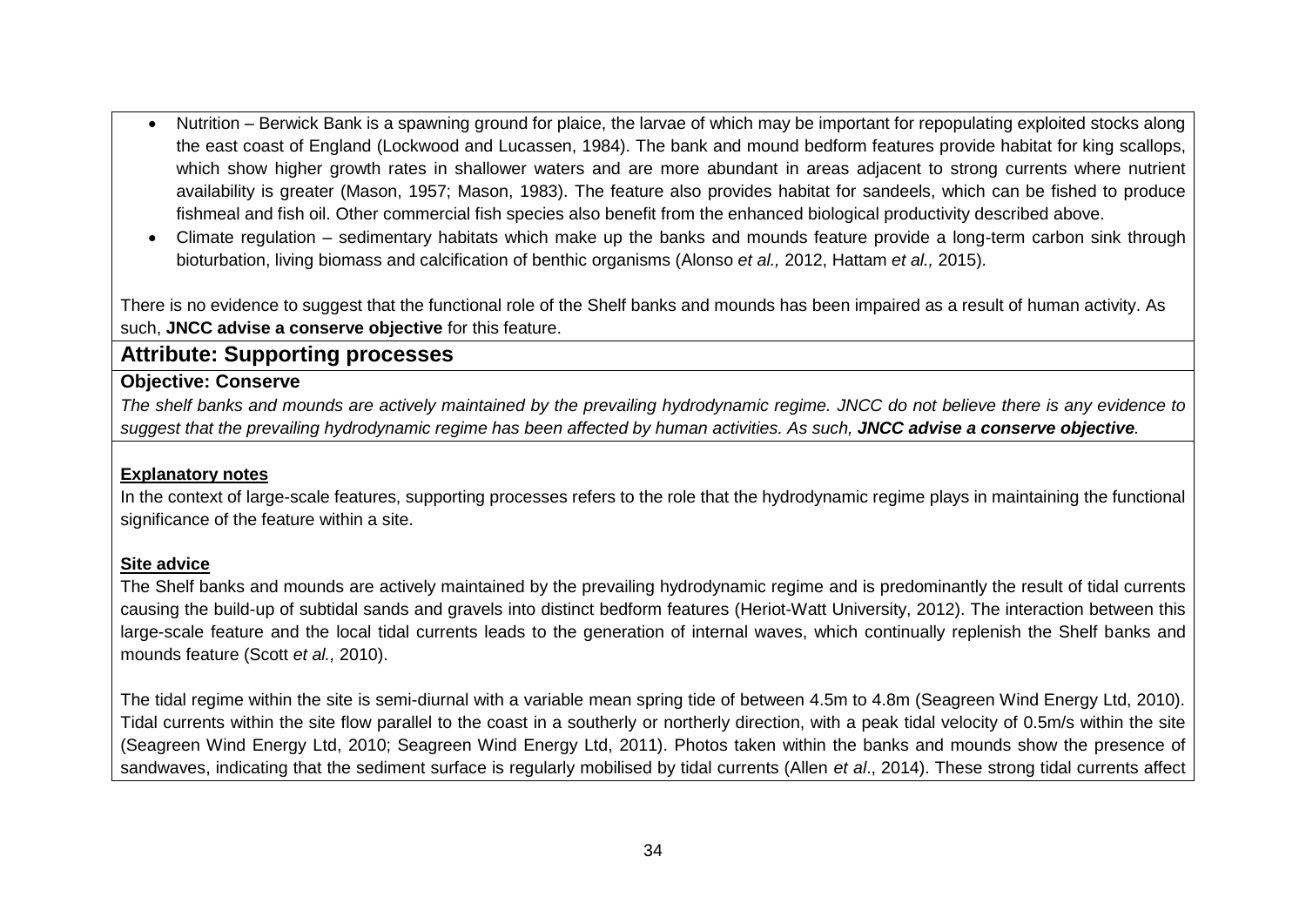- Nutrition – Berwick Bank is a spawning ground for plaice, the larvae of which may be important for repopulating exploited stocks along the east coast of England (Lockwood and Lucassen, 1984). The bank and mound bedform features provide habitat for king scallops, which show higher growth rates in shallower waters and are more abundant in areas adjacent to strong currents where nutrient availability is greater (Mason, 1957; Mason, 1983). The feature also provides habitat for sandeels, which can be fished to produce fishmeal and fish oil. Other commercial fish species also benefit from the enhanced biological productivity described above.
- Climate regulation – sedimentary habitats which make up the banks and mounds feature provide a long-term carbon sink through bioturbation, living biomass and calcification of benthic organisms (Alonso *et al.,* 2012, Hattam *et al.,* 2015).

There is no evidence to suggest that the functional role of the Shelf banks and mounds has been impaired as a result of human activity. As such, **JNCC advise a conserve objective** for this feature.

## Attribute: Supporting processes

**Objective: Conserve**

*The shelf banks and mounds are actively maintained by the prevailing hydrodynamic regime. JNCC do not believe there is any evidence to suggest that the prevailing hydrodynamic regime has been affected by human activities. As such, **JNCC advise a conserve objective**.*

**Explanatory notes**

In the context of large-scale features, supporting processes refers to the role that the hydrodynamic regime plays in maintaining the functional significance of the feature within a site.

**Site advice**

The Shelf banks and mounds are actively maintained by the prevailing hydrodynamic regime and is predominantly the result of tidal currents causing the build-up of subtidal sands and gravels into distinct bedform features (Heriot-Watt University, 2012). The interaction between this large-scale feature and the local tidal currents leads to the generation of internal waves, which continually replenish the Shelf banks and mounds feature (Scott *et al.,* 2010).

The tidal regime within the site is semi-diurnal with a variable mean spring tide of between 4.5m to 4.8m (Seagreen Wind Energy Ltd, 2010). Tidal currents within the site flow parallel to the coast in a southerly or northerly direction, with a peak tidal velocity of 0.5m/s within the site (Seagreen Wind Energy Ltd, 2010; Seagreen Wind Energy Ltd, 2011). Photos taken within the banks and mounds show the presence of sandwaves, indicating that the sediment surface is regularly mobilised by tidal currents (Allen *et al*., 2014). These strong tidal currents affect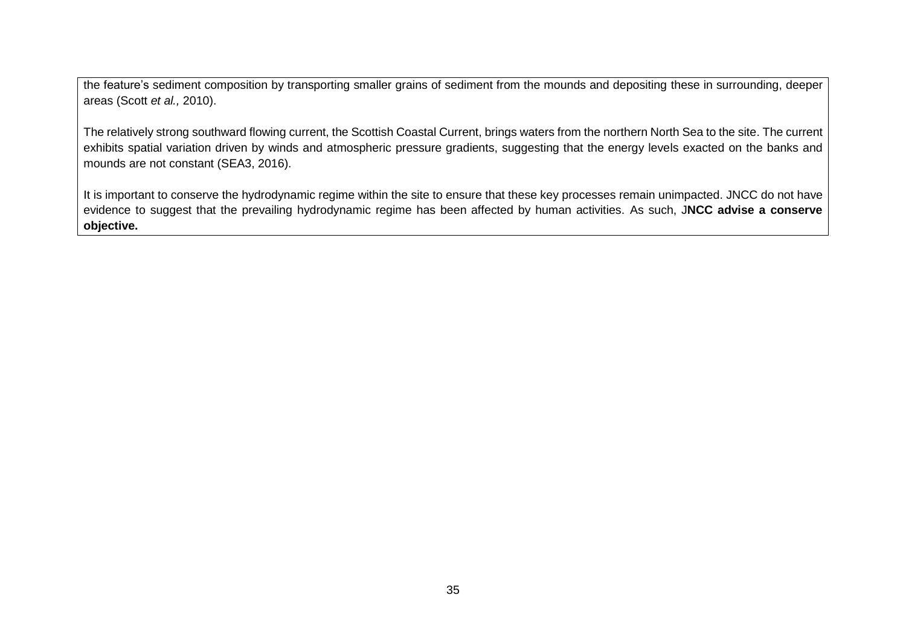the feature's sediment composition by transporting smaller grains of sediment from the mounds and depositing these in surrounding, deeper areas (Scott *et al.,* 2010).

The relatively strong southward flowing current, the Scottish Coastal Current, brings waters from the northern North Sea to the site. The current exhibits spatial variation driven by winds and atmospheric pressure gradients, suggesting that the energy levels exacted on the banks and mounds are not constant (SEA3, 2016).

It is important to conserve the hydrodynamic regime within the site to ensure that these key processes remain unimpacted. JNCC do not have evidence to suggest that the prevailing hydrodynamic regime has been affected by human activities. As such, J**NCC advise a conserve objective.**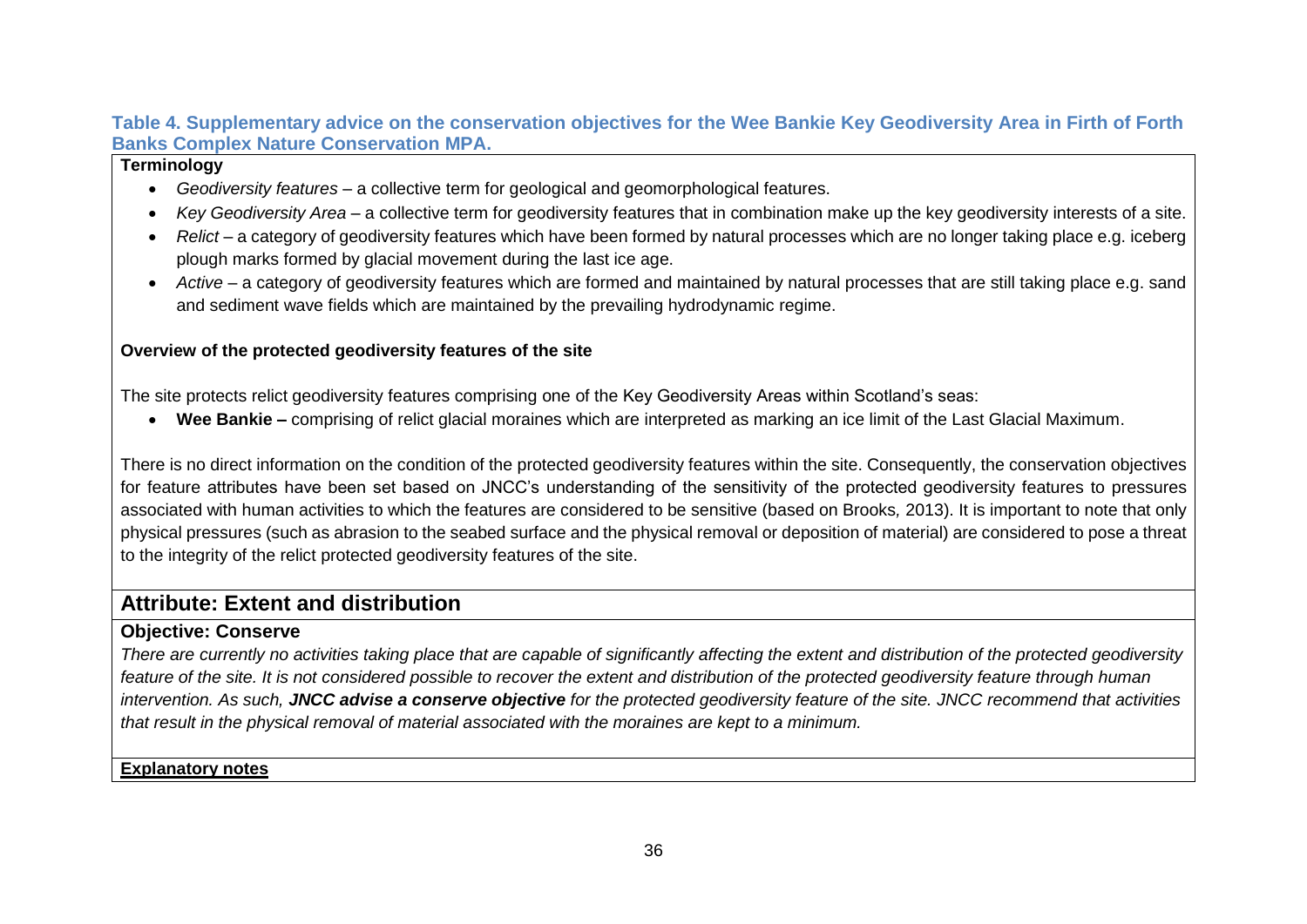**Table 4. Supplementary advice on the conservation objectives for the Wee Bankie Key Geodiversity Area in Firth of Forth Banks Complex Nature Conservation MPA.**

**Terminology**

- *Geodiversity features* – a collective term for geological and geomorphological features.
- *Key Geodiversity Area* – a collective term for geodiversity features that in combination make up the key geodiversity interests of a site.
- *Relict* – a category of geodiversity features which have been formed by natural processes which are no longer taking place e.g. iceberg plough marks formed by glacial movement during the last ice age.
- *Active* – a category of geodiversity features which are formed and maintained by natural processes that are still taking place e.g. sand and sediment wave fields which are maintained by the prevailing hydrodynamic regime.

**Overview of the protected geodiversity features of the site**

The site protects relict geodiversity features comprising one of the Key Geodiversity Areas within Scotland's seas:

- **Wee Bankie –** comprising of relict glacial moraines which are interpreted as marking an ice limit of the Last Glacial Maximum.

There is no direct information on the condition of the protected geodiversity features within the site. Consequently, the conservation objectives for feature attributes have been set based on JNCC's understanding of the sensitivity of the protected geodiversity features to pressures associated with human activities to which the features are considered to be sensitive (based on Brooks, 2013). It is important to note that only physical pressures (such as abrasion to the seabed surface and the physical removal or deposition of material) are considered to pose a threat to the integrity of the relict protected geodiversity features of the site.

## Attribute: Extent and distribution

### Objective: Conserve

*There are currently no activities taking place that are capable of significantly affecting the extent and distribution of the protected geodiversity feature of the site. It is not considered possible to recover the extent and distribution of the protected geodiversity feature through human intervention. As such,* ***JNCC advise a conserve objective*** *for the protected geodiversity feature of the site. JNCC recommend that activities that result in the physical removal of material associated with the moraines are kept to a minimum.*

**Explanatory notes**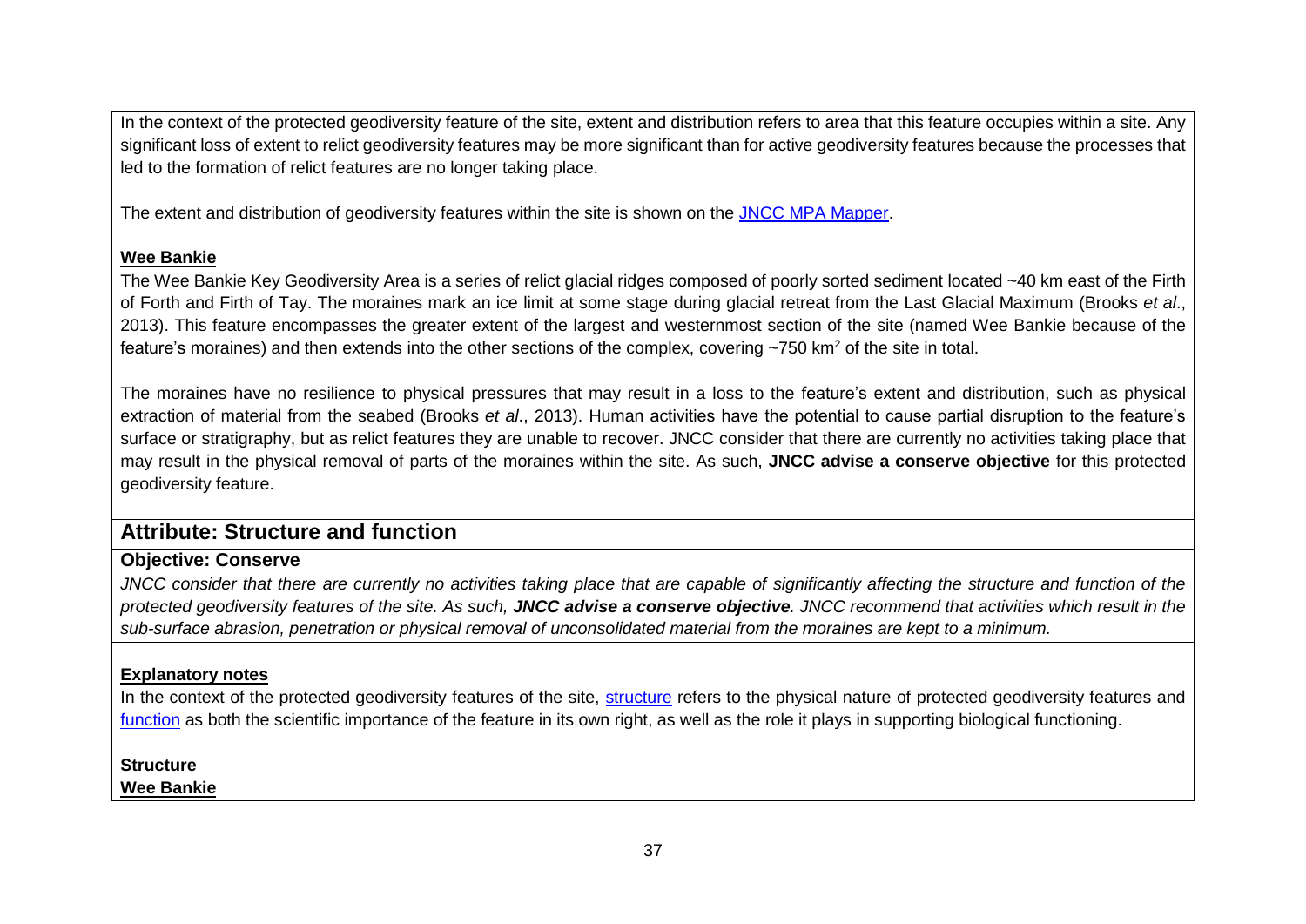In the context of the protected geodiversity feature of the site, extent and distribution refers to area that this feature occupies within a site. Any significant loss of extent to relict geodiversity features may be more significant than for active geodiversity features because the processes that led to the formation of relict features are no longer taking place.

The extent and distribution of geodiversity features within the site is shown on the [JNCC MPA Mapper](JNCC MPA Mapper).

**Wee Bankie**

The Wee Bankie Key Geodiversity Area is a series of relict glacial ridges composed of poorly sorted sediment located ~40 km east of the Firth of Forth and Firth of Tay. The moraines mark an ice limit at some stage during glacial retreat from the Last Glacial Maximum (Brooks *et al*., 2013). This feature encompasses the greater extent of the largest and westernmost section of the site (named Wee Bankie because of the feature's moraines) and then extends into the other sections of the complex, covering ~750 km$^2$ of the site in total.

The moraines have no resilience to physical pressures that may result in a loss to the feature's extent and distribution, such as physical extraction of material from the seabed (Brooks *et al*., 2013). Human activities have the potential to cause partial disruption to the feature's surface or stratigraphy, but as relict features they are unable to recover. JNCC consider that there are currently no activities taking place that may result in the physical removal of parts of the moraines within the site. As such, **JNCC advise a conserve objective** for this protected geodiversity feature.

## Attribute: Structure and function

### Objective: Conserve

*JNCC consider that there are currently no activities taking place that are capable of significantly affecting the structure and function of the protected geodiversity features of the site. As such,* ***JNCC advise a conserve objective****. JNCC recommend that activities which result in the sub-surface abrasion, penetration or physical removal of unconsolidated material from the moraines are kept to a minimum.*

**Explanatory notes**

In the context of the protected geodiversity features of the site, structure refers to the physical nature of protected geodiversity features and function as both the scientific importance of the feature in its own right, as well as the role it plays in supporting biological functioning.

**Structure**

**Wee Bankie**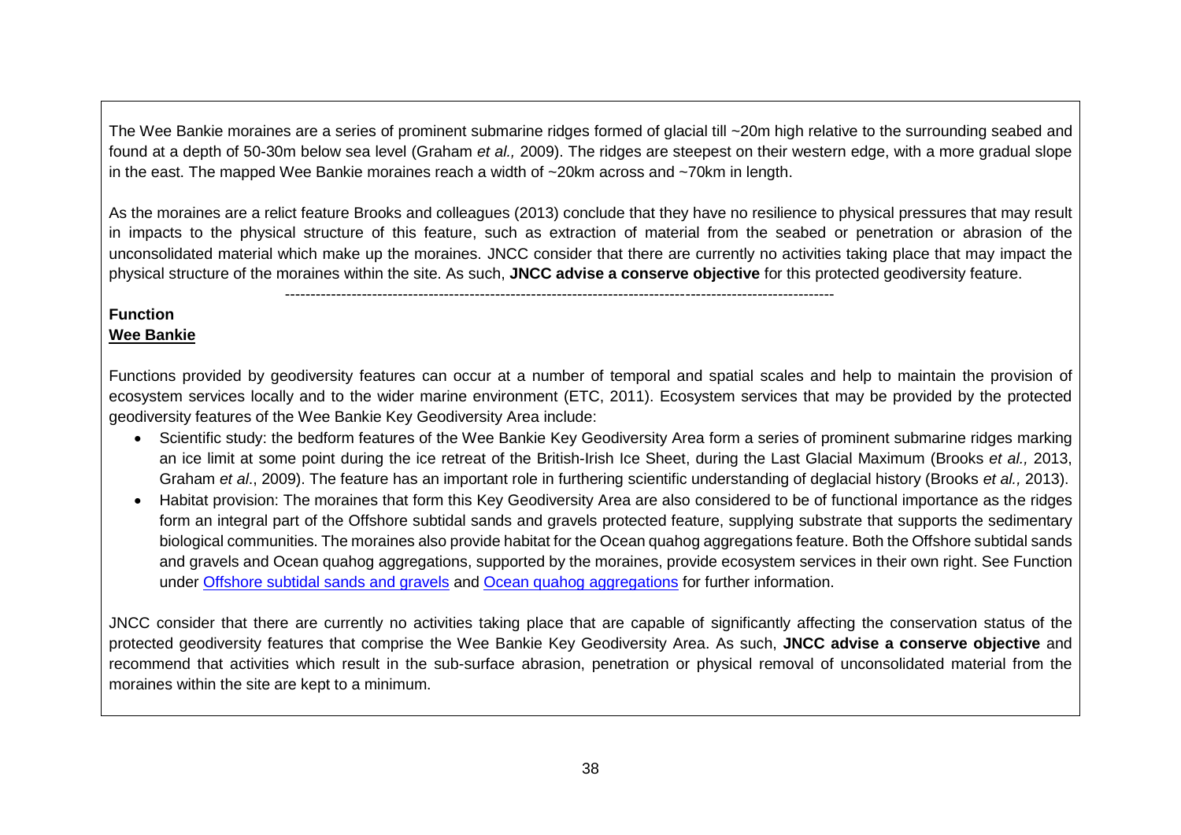The Wee Bankie moraines are a series of prominent submarine ridges formed of glacial till ~20m high relative to the surrounding seabed and found at a depth of 50-30m below sea level (Graham *et al.,* 2009). The ridges are steepest on their western edge, with a more gradual slope in the east. The mapped Wee Bankie moraines reach a width of ~20km across and ~70km in length.

As the moraines are a relict feature Brooks and colleagues (2013) conclude that they have no resilience to physical pressures that may result in impacts to the physical structure of this feature, such as extraction of material from the seabed or penetration or abrasion of the unconsolidated material which make up the moraines. JNCC consider that there are currently no activities taking place that may impact the physical structure of the moraines within the site. As such, **JNCC advise a conserve objective** for this protected geodiversity feature.

------------------------------------------------------------------------------------------------------------

**Function**

**Wee Bankie**

Functions provided by geodiversity features can occur at a number of temporal and spatial scales and help to maintain the provision of ecosystem services locally and to the wider marine environment (ETC, 2011). Ecosystem services that may be provided by the protected geodiversity features of the Wee Bankie Key Geodiversity Area include:

- Scientific study: the bedform features of the Wee Bankie Key Geodiversity Area form a series of prominent submarine ridges marking an ice limit at some point during the ice retreat of the British-Irish Ice Sheet, during the Last Glacial Maximum (Brooks *et al.,* 2013, Graham *et al*., 2009). The feature has an important role in furthering scientific understanding of deglacial history (Brooks *et al.,* 2013).
- Habitat provision: The moraines that form this Key Geodiversity Area are also considered to be of functional importance as the ridges form an integral part of the Offshore subtidal sands and gravels protected feature, supplying substrate that supports the sedimentary biological communities. The moraines also provide habitat for the Ocean quahog aggregations feature. Both the Offshore subtidal sands and gravels and Ocean quahog aggregations, supported by the moraines, provide ecosystem services in their own right. See Function under Offshore subtidal sands and gravels and Ocean quahog aggregations for further information.

JNCC consider that there are currently no activities taking place that are capable of significantly affecting the conservation status of the protected geodiversity features that comprise the Wee Bankie Key Geodiversity Area. As such, **JNCC advise a conserve objective** and recommend that activities which result in the sub-surface abrasion, penetration or physical removal of unconsolidated material from the moraines within the site are kept to a minimum.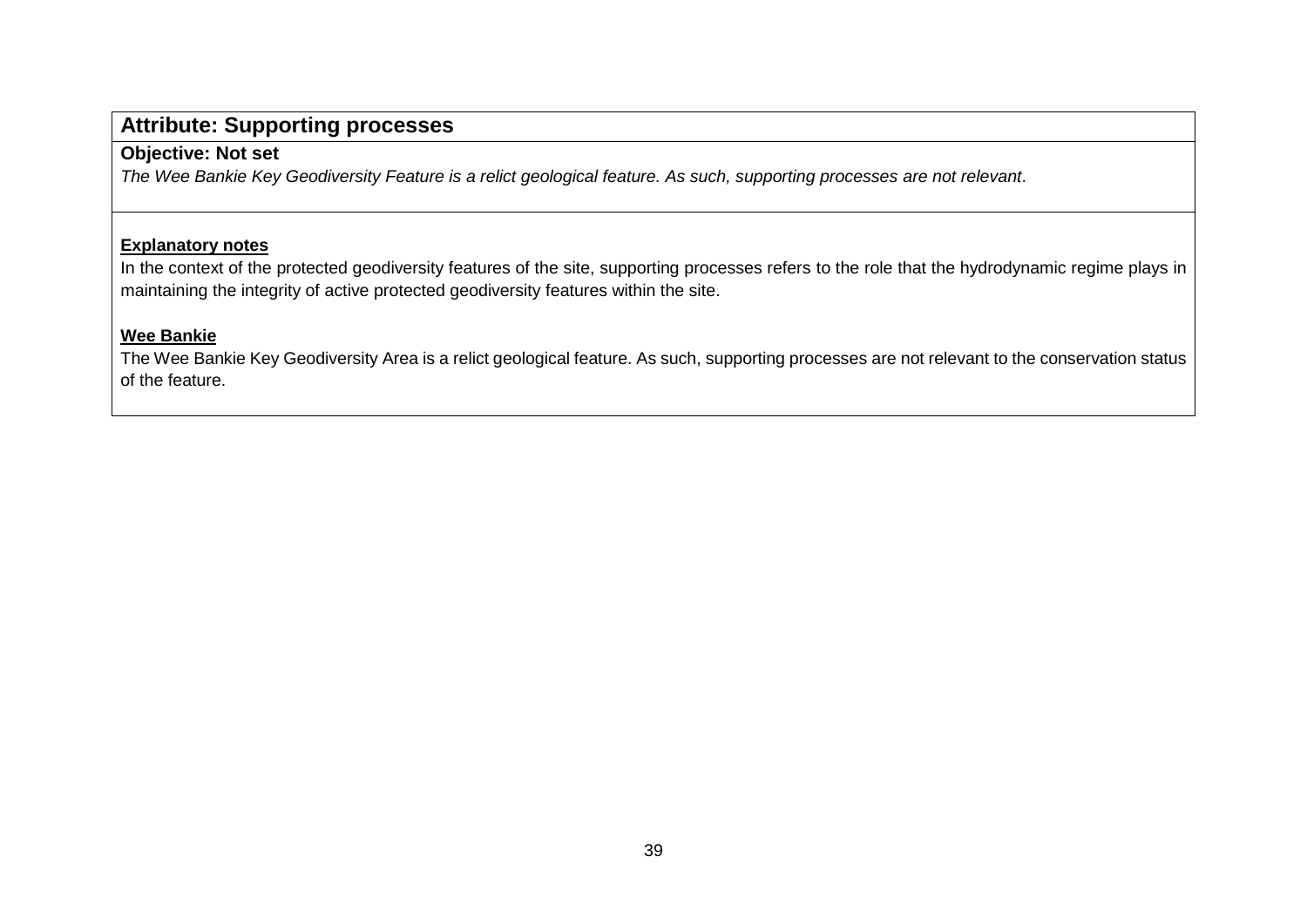## Attribute: Supporting processes

**Objective: Not set**

*The Wee Bankie Key Geodiversity Feature is a relict geological feature. As such, supporting processes are not relevant*.

**Explanatory notes**

In the context of the protected geodiversity features of the site, supporting processes refers to the role that the hydrodynamic regime plays in maintaining the integrity of active protected geodiversity features within the site.

**Wee Bankie**

The Wee Bankie Key Geodiversity Area is a relict geological feature. As such, supporting processes are not relevant to the conservation status of the feature.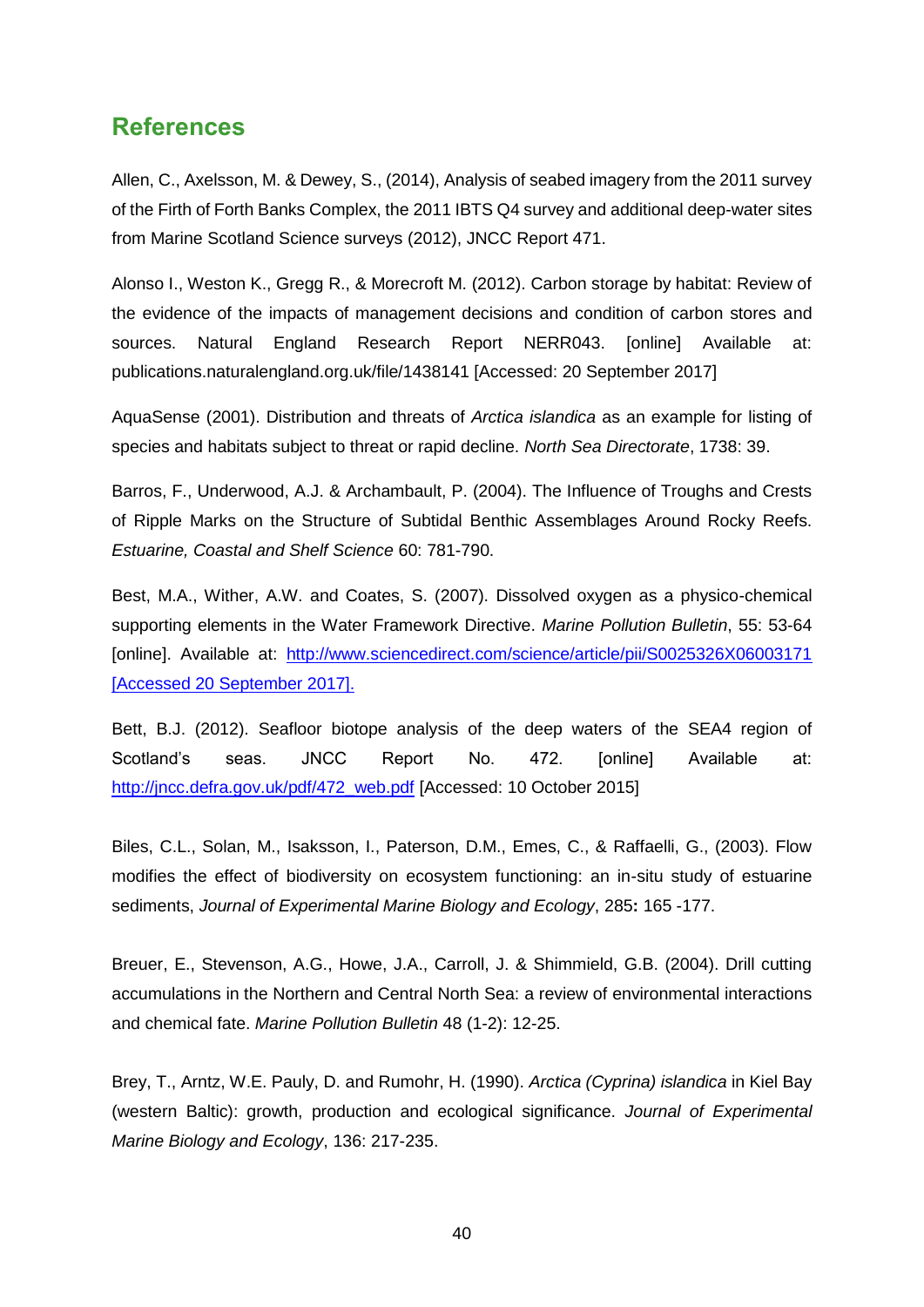## References

Allen, C., Axelsson, M. & Dewey, S., (2014), Analysis of seabed imagery from the 2011 survey of the Firth of Forth Banks Complex, the 2011 IBTS Q4 survey and additional deep-water sites from Marine Scotland Science surveys (2012), JNCC Report 471.

Alonso I., Weston K., Gregg R., & Morecroft M. (2012). Carbon storage by habitat: Review of the evidence of the impacts of management decisions and condition of carbon stores and sources. Natural England Research Report NERR043. [online] Available at: publications.naturalengland.org.uk/file/1438141 [Accessed: 20 September 2017]

AquaSense (2001). Distribution and threats of *Arctica islandica* as an example for listing of species and habitats subject to threat or rapid decline. *North Sea Directorate*, 1738: 39.

Barros, F., Underwood, A.J. & Archambault, P. (2004). The Influence of Troughs and Crests of Ripple Marks on the Structure of Subtidal Benthic Assemblages Around Rocky Reefs. *Estuarine, Coastal and Shelf Science* 60: 781-790.

Best, M.A., Wither, A.W. and Coates, S. (2007). Dissolved oxygen as a physico-chemical supporting elements in the Water Framework Directive. *Marine Pollution Bulletin*, 55: 53-64 [online]. Available at: http://www.sciencedirect.com/science/article/pii/S0025326X06003171 [Accessed 20 September 2017].

Bett, B.J. (2012). Seafloor biotope analysis of the deep waters of the SEA4 region of Scotland's seas. JNCC Report No. 472. [online] Available at: http://jncc.defra.gov.uk/pdf/472_web.pdf [Accessed: 10 October 2015]

Biles, C.L., Solan, M., Isaksson, I., Paterson, D.M., Emes, C., & Raffaelli, G., (2003). Flow modifies the effect of biodiversity on ecosystem functioning: an in-situ study of estuarine sediments, *Journal of Experimental Marine Biology and Ecology*, 285**:** 165 -177.

Breuer, E., Stevenson, A.G., Howe, J.A., Carroll, J. & Shimmield, G.B. (2004). Drill cutting accumulations in the Northern and Central North Sea: a review of environmental interactions and chemical fate. *Marine Pollution Bulletin* 48 (1-2): 12-25.

Brey, T., Arntz, W.E. Pauly, D. and Rumohr, H. (1990). *Arctica (Cyprina) islandica* in Kiel Bay (western Baltic): growth, production and ecological significance. *Journal of Experimental Marine Biology and Ecology*, 136: 217-235.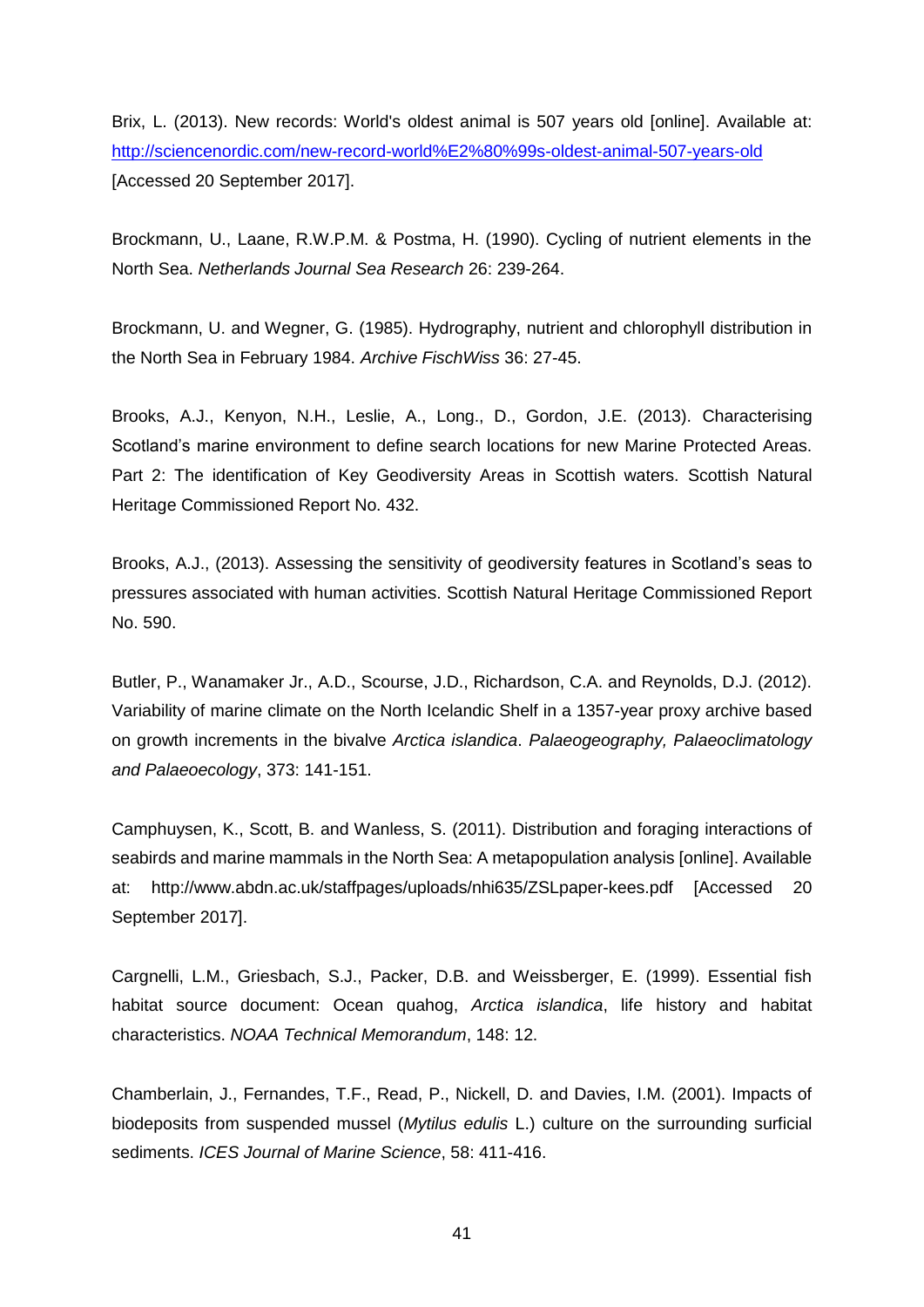Brix, L. (2013). New records: World's oldest animal is 507 years old [online]. Available at: [http://sciencenordic.com/new-record-world%E2%80%99s-oldest-animal-507-years-old](http://sciencenordic.com/new-record-world%E2%80%99s-oldest-animal-507-years-old) [Accessed 20 September 2017].

Brockmann, U., Laane, R.W.P.M. & Postma, H. (1990). Cycling of nutrient elements in the North Sea. *Netherlands Journal Sea Research* 26: 239-264.

Brockmann, U. and Wegner, G. (1985). Hydrography, nutrient and chlorophyll distribution in the North Sea in February 1984. *Archive FischWiss* 36: 27-45.

Brooks, A.J., Kenyon, N.H., Leslie, A., Long., D., Gordon, J.E. (2013). Characterising Scotland's marine environment to define search locations for new Marine Protected Areas. Part 2: The identification of Key Geodiversity Areas in Scottish waters. Scottish Natural Heritage Commissioned Report No. 432.

Brooks, A.J., (2013). Assessing the sensitivity of geodiversity features in Scotland's seas to pressures associated with human activities. Scottish Natural Heritage Commissioned Report No. 590.

Butler, P., Wanamaker Jr., A.D., Scourse, J.D., Richardson, C.A. and Reynolds, D.J. (2012). Variability of marine climate on the North Icelandic Shelf in a 1357-year proxy archive based on growth increments in the bivalve *Arctica islandica*. *Palaeogeography, Palaeoclimatology and Palaeoecology*, 373: 141-151.

Camphuysen, K., Scott, B. and Wanless, S. (2011). Distribution and foraging interactions of seabirds and marine mammals in the North Sea: A metapopulation analysis [online]. Available at: http://www.abdn.ac.uk/staffpages/uploads/nhi635/ZSLpaper-kees.pdf [Accessed 20 September 2017].

Cargnelli, L.M., Griesbach, S.J., Packer, D.B. and Weissberger, E. (1999). Essential fish habitat source document: Ocean quahog, *Arctica islandica*, life history and habitat characteristics. *NOAA Technical Memorandum*, 148: 12.

Chamberlain, J., Fernandes, T.F., Read, P., Nickell, D. and Davies, I.M. (2001). Impacts of biodeposits from suspended mussel (*Mytilus edulis* L.) culture on the surrounding surficial sediments. *ICES Journal of Marine Science*, 58: 411-416.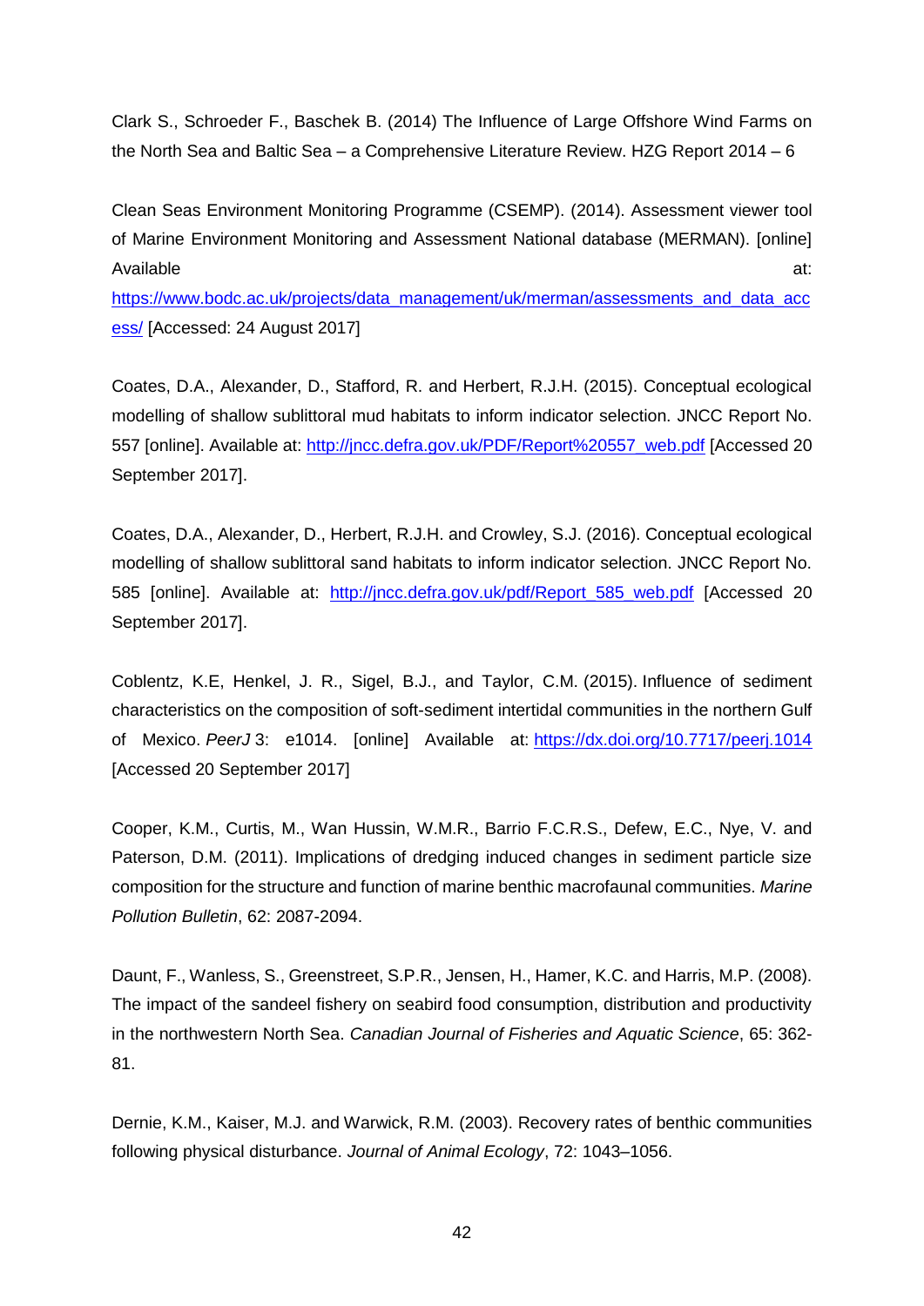Clark S., Schroeder F., Baschek B. (2014) The Influence of Large Offshore Wind Farms on the North Sea and Baltic Sea – a Comprehensive Literature Review. HZG Report 2014 – 6

Clean Seas Environment Monitoring Programme (CSEMP). (2014). Assessment viewer tool of Marine Environment Monitoring and Assessment National database (MERMAN). [online] Available at: https://www.bodc.ac.uk/projects/data_management/uk/merman/assessments_and_data_access/ [Accessed: 24 August 2017]

Coates, D.A., Alexander, D., Stafford, R. and Herbert, R.J.H. (2015). Conceptual ecological modelling of shallow sublittoral mud habitats to inform indicator selection. JNCC Report No. 557 [online]. Available at: http://jncc.defra.gov.uk/PDF/Report%20557_web.pdf [Accessed 20 September 2017].

Coates, D.A., Alexander, D., Herbert, R.J.H. and Crowley, S.J. (2016). Conceptual ecological modelling of shallow sublittoral sand habitats to inform indicator selection. JNCC Report No. 585 [online]. Available at: http://jncc.defra.gov.uk/pdf/Report_585_web.pdf [Accessed 20 September 2017].

Coblentz, K.E, Henkel, J. R., Sigel, B.J., and Taylor, C.M. (2015). Influence of sediment characteristics on the composition of soft-sediment intertidal communities in the northern Gulf of Mexico. *PeerJ* 3: e1014. [online] Available at: https://dx.doi.org/10.7717/peerj.1014 [Accessed 20 September 2017]

Cooper, K.M., Curtis, M., Wan Hussin, W.M.R., Barrio F.C.R.S., Defew, E.C., Nye, V. and Paterson, D.M. (2011). Implications of dredging induced changes in sediment particle size composition for the structure and function of marine benthic macrofaunal communities. *Marine Pollution Bulletin*, 62: 2087-2094.

Daunt, F., Wanless, S., Greenstreet, S.P.R., Jensen, H., Hamer, K.C. and Harris, M.P. (2008). The impact of the sandeel fishery on seabird food consumption, distribution and productivity in the northwestern North Sea. *Canadian Journal of Fisheries and Aquatic Science*, 65: 362-81.

Dernie, K.M., Kaiser, M.J. and Warwick, R.M. (2003). Recovery rates of benthic communities following physical disturbance. *Journal of Animal Ecology*, 72: 1043–1056.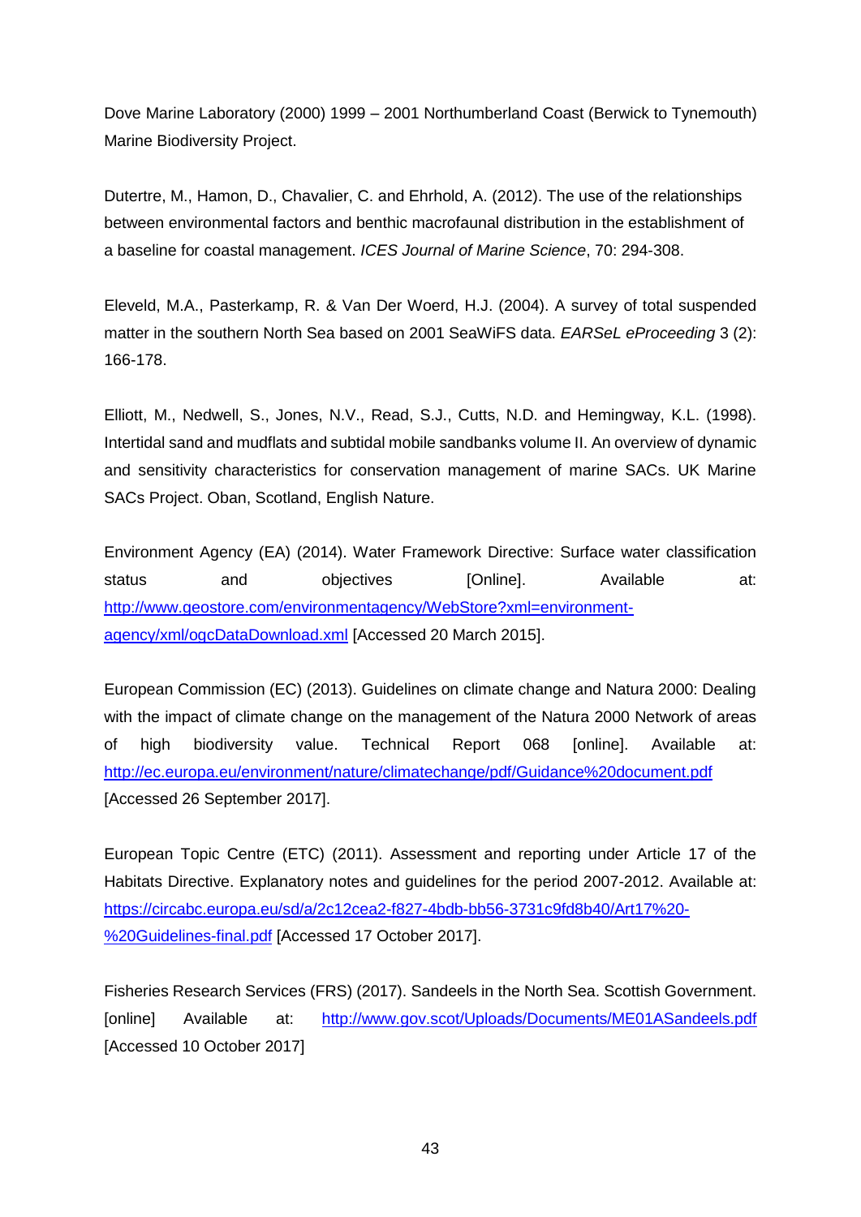Dove Marine Laboratory (2000) 1999 – 2001 Northumberland Coast (Berwick to Tynemouth) Marine Biodiversity Project.

Dutertre, M., Hamon, D., Chavalier, C. and Ehrhold, A. (2012). The use of the relationships between environmental factors and benthic macrofaunal distribution in the establishment of a baseline for coastal management. *ICES Journal of Marine Science*, 70: 294-308.

Eleveld, M.A., Pasterkamp, R. & Van Der Woerd, H.J. (2004). A survey of total suspended matter in the southern North Sea based on 2001 SeaWiFS data. *EARSeL eProceeding* 3 (2): 166-178.

Elliott, M., Nedwell, S., Jones, N.V., Read, S.J., Cutts, N.D. and Hemingway, K.L. (1998). Intertidal sand and mudflats and subtidal mobile sandbanks volume II. An overview of dynamic and sensitivity characteristics for conservation management of marine SACs. UK Marine SACs Project. Oban, Scotland, English Nature.

Environment Agency (EA) (2014). Water Framework Directive: Surface water classification status and objectives [Online]. Available at: http://www.geostore.com/environmentagency/WebStore?xml=environment-agency/xml/ogcDataDownload.xml [Accessed 20 March 2015].

European Commission (EC) (2013). Guidelines on climate change and Natura 2000: Dealing with the impact of climate change on the management of the Natura 2000 Network of areas of high biodiversity value. Technical Report 068 [online]. Available at: http://ec.europa.eu/environment/nature/climatechange/pdf/Guidance%20document.pdf [Accessed 26 September 2017].

European Topic Centre (ETC) (2011). Assessment and reporting under Article 17 of the Habitats Directive. Explanatory notes and guidelines for the period 2007-2012. Available at: https://circabc.europa.eu/sd/a/2c12cea2-f827-4bdb-bb56-3731c9fd8b40/Art17%20-%20Guidelines-final.pdf [Accessed 17 October 2017].

Fisheries Research Services (FRS) (2017). Sandeels in the North Sea. Scottish Government. [online] Available at: http://www.gov.scot/Uploads/Documents/ME01ASandeels.pdf [Accessed 10 October 2017]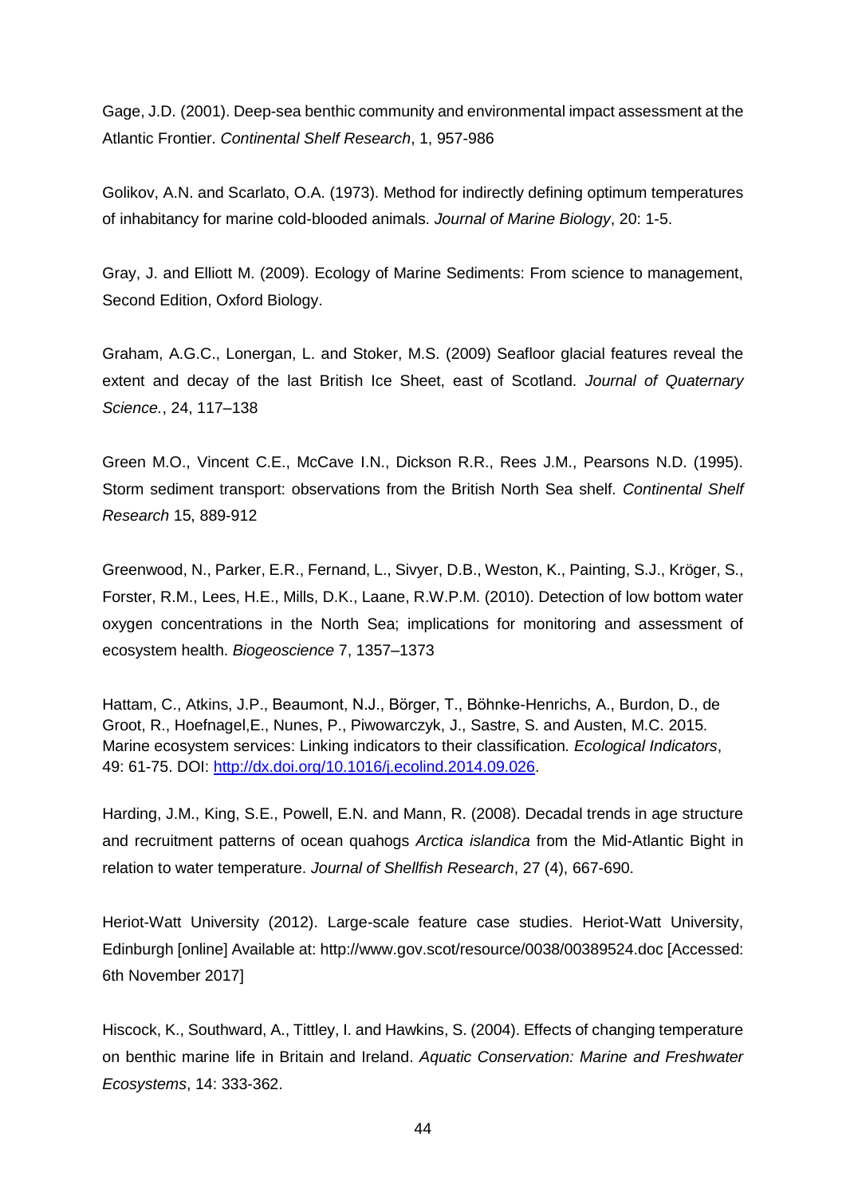Gage, J.D. (2001). Deep-sea benthic community and environmental impact assessment at the Atlantic Frontier. *Continental Shelf Research*, 1, 957-986

Golikov, A.N. and Scarlato, O.A. (1973). Method for indirectly defining optimum temperatures of inhabitancy for marine cold-blooded animals. *Journal of Marine Biology*, 20: 1-5.

Gray, J. and Elliott M. (2009). Ecology of Marine Sediments: From science to management, Second Edition, Oxford Biology.

Graham, A.G.C., Lonergan, L. and Stoker, M.S. (2009) Seafloor glacial features reveal the extent and decay of the last British Ice Sheet, east of Scotland. *Journal of Quaternary Science.*, 24, 117–138

Green M.O., Vincent C.E., McCave I.N., Dickson R.R., Rees J.M., Pearsons N.D. (1995). Storm sediment transport: observations from the British North Sea shelf. *Continental Shelf Research* 15, 889-912

Greenwood, N., Parker, E.R., Fernand, L., Sivyer, D.B., Weston, K., Painting, S.J., Kröger, S., Forster, R.M., Lees, H.E., Mills, D.K., Laane, R.W.P.M. (2010). Detection of low bottom water oxygen concentrations in the North Sea; implications for monitoring and assessment of ecosystem health. *Biogeoscience* 7, 1357–1373

Hattam, C., Atkins, J.P., Beaumont, N.J., Börger, T., Böhnke-Henrichs, A., Burdon, D., de Groot, R., Hoefnagel,E., Nunes, P., Piwowarczyk, J., Sastre, S. and Austen, M.C. 2015. Marine ecosystem services: Linking indicators to their classification. *Ecological Indicators*, 49: 61-75. DOI: http://dx.doi.org/10.1016/j.ecolind.2014.09.026.

Harding, J.M., King, S.E., Powell, E.N. and Mann, R. (2008). Decadal trends in age structure and recruitment patterns of ocean quahogs *Arctica islandica* from the Mid-Atlantic Bight in relation to water temperature. *Journal of Shellfish Research*, 27 (4), 667-690.

Heriot-Watt University (2012). Large-scale feature case studies. Heriot-Watt University, Edinburgh [online] Available at: http://www.gov.scot/resource/0038/00389524.doc [Accessed: 6th November 2017]

Hiscock, K., Southward, A., Tittley, I. and Hawkins, S. (2004). Effects of changing temperature on benthic marine life in Britain and Ireland. *Aquatic Conservation: Marine and Freshwater Ecosystems*, 14: 333-362.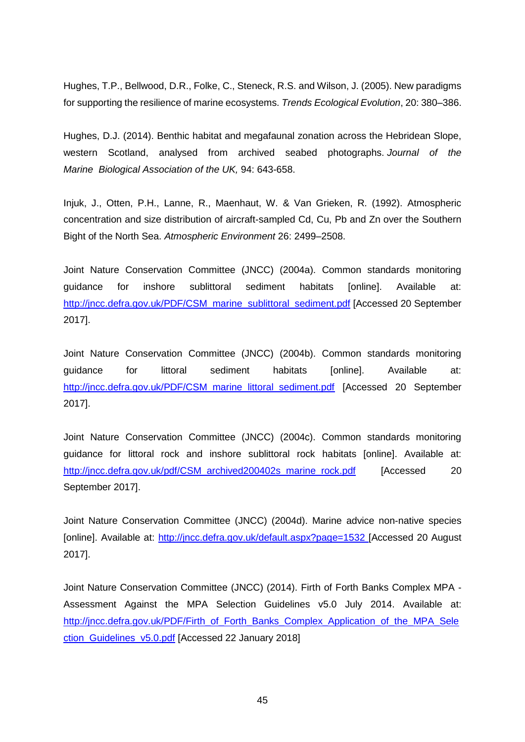Hughes, T.P., Bellwood, D.R., Folke, C., Steneck, R.S. and Wilson, J. (2005). New paradigms for supporting the resilience of marine ecosystems. *Trends Ecological Evolution*, 20: 380–386.

Hughes, D.J. (2014). Benthic habitat and megafaunal zonation across the Hebridean Slope, western Scotland, analysed from archived seabed photographs. *Journal of the Marine Biological Association of the UK,* 94: 643-658.

Injuk, J., Otten, P.H., Lanne, R., Maenhaut, W. & Van Grieken, R. (1992). Atmospheric concentration and size distribution of aircraft-sampled Cd, Cu, Pb and Zn over the Southern Bight of the North Sea. *Atmospheric Environment* 26: 2499–2508.

Joint Nature Conservation Committee (JNCC) (2004a). Common standards monitoring guidance for inshore sublittoral sediment habitats [online]. Available at: http://jncc.defra.gov.uk/PDF/CSM_marine_sublittoral_sediment.pdf [Accessed 20 September 2017].

Joint Nature Conservation Committee (JNCC) (2004b). Common standards monitoring guidance for littoral sediment habitats [online]. Available at: http://jncc.defra.gov.uk/PDF/CSM_marine_littoral_sediment.pdf [Accessed 20 September 2017].

Joint Nature Conservation Committee (JNCC) (2004c). Common standards monitoring guidance for littoral rock and inshore sublittoral rock habitats [online]. Available at: http://jncc.defra.gov.uk/pdf/CSM_archived200402s_marine_rock.pdf [Accessed 20 September 2017].

Joint Nature Conservation Committee (JNCC) (2004d). Marine advice non-native species [online]. Available at: http://jncc.defra.gov.uk/default.aspx?page=1532 [Accessed 20 August 2017].

Joint Nature Conservation Committee (JNCC) (2014). Firth of Forth Banks Complex MPA - Assessment Against the MPA Selection Guidelines v5.0 July 2014. Available at: http://jncc.defra.gov.uk/PDF/Firth_of_Forth_Banks_Complex_Application_of_the_MPA_Selection_Guidelines_v5.0.pdf [Accessed 22 January 2018]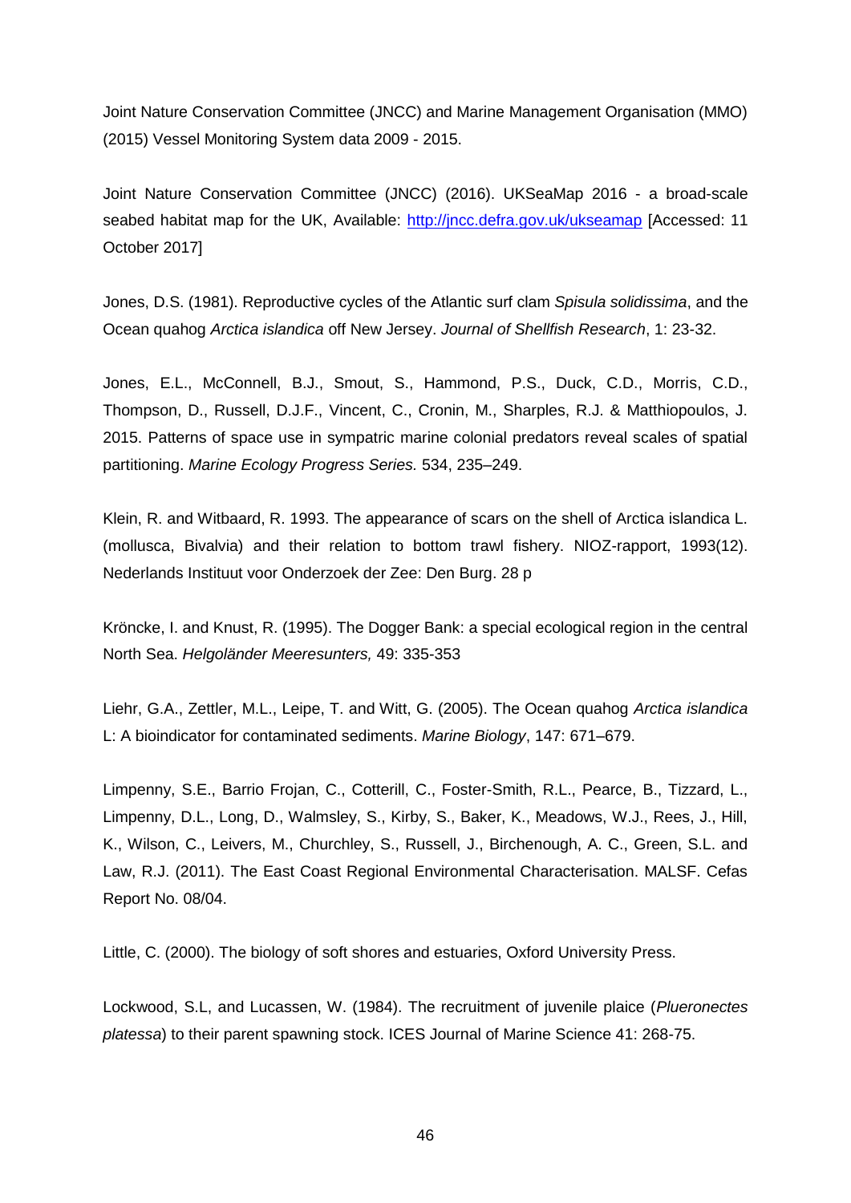Joint Nature Conservation Committee (JNCC) and Marine Management Organisation (MMO) (2015) Vessel Monitoring System data 2009 - 2015.

Joint Nature Conservation Committee (JNCC) (2016). UKSeaMap 2016 - a broad-scale seabed habitat map for the UK, Available: [http://jncc.defra.gov.uk/ukseamap](http://jncc.defra.gov.uk/ukseamap) [Accessed: 11 October 2017]

Jones, D.S. (1981). Reproductive cycles of the Atlantic surf clam *Spisula solidissima*, and the Ocean quahog *Arctica islandica* off New Jersey. *Journal of Shellfish Research*, 1: 23-32.

Jones, E.L., McConnell, B.J., Smout, S., Hammond, P.S., Duck, C.D., Morris, C.D., Thompson, D., Russell, D.J.F., Vincent, C., Cronin, M., Sharples, R.J. & Matthiopoulos, J. 2015. Patterns of space use in sympatric marine colonial predators reveal scales of spatial partitioning. *Marine Ecology Progress Series.* 534, 235–249.

Klein, R. and Witbaard, R. 1993. The appearance of scars on the shell of Arctica islandica L. (mollusca, Bivalvia) and their relation to bottom trawl fishery. NIOZ-rapport, 1993(12). Nederlands Instituut voor Onderzoek der Zee: Den Burg. 28 p

Kröncke, I. and Knust, R. (1995). The Dogger Bank: a special ecological region in the central North Sea. *Helgoländer Meeresunters,* 49: 335-353

Liehr, G.A., Zettler, M.L., Leipe, T. and Witt, G. (2005). The Ocean quahog *Arctica islandica* L: A bioindicator for contaminated sediments. *Marine Biology*, 147: 671–679.

Limpenny, S.E., Barrio Frojan, C., Cotterill, C., Foster-Smith, R.L., Pearce, B., Tizzard, L., Limpenny, D.L., Long, D., Walmsley, S., Kirby, S., Baker, K., Meadows, W.J., Rees, J., Hill, K., Wilson, C., Leivers, M., Churchley, S., Russell, J., Birchenough, A. C., Green, S.L. and Law, R.J. (2011). The East Coast Regional Environmental Characterisation. MALSF. Cefas Report No. 08/04.

Little, C. (2000). The biology of soft shores and estuaries, Oxford University Press.

Lockwood, S.L, and Lucassen, W. (1984). The recruitment of juvenile plaice (*Plueronectes platessa*) to their parent spawning stock. ICES Journal of Marine Science 41: 268-75.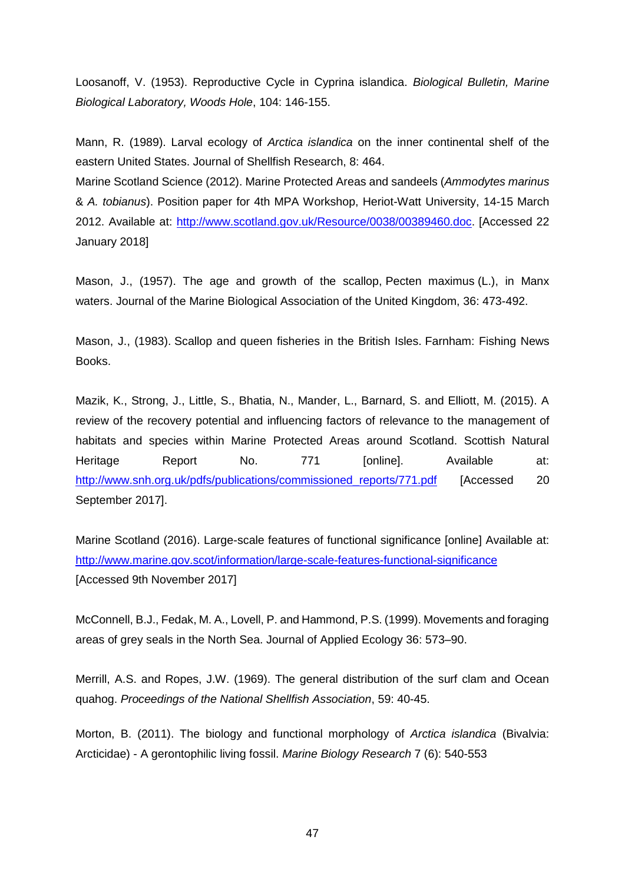Loosanoff, V. (1953). Reproductive Cycle in Cyprina islandica. *Biological Bulletin, Marine Biological Laboratory, Woods Hole*, 104: 146-155.

Mann, R. (1989). Larval ecology of *Arctica islandica* on the inner continental shelf of the eastern United States. Journal of Shellfish Research, 8: 464.
Marine Scotland Science (2012). Marine Protected Areas and sandeels (*Ammodytes marinus* & *A. tobianus*). Position paper for 4th MPA Workshop, Heriot-Watt University, 14-15 March 2012. Available at: http://www.scotland.gov.uk/Resource/0038/00389460.doc. [Accessed 22 January 2018]

Mason, J., (1957). The age and growth of the scallop, Pecten maximus (L.), in Manx waters. Journal of the Marine Biological Association of the United Kingdom, 36: 473-492.

Mason, J., (1983). Scallop and queen fisheries in the British Isles. Farnham: Fishing News Books.

Mazik, K., Strong, J., Little, S., Bhatia, N., Mander, L., Barnard, S. and Elliott, M. (2015). A review of the recovery potential and influencing factors of relevance to the management of habitats and species within Marine Protected Areas around Scotland. Scottish Natural Heritage Report No. 771 [online]. Available at: http://www.snh.org.uk/pdfs/publications/commissioned_reports/771.pdf [Accessed 20 September 2017].

Marine Scotland (2016). Large-scale features of functional significance [online] Available at: http://www.marine.gov.scot/information/large-scale-features-functional-significance [Accessed 9th November 2017]

McConnell, B.J., Fedak, M. A., Lovell, P. and Hammond, P.S. (1999). Movements and foraging areas of grey seals in the North Sea. Journal of Applied Ecology 36: 573–90.

Merrill, A.S. and Ropes, J.W. (1969). The general distribution of the surf clam and Ocean quahog. *Proceedings of the National Shellfish Association*, 59: 40-45.

Morton, B. (2011). The biology and functional morphology of *Arctica islandica* (Bivalvia: Arcticidae) - A gerontophilic living fossil. *Marine Biology Research* 7 (6): 540-553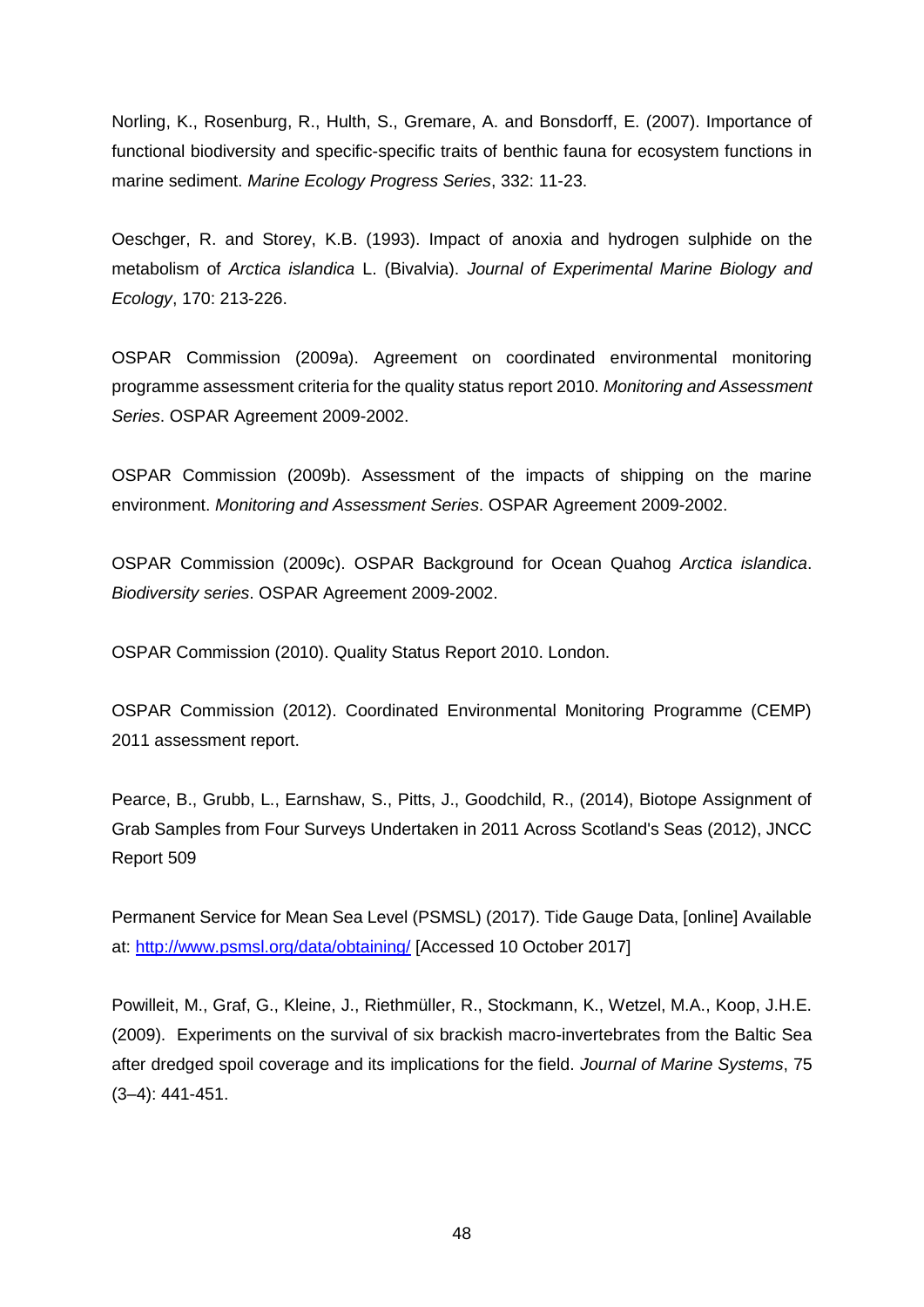Norling, K., Rosenburg, R., Hulth, S., Gremare, A. and Bonsdorff, E. (2007). Importance of functional biodiversity and specific-specific traits of benthic fauna for ecosystem functions in marine sediment. *Marine Ecology Progress Series*, 332: 11-23.

Oeschger, R. and Storey, K.B. (1993). Impact of anoxia and hydrogen sulphide on the metabolism of *Arctica islandica* L. (Bivalvia). *Journal of Experimental Marine Biology and Ecology*, 170: 213-226.

OSPAR Commission (2009a). Agreement on coordinated environmental monitoring programme assessment criteria for the quality status report 2010. *Monitoring and Assessment Series*. OSPAR Agreement 2009-2002.

OSPAR Commission (2009b). Assessment of the impacts of shipping on the marine environment. *Monitoring and Assessment Series*. OSPAR Agreement 2009-2002.

OSPAR Commission (2009c). OSPAR Background for Ocean Quahog *Arctica islandica*. *Biodiversity series*. OSPAR Agreement 2009-2002.

OSPAR Commission (2010). Quality Status Report 2010. London.

OSPAR Commission (2012). Coordinated Environmental Monitoring Programme (CEMP) 2011 assessment report.

Pearce, B., Grubb, L., Earnshaw, S., Pitts, J., Goodchild, R., (2014), Biotope Assignment of Grab Samples from Four Surveys Undertaken in 2011 Across Scotland's Seas (2012), JNCC Report 509

Permanent Service for Mean Sea Level (PSMSL) (2017). Tide Gauge Data, [online] Available at: http://www.psmsl.org/data/obtaining/ [Accessed 10 October 2017]

Powilleit, M., Graf, G., Kleine, J., Riethmüller, R., Stockmann, K., Wetzel, M.A., Koop, J.H.E. (2009). Experiments on the survival of six brackish macro-invertebrates from the Baltic Sea after dredged spoil coverage and its implications for the field. *Journal of Marine Systems*, 75 (3–4): 441-451.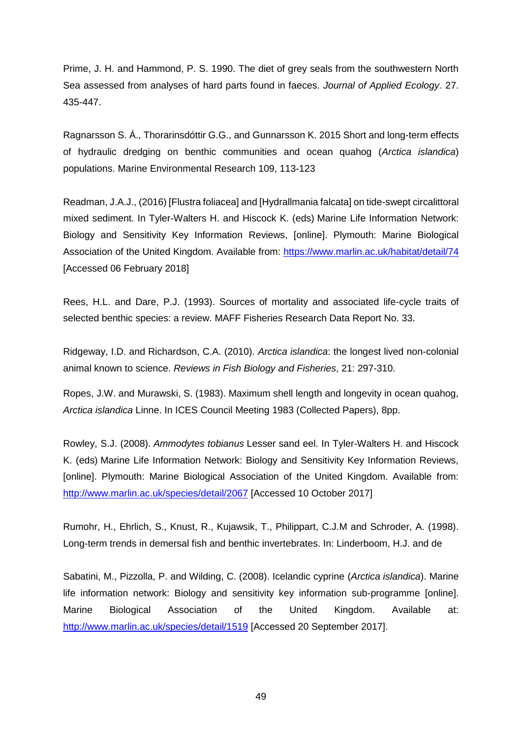Prime, J. H. and Hammond, P. S. 1990. The diet of grey seals from the southwestern North Sea assessed from analyses of hard parts found in faeces. *Journal of Applied Ecology*. 27. 435-447.

Ragnarsson S. Á., Thorarinsdóttir G.G., and Gunnarsson K. 2015 Short and long-term effects of hydraulic dredging on benthic communities and ocean quahog (*Arctica islandica*) populations. Marine Environmental Research 109, 113-123

Readman, J.A.J., (2016) [Flustra foliacea] and [Hydrallmania falcata] on tide-swept circalittoral mixed sediment. In Tyler-Walters H. and Hiscock K. (eds) Marine Life Information Network: Biology and Sensitivity Key Information Reviews, [online]. Plymouth: Marine Biological Association of the United Kingdom. Available from: https://www.marlin.ac.uk/habitat/detail/74 [Accessed 06 February 2018]

Rees, H.L. and Dare, P.J. (1993). Sources of mortality and associated life-cycle traits of selected benthic species: a review. MAFF Fisheries Research Data Report No. 33.

Ridgeway, I.D. and Richardson, C.A. (2010). *Arctica islandica*: the longest lived non-colonial animal known to science. *Reviews in Fish Biology and Fisheries*, 21: 297-310.

Ropes, J.W. and Murawski, S. (1983). Maximum shell length and longevity in ocean quahog, *Arctica islandica* Linne. In ICES Council Meeting 1983 (Collected Papers), 8pp.

Rowley, S.J. (2008). *Ammodytes tobianus* Lesser sand eel. In Tyler-Walters H. and Hiscock K. (eds) Marine Life Information Network: Biology and Sensitivity Key Information Reviews, [online]. Plymouth: Marine Biological Association of the United Kingdom. Available from: http://www.marlin.ac.uk/species/detail/2067 [Accessed 10 October 2017]

Rumohr, H., Ehrlich, S., Knust, R., Kujawsik, T., Philippart, C.J.M and Schroder, A. (1998). Long-term trends in demersal fish and benthic invertebrates. In: Linderboom, H.J. and de

Sabatini, M., Pizzolla, P. and Wilding, C. (2008). Icelandic cyprine (*Arctica islandica*). Marine life information network: Biology and sensitivity key information sub-programme [online]. Marine Biological Association of the United Kingdom. Available at: http://www.marlin.ac.uk/species/detail/1519 [Accessed 20 September 2017].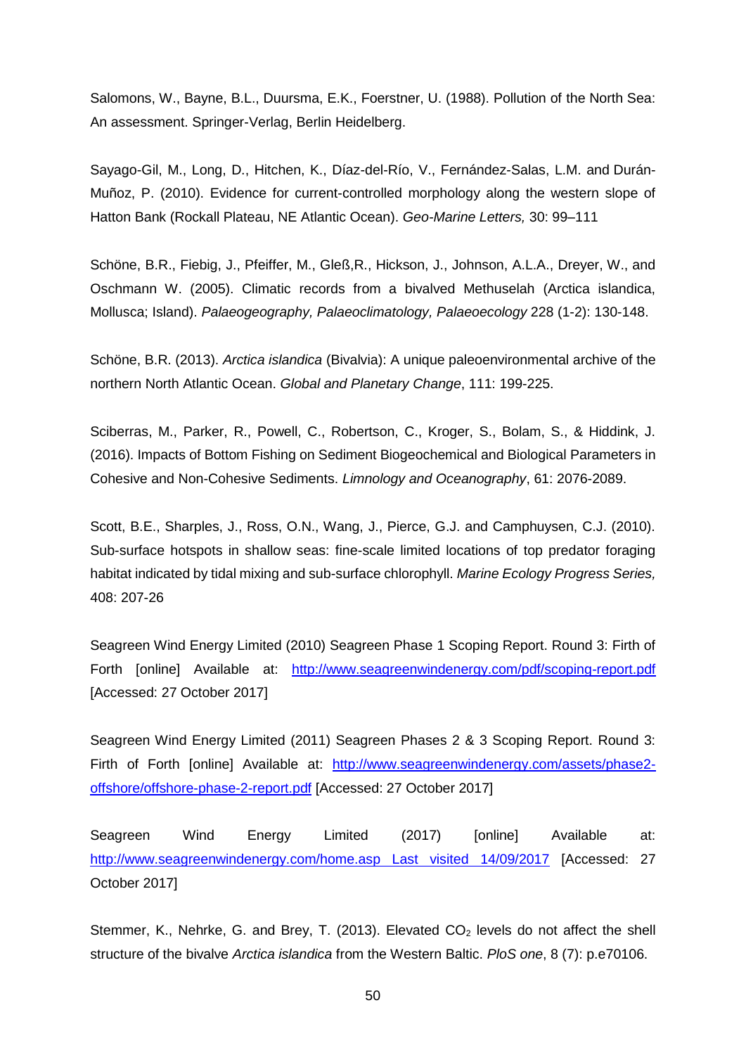Salomons, W., Bayne, B.L., Duursma, E.K., Foerstner, U. (1988). Pollution of the North Sea: An assessment. Springer-Verlag, Berlin Heidelberg.

Sayago-Gil, M., Long, D., Hitchen, K., Díaz-del-Río, V., Fernández-Salas, L.M. and Durán-Muñoz, P. (2010). Evidence for current-controlled morphology along the western slope of Hatton Bank (Rockall Plateau, NE Atlantic Ocean). *Geo-Marine Letters,* 30: 99–111

Schöne, B.R., Fiebig, J., Pfeiffer, M., Gleß,R., Hickson, J., Johnson, A.L.A., Dreyer, W., and Oschmann W. (2005). Climatic records from a bivalved Methuselah (Arctica islandica, Mollusca; Island). *Palaeogeography, Palaeoclimatology, Palaeoecology* 228 (1-2): 130-148.

Schöne, B.R. (2013). *Arctica islandica* (Bivalvia): A unique paleoenvironmental archive of the northern North Atlantic Ocean. *Global and Planetary Change*, 111: 199-225.

Sciberras, M., Parker, R., Powell, C., Robertson, C., Kroger, S., Bolam, S., & Hiddink, J. (2016). Impacts of Bottom Fishing on Sediment Biogeochemical and Biological Parameters in Cohesive and Non-Cohesive Sediments. *Limnology and Oceanography*, 61: 2076-2089.

Scott, B.E., Sharples, J., Ross, O.N., Wang, J., Pierce, G.J. and Camphuysen, C.J. (2010). Sub-surface hotspots in shallow seas: fine-scale limited locations of top predator foraging habitat indicated by tidal mixing and sub-surface chlorophyll. *Marine Ecology Progress Series,* 408: 207-26

Seagreen Wind Energy Limited (2010) Seagreen Phase 1 Scoping Report. Round 3: Firth of Forth [online] Available at: http://www.seagreenwindenergy.com/pdf/scoping-report.pdf [Accessed: 27 October 2017]

Seagreen Wind Energy Limited (2011) Seagreen Phases 2 & 3 Scoping Report. Round 3: Firth of Forth [online] Available at: http://www.seagreenwindenergy.com/assets/phase2-offshore/offshore-phase-2-report.pdf [Accessed: 27 October 2017]

Seagreen Wind Energy Limited (2017) [online] Available at: http://www.seagreenwindenergy.com/home.asp Last visited 14/09/2017 [Accessed: 27 October 2017]

Stemmer, K., Nehrke, G. and Brey, T. (2013). Elevated $CO_2$ levels do not affect the shell structure of the bivalve *Arctica islandica* from the Western Baltic. *PloS one*, 8 (7): p.e70106.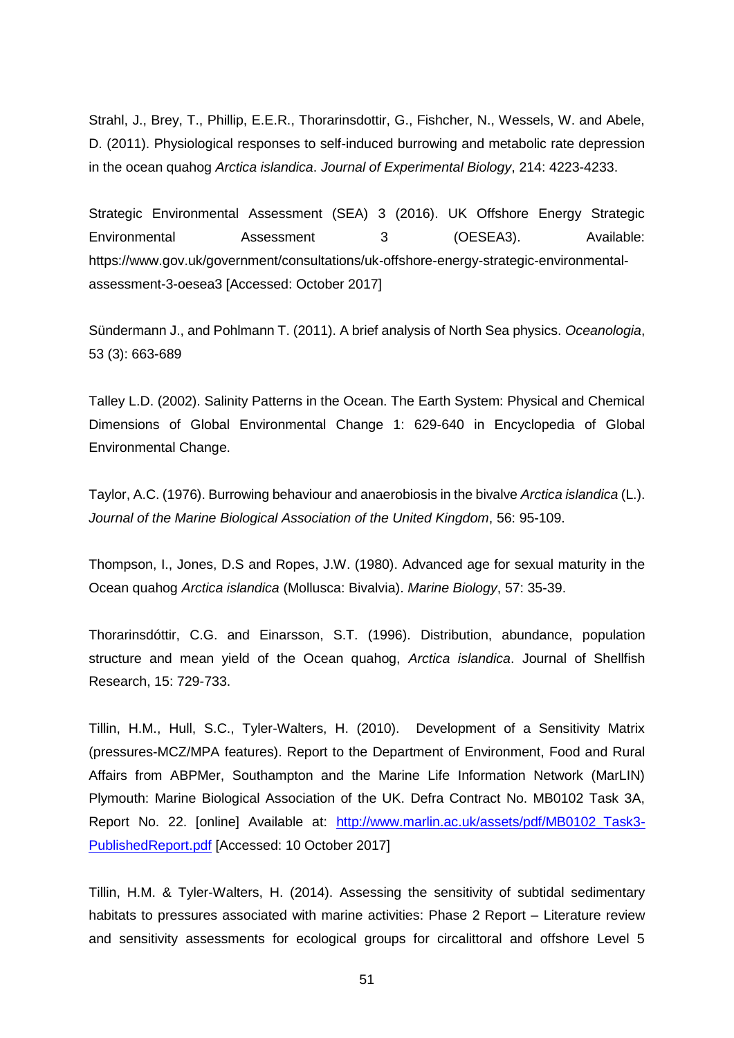Strahl, J., Brey, T., Phillip, E.E.R., Thorarinsdottir, G., Fishcher, N., Wessels, W. and Abele, D. (2011). Physiological responses to self-induced burrowing and metabolic rate depression in the ocean quahog *Arctica islandica*. *Journal of Experimental Biology*, 214: 4223-4233.

Strategic Environmental Assessment (SEA) 3 (2016). UK Offshore Energy Strategic Environmental Assessment 3 (OESEA3). Available: https://www.gov.uk/government/consultations/uk-offshore-energy-strategic-environmental-assessment-3-oesea3 [Accessed: October 2017]

Sündermann J., and Pohlmann T. (2011). A brief analysis of North Sea physics. *Oceanologia*, 53 (3): 663-689

Talley L.D. (2002). Salinity Patterns in the Ocean. The Earth System: Physical and Chemical Dimensions of Global Environmental Change 1: 629-640 in Encyclopedia of Global Environmental Change.

Taylor, A.C. (1976). Burrowing behaviour and anaerobiosis in the bivalve *Arctica islandica* (L.). *Journal of the Marine Biological Association of the United Kingdom*, 56: 95-109.

Thompson, I., Jones, D.S and Ropes, J.W. (1980). Advanced age for sexual maturity in the Ocean quahog *Arctica islandica* (Mollusca: Bivalvia). *Marine Biology*, 57: 35-39.

Thorarinsdóttir, C.G. and Einarsson, S.T. (1996). Distribution, abundance, population structure and mean yield of the Ocean quahog, *Arctica islandica*. Journal of Shellfish Research, 15: 729-733.

Tillin, H.M., Hull, S.C., Tyler-Walters, H. (2010). Development of a Sensitivity Matrix (pressures-MCZ/MPA features). Report to the Department of Environment, Food and Rural Affairs from ABPMer, Southampton and the Marine Life Information Network (MarLIN) Plymouth: Marine Biological Association of the UK. Defra Contract No. MB0102 Task 3A, Report No. 22. [online] Available at: [http://www.marlin.ac.uk/assets/pdf/MB0102_Task3-PublishedReport.pdf](http://www.marlin.ac.uk/assets/pdf/MB0102_Task3-PublishedReport.pdf) [Accessed: 10 October 2017]

Tillin, H.M. & Tyler-Walters, H. (2014). Assessing the sensitivity of subtidal sedimentary habitats to pressures associated with marine activities: Phase 2 Report – Literature review and sensitivity assessments for ecological groups for circalittoral and offshore Level 5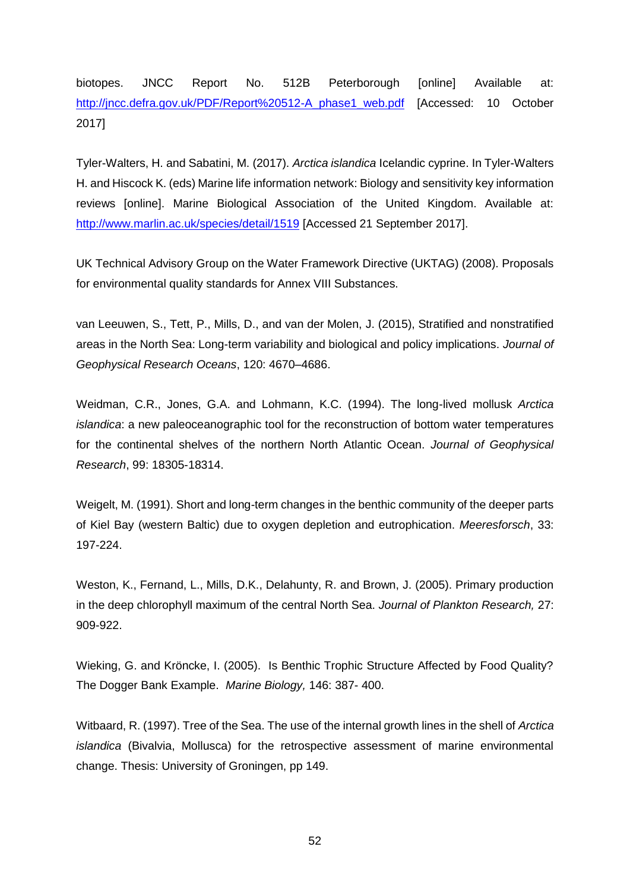biotopes. JNCC Report No. 512B Peterborough [online] Available at: http://jncc.defra.gov.uk/PDF/Report%20512-A_phase1_web.pdf [Accessed: 10 October 2017]

Tyler-Walters, H. and Sabatini, M. (2017). *Arctica islandica* Icelandic cyprine. In Tyler-Walters H. and Hiscock K. (eds) Marine life information network: Biology and sensitivity key information reviews [online]. Marine Biological Association of the United Kingdom. Available at: http://www.marlin.ac.uk/species/detail/1519 [Accessed 21 September 2017].

UK Technical Advisory Group on the Water Framework Directive (UKTAG) (2008). Proposals for environmental quality standards for Annex VIII Substances.

van Leeuwen, S., Tett, P., Mills, D., and van der Molen, J. (2015), Stratified and nonstratified areas in the North Sea: Long-term variability and biological and policy implications. *Journal of Geophysical Research Oceans*, 120: 4670–4686.

Weidman, C.R., Jones, G.A. and Lohmann, K.C. (1994). The long-lived mollusk *Arctica islandica*: a new paleoceanographic tool for the reconstruction of bottom water temperatures for the continental shelves of the northern North Atlantic Ocean. *Journal of Geophysical Research*, 99: 18305-18314.

Weigelt, M. (1991). Short and long-term changes in the benthic community of the deeper parts of Kiel Bay (western Baltic) due to oxygen depletion and eutrophication. *Meeresforsch*, 33: 197-224.

Weston, K., Fernand, L., Mills, D.K., Delahunty, R. and Brown, J. (2005). Primary production in the deep chlorophyll maximum of the central North Sea. *Journal of Plankton Research,* 27: 909-922.

Wieking, G. and Kröncke, I. (2005). Is Benthic Trophic Structure Affected by Food Quality? The Dogger Bank Example. *Marine Biology,* 146: 387- 400.

Witbaard, R. (1997). Tree of the Sea. The use of the internal growth lines in the shell of *Arctica islandica* (Bivalvia, Mollusca) for the retrospective assessment of marine environmental change. Thesis: University of Groningen, pp 149.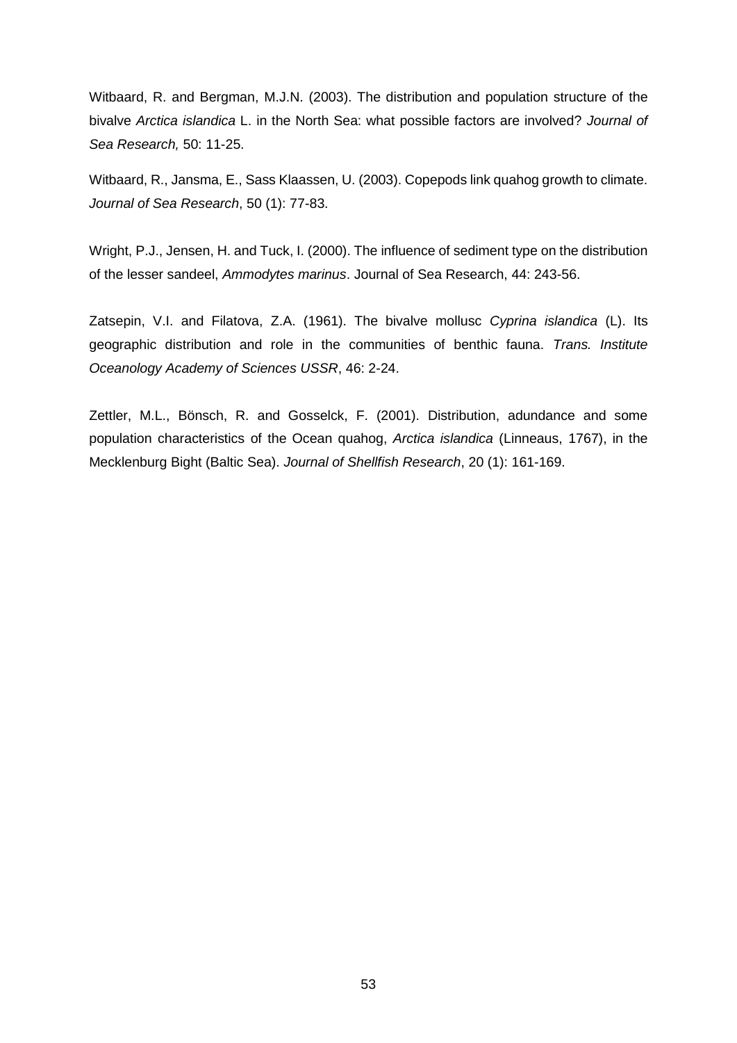Witbaard, R. and Bergman, M.J.N. (2003). The distribution and population structure of the bivalve *Arctica islandica* L. in the North Sea: what possible factors are involved? *Journal of Sea Research,* 50: 11-25.

Witbaard, R., Jansma, E., Sass Klaassen, U. (2003). Copepods link quahog growth to climate. *Journal of Sea Research*, 50 (1): 77-83.

Wright, P.J., Jensen, H. and Tuck, I. (2000). The influence of sediment type on the distribution of the lesser sandeel, *Ammodytes marinus*. Journal of Sea Research, 44: 243-56.

Zatsepin, V.I. and Filatova, Z.A. (1961). The bivalve mollusc *Cyprina islandica* (L). Its geographic distribution and role in the communities of benthic fauna. *Trans. Institute Oceanology Academy of Sciences USSR*, 46: 2-24.

Zettler, M.L., Bönsch, R. and Gosselck, F. (2001). Distribution, adundance and some population characteristics of the Ocean quahog, *Arctica islandica* (Linneaus, 1767), in the Mecklenburg Bight (Baltic Sea). *Journal of Shellfish Research*, 20 (1): 161-169.